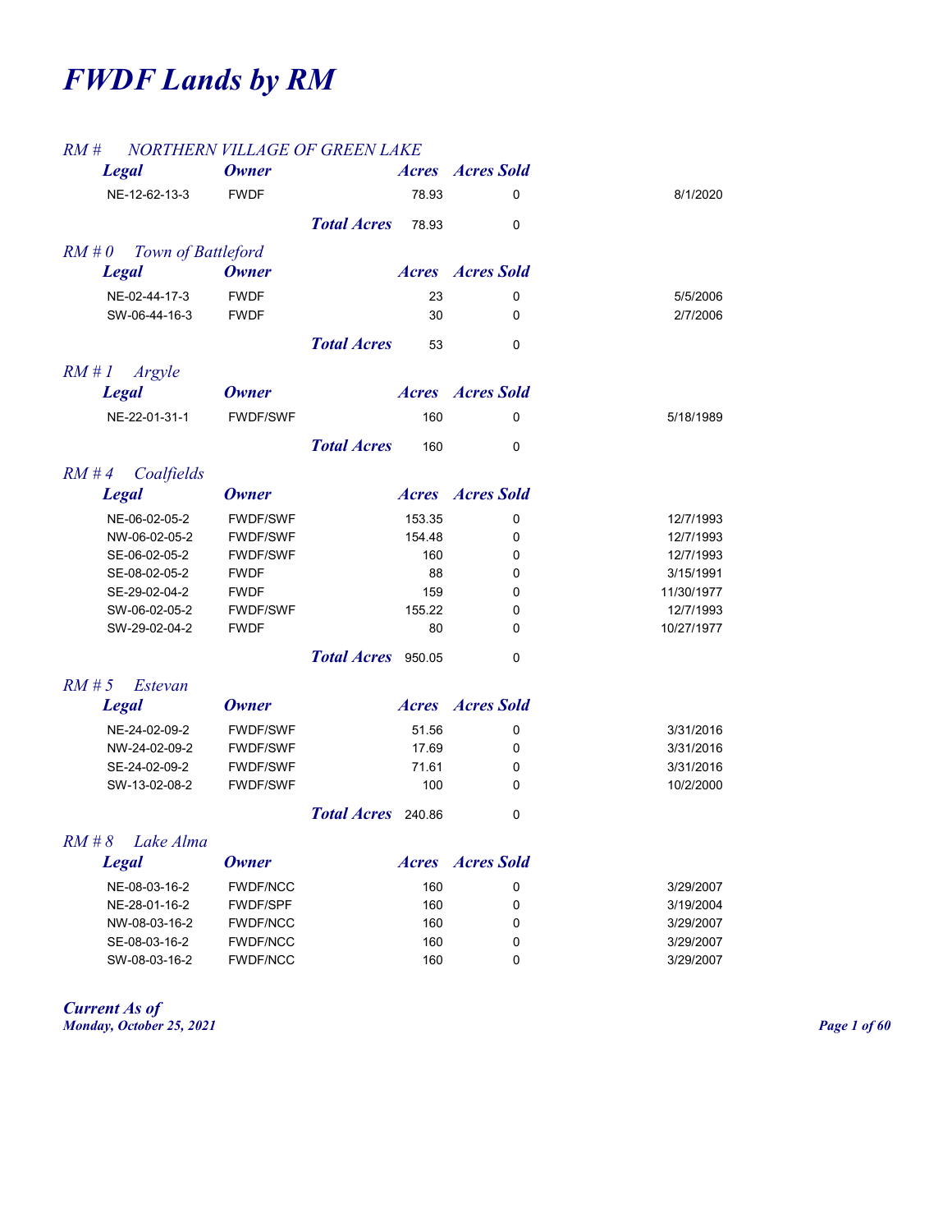# FWDF Lands by RM

## RM # NORTHERN VILLAGE OF GREEN LAKE

| Legal | Owner | Acres | Acres Sold | |
|---|---|---|---|---|
| NE-12-62-13-3 | FWDF | 78.93 | 0 | 8/1/2020 |
| | **Total Acres** | 78.93 | 0 | |

## RM # 0 Town of Battleford

| Legal | Owner | Acres | Acres Sold | |
|---|---|---|---|---|
| NE-02-44-17-3 | FWDF | 23 | 0 | 5/5/2006 |
| SW-06-44-16-3 | FWDF | 30 | 0 | 2/7/2006 |
| | **Total Acres** | 53 | 0 | |

## RM # 1 Argyle

| Legal | Owner | Acres | Acres Sold | |
|---|---|---|---|---|
| NE-22-01-31-1 | FWDF/SWF | 160 | 0 | 5/18/1989 |
| | **Total Acres** | 160 | 0 | |

## RM # 4 Coalfields

| Legal | Owner | Acres | Acres Sold | |
|---|---|---|---|---|
| NE-06-02-05-2 | FWDF/SWF | 153.35 | 0 | 12/7/1993 |
| NW-06-02-05-2 | FWDF/SWF | 154.48 | 0 | 12/7/1993 |
| SE-06-02-05-2 | FWDF/SWF | 160 | 0 | 12/7/1993 |
| SE-08-02-05-2 | FWDF | 88 | 0 | 3/15/1991 |
| SE-29-02-04-2 | FWDF | 159 | 0 | 11/30/1977 |
| SW-06-02-05-2 | FWDF/SWF | 155.22 | 0 | 12/7/1993 |
| SW-29-02-04-2 | FWDF | 80 | 0 | 10/27/1977 |
| | **Total Acres** | 950.05 | 0 | |

## RM # 5 Estevan

| Legal | Owner | Acres | Acres Sold | |
|---|---|---|---|---|
| NE-24-02-09-2 | FWDF/SWF | 51.56 | 0 | 3/31/2016 |
| NW-24-02-09-2 | FWDF/SWF | 17.69 | 0 | 3/31/2016 |
| SE-24-02-09-2 | FWDF/SWF | 71.61 | 0 | 3/31/2016 |
| SW-13-02-08-2 | FWDF/SWF | 100 | 0 | 10/2/2000 |
| | **Total Acres** | 240.86 | 0 | |

## RM # 8 Lake Alma

| Legal | Owner | Acres | Acres Sold | |
|---|---|---|---|---|
| NE-08-03-16-2 | FWDF/NCC | 160 | 0 | 3/29/2007 |
| NE-28-01-16-2 | FWDF/SPF | 160 | 0 | 3/19/2004 |
| NW-08-03-16-2 | FWDF/NCC | 160 | 0 | 3/29/2007 |
| SE-08-03-16-2 | FWDF/NCC | 160 | 0 | 3/29/2007 |
| SW-08-03-16-2 | FWDF/NCC | 160 | 0 | 3/29/2007 |

*Current As of*
*Monday, October 25, 2021*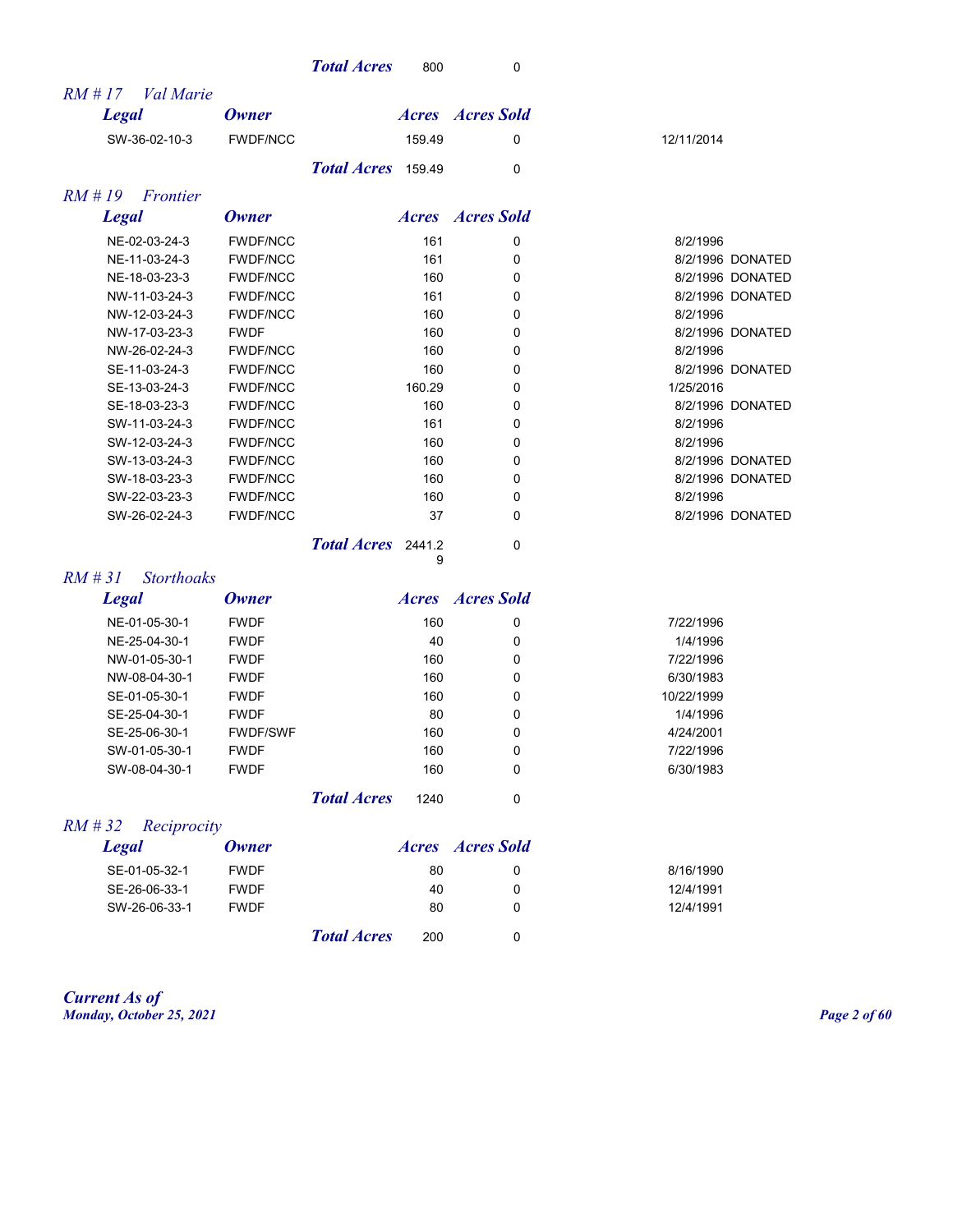| | | Total Acres | 800 | 0 | |
|---|---|---|---|---|---|

## RM # 17 Val Marie

| Legal | Owner | Acres | Acres Sold | | |
|---|---|---|---|---|---|
| SW-36-02-10-3 | FWDF/NCC | 159.49 | 0 | 12/11/2014 | |
| | Total Acres | 159.49 | 0 | | |

## RM # 19 Frontier

| Legal | Owner | Acres | Acres Sold | | |
|---|---|---|---|---|---|
| NE-02-03-24-3 | FWDF/NCC | 161 | 0 | 8/2/1996 | |
| NE-11-03-24-3 | FWDF/NCC | 161 | 0 | 8/2/1996 | DONATED |
| NE-18-03-23-3 | FWDF/NCC | 160 | 0 | 8/2/1996 | DONATED |
| NW-11-03-24-3 | FWDF/NCC | 161 | 0 | 8/2/1996 | DONATED |
| NW-12-03-24-3 | FWDF/NCC | 160 | 0 | 8/2/1996 | |
| NW-17-03-23-3 | FWDF | 160 | 0 | 8/2/1996 | DONATED |
| NW-26-02-24-3 | FWDF/NCC | 160 | 0 | 8/2/1996 | |
| SE-11-03-24-3 | FWDF/NCC | 160 | 0 | 8/2/1996 | DONATED |
| SE-13-03-24-3 | FWDF/NCC | 160.29 | 0 | 1/25/2016 | |
| SE-18-03-23-3 | FWDF/NCC | 160 | 0 | 8/2/1996 | DONATED |
| SW-11-03-24-3 | FWDF/NCC | 161 | 0 | 8/2/1996 | |
| SW-12-03-24-3 | FWDF/NCC | 160 | 0 | 8/2/1996 | |
| SW-13-03-24-3 | FWDF/NCC | 160 | 0 | 8/2/1996 | DONATED |
| SW-18-03-23-3 | FWDF/NCC | 160 | 0 | 8/2/1996 | DONATED |
| SW-22-03-23-3 | FWDF/NCC | 160 | 0 | 8/2/1996 | |
| SW-26-02-24-3 | FWDF/NCC | 37 | 0 | 8/2/1996 | DONATED |
| | Total Acres | 2441.29 | 0 | | |

## RM # 31 Storthoaks

| Legal | Owner | Acres | Acres Sold | |
|---|---|---|---|---|
| NE-01-05-30-1 | FWDF | 160 | 0 | 7/22/1996 |
| NE-25-04-30-1 | FWDF | 40 | 0 | 1/4/1996 |
| NW-01-05-30-1 | FWDF | 160 | 0 | 7/22/1996 |
| NW-08-04-30-1 | FWDF | 160 | 0 | 6/30/1983 |
| SE-01-05-30-1 | FWDF | 160 | 0 | 10/22/1999 |
| SE-25-04-30-1 | FWDF | 80 | 0 | 1/4/1996 |
| SE-25-06-30-1 | FWDF/SWF | 160 | 0 | 4/24/2001 |
| SW-01-05-30-1 | FWDF | 160 | 0 | 7/22/1996 |
| SW-08-04-30-1 | FWDF | 160 | 0 | 6/30/1983 |
| | Total Acres | 1240 | 0 | |

## RM # 32 Reciprocity

| Legal | Owner | Acres | Acres Sold | |
|---|---|---|---|---|
| SE-01-05-32-1 | FWDF | 80 | 0 | 8/16/1990 |
| SE-26-06-33-1 | FWDF | 40 | 0 | 12/4/1991 |
| SW-26-06-33-1 | FWDF | 80 | 0 | 12/4/1991 |
| | Total Acres | 200 | 0 | |

*Current As of*
*Monday, October 25, 2021*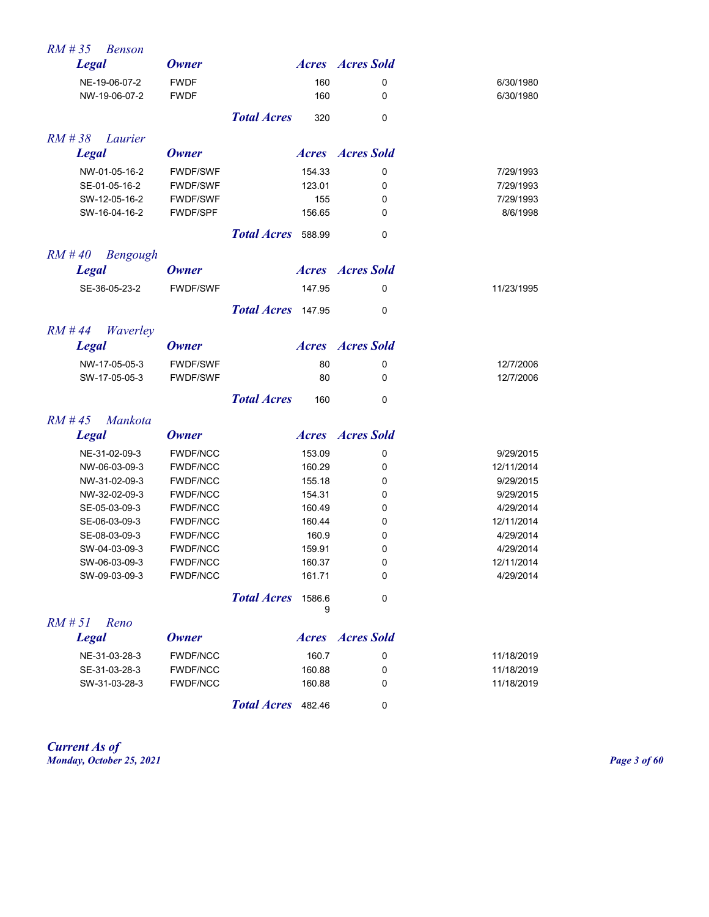## RM # 35 Benson

| Legal | Owner | | Acres | Acres Sold | |
|---|---|---|---|---|---|
| NE-19-06-07-2 | FWDF | | 160 | 0 | 6/30/1980 |
| NW-19-06-07-2 | FWDF | | 160 | 0 | 6/30/1980 |
| | | **Total Acres** | 320 | 0 | |

## RM # 38 Laurier

| Legal | Owner | | Acres | Acres Sold | |
|---|---|---|---|---|---|
| NW-01-05-16-2 | FWDF/SWF | | 154.33 | 0 | 7/29/1993 |
| SE-01-05-16-2 | FWDF/SWF | | 123.01 | 0 | 7/29/1993 |
| SW-12-05-16-2 | FWDF/SWF | | 155 | 0 | 7/29/1993 |
| SW-16-04-16-2 | FWDF/SPF | | 156.65 | 0 | 8/6/1998 |
| | | **Total Acres** | 588.99 | 0 | |

## RM # 40 Bengough

| Legal | Owner | | Acres | Acres Sold | |
|---|---|---|---|---|---|
| SE-36-05-23-2 | FWDF/SWF | | 147.95 | 0 | 11/23/1995 |
| | | **Total Acres** | 147.95 | 0 | |

## RM # 44 Waverley

| Legal | Owner | | Acres | Acres Sold | |
|---|---|---|---|---|---|
| NW-17-05-05-3 | FWDF/SWF | | 80 | 0 | 12/7/2006 |
| SW-17-05-05-3 | FWDF/SWF | | 80 | 0 | 12/7/2006 |
| | | **Total Acres** | 160 | 0 | |

## RM # 45 Mankota

| Legal | Owner | | Acres | Acres Sold | |
|---|---|---|---|---|---|
| NE-31-02-09-3 | FWDF/NCC | | 153.09 | 0 | 9/29/2015 |
| NW-06-03-09-3 | FWDF/NCC | | 160.29 | 0 | 12/11/2014 |
| NW-31-02-09-3 | FWDF/NCC | | 155.18 | 0 | 9/29/2015 |
| NW-32-02-09-3 | FWDF/NCC | | 154.31 | 0 | 9/29/2015 |
| SE-05-03-09-3 | FWDF/NCC | | 160.49 | 0 | 4/29/2014 |
| SE-06-03-09-3 | FWDF/NCC | | 160.44 | 0 | 12/11/2014 |
| SE-08-03-09-3 | FWDF/NCC | | 160.9 | 0 | 4/29/2014 |
| SW-04-03-09-3 | FWDF/NCC | | 159.91 | 0 | 4/29/2014 |
| SW-06-03-09-3 | FWDF/NCC | | 160.37 | 0 | 12/11/2014 |
| SW-09-03-09-3 | FWDF/NCC | | 161.71 | 0 | 4/29/2014 |
| | | **Total Acres** | 1586.69 | 0 | |

## RM # 51 Reno

| Legal | Owner | | Acres | Acres Sold | |
|---|---|---|---|---|---|
| NE-31-03-28-3 | FWDF/NCC | | 160.7 | 0 | 11/18/2019 |
| SE-31-03-28-3 | FWDF/NCC | | 160.88 | 0 | 11/18/2019 |
| SW-31-03-28-3 | FWDF/NCC | | 160.88 | 0 | 11/18/2019 |
| | | **Total Acres** | 482.46 | 0 | |

***Current As of***
***Monday, October 25, 2021***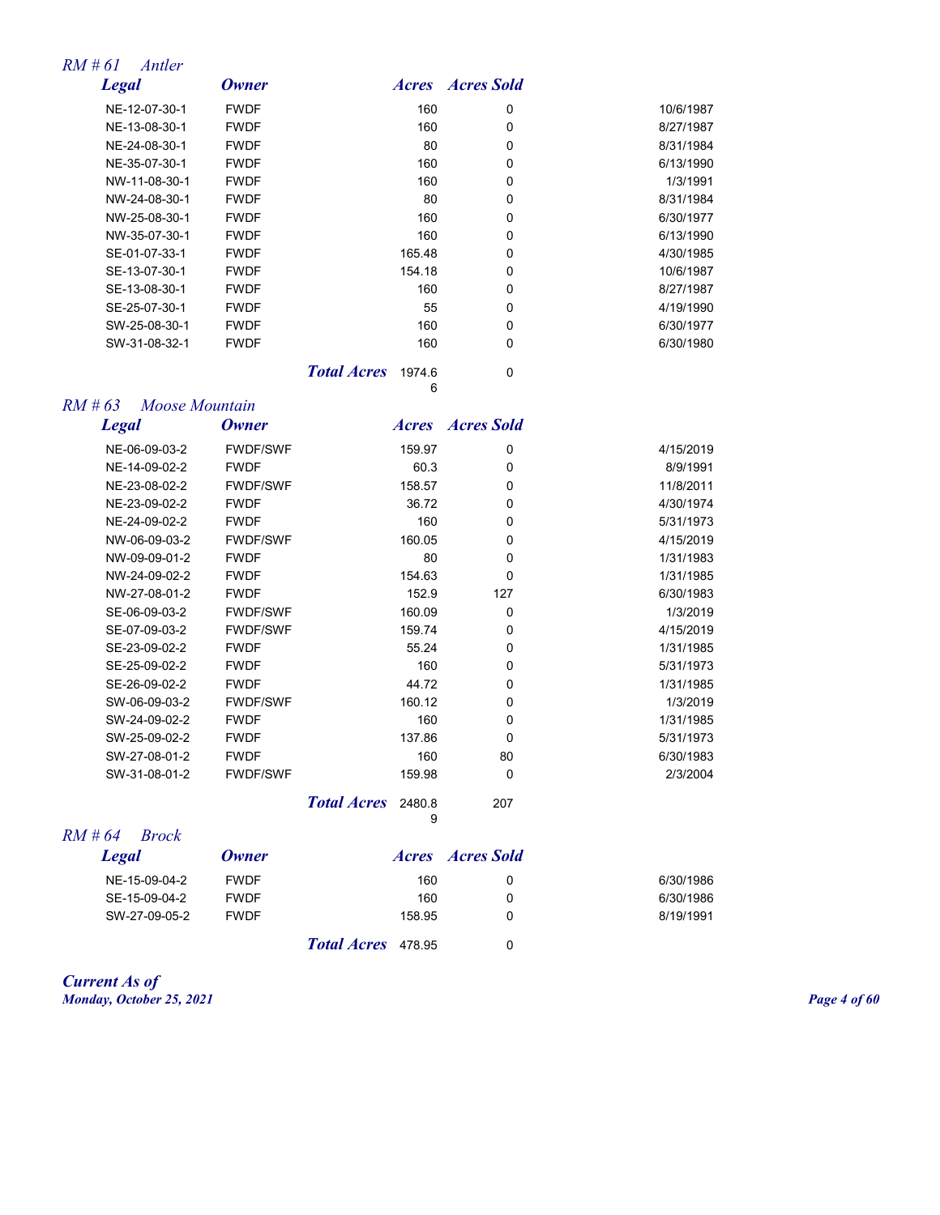## *RM # 61 Antler*

| *Legal* | *Owner* | *Acres* | *Acres Sold* | |
|---|---|---|---|---|
| NE-12-07-30-1 | FWDF | 160 | 0 | 10/6/1987 |
| NE-13-08-30-1 | FWDF | 160 | 0 | 8/27/1987 |
| NE-24-08-30-1 | FWDF | 80 | 0 | 8/31/1984 |
| NE-35-07-30-1 | FWDF | 160 | 0 | 6/13/1990 |
| NW-11-08-30-1 | FWDF | 160 | 0 | 1/3/1991 |
| NW-24-08-30-1 | FWDF | 80 | 0 | 8/31/1984 |
| NW-25-08-30-1 | FWDF | 160 | 0 | 6/30/1977 |
| NW-35-07-30-1 | FWDF | 160 | 0 | 6/13/1990 |
| SE-01-07-33-1 | FWDF | 165.48 | 0 | 4/30/1985 |
| SE-13-07-30-1 | FWDF | 154.18 | 0 | 10/6/1987 |
| SE-13-08-30-1 | FWDF | 160 | 0 | 8/27/1987 |
| SE-25-07-30-1 | FWDF | 55 | 0 | 4/19/1990 |
| SW-25-08-30-1 | FWDF | 160 | 0 | 6/30/1977 |
| SW-31-08-32-1 | FWDF | 160 | 0 | 6/30/1980 |
| | ***Total Acres*** | 1974.66 | 0 | |

## *RM # 63 Moose Mountain*

| *Legal* | *Owner* | *Acres* | *Acres Sold* | |
|---|---|---|---|---|
| NE-06-09-03-2 | FWDF/SWF | 159.97 | 0 | 4/15/2019 |
| NE-14-09-02-2 | FWDF | 60.3 | 0 | 8/9/1991 |
| NE-23-08-02-2 | FWDF/SWF | 158.57 | 0 | 11/8/2011 |
| NE-23-09-02-2 | FWDF | 36.72 | 0 | 4/30/1974 |
| NE-24-09-02-2 | FWDF | 160 | 0 | 5/31/1973 |
| NW-06-09-03-2 | FWDF/SWF | 160.05 | 0 | 4/15/2019 |
| NW-09-09-01-2 | FWDF | 80 | 0 | 1/31/1983 |
| NW-24-09-02-2 | FWDF | 154.63 | 0 | 1/31/1985 |
| NW-27-08-01-2 | FWDF | 152.9 | 127 | 6/30/1983 |
| SE-06-09-03-2 | FWDF/SWF | 160.09 | 0 | 1/3/2019 |
| SE-07-09-03-2 | FWDF/SWF | 159.74 | 0 | 4/15/2019 |
| SE-23-09-02-2 | FWDF | 55.24 | 0 | 1/31/1985 |
| SE-25-09-02-2 | FWDF | 160 | 0 | 5/31/1973 |
| SE-26-09-02-2 | FWDF | 44.72 | 0 | 1/31/1985 |
| SW-06-09-03-2 | FWDF/SWF | 160.12 | 0 | 1/3/2019 |
| SW-24-09-02-2 | FWDF | 160 | 0 | 1/31/1985 |
| SW-25-09-02-2 | FWDF | 137.86 | 0 | 5/31/1973 |
| SW-27-08-01-2 | FWDF | 160 | 80 | 6/30/1983 |
| SW-31-08-01-2 | FWDF/SWF | 159.98 | 0 | 2/3/2004 |
| | ***Total Acres*** | 2480.89 | 207 | |

## *RM # 64 Brock*

| *Legal* | *Owner* | *Acres* | *Acres Sold* | |
|---|---|---|---|---|
| NE-15-09-04-2 | FWDF | 160 | 0 | 6/30/1986 |
| SE-15-09-04-2 | FWDF | 160 | 0 | 6/30/1986 |
| SW-27-09-05-2 | FWDF | 158.95 | 0 | 8/19/1991 |
| | ***Total Acres*** | 478.95 | 0 | |

***Current As of***
***Monday, October 25, 2021***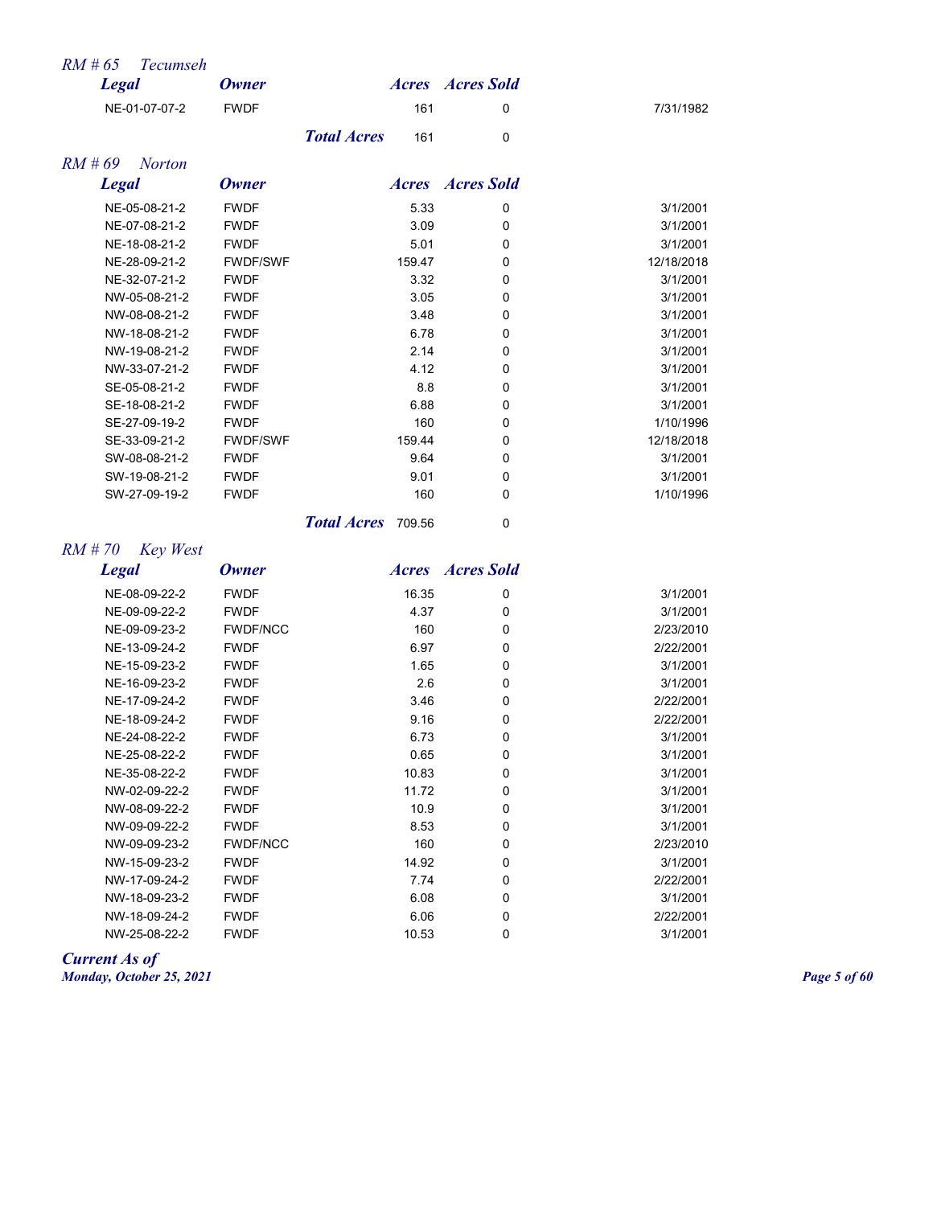## RM # 65 Tecumseh

| Legal | Owner | Acres | Acres Sold | |
|---|---|---|---|---|
| NE-01-07-07-2 | FWDF | 161 | 0 | 7/31/1982 |
| | Total Acres | 161 | 0 | |

## RM # 69 Norton

| Legal | Owner | Acres | Acres Sold | |
|---|---|---|---|---|
| NE-05-08-21-2 | FWDF | 5.33 | 0 | 3/1/2001 |
| NE-07-08-21-2 | FWDF | 3.09 | 0 | 3/1/2001 |
| NE-18-08-21-2 | FWDF | 5.01 | 0 | 3/1/2001 |
| NE-28-09-21-2 | FWDF/SWF | 159.47 | 0 | 12/18/2018 |
| NE-32-07-21-2 | FWDF | 3.32 | 0 | 3/1/2001 |
| NW-05-08-21-2 | FWDF | 3.05 | 0 | 3/1/2001 |
| NW-08-08-21-2 | FWDF | 3.48 | 0 | 3/1/2001 |
| NW-18-08-21-2 | FWDF | 6.78 | 0 | 3/1/2001 |
| NW-19-08-21-2 | FWDF | 2.14 | 0 | 3/1/2001 |
| NW-33-07-21-2 | FWDF | 4.12 | 0 | 3/1/2001 |
| SE-05-08-21-2 | FWDF | 8.8 | 0 | 3/1/2001 |
| SE-18-08-21-2 | FWDF | 6.88 | 0 | 3/1/2001 |
| SE-27-09-19-2 | FWDF | 160 | 0 | 1/10/1996 |
| SE-33-09-21-2 | FWDF/SWF | 159.44 | 0 | 12/18/2018 |
| SW-08-08-21-2 | FWDF | 9.64 | 0 | 3/1/2001 |
| SW-19-08-21-2 | FWDF | 9.01 | 0 | 3/1/2001 |
| SW-27-09-19-2 | FWDF | 160 | 0 | 1/10/1996 |
| | Total Acres | 709.56 | 0 | |

## RM # 70 Key West

| Legal | Owner | Acres | Acres Sold | |
|---|---|---|---|---|
| NE-08-09-22-2 | FWDF | 16.35 | 0 | 3/1/2001 |
| NE-09-09-22-2 | FWDF | 4.37 | 0 | 3/1/2001 |
| NE-09-09-23-2 | FWDF/NCC | 160 | 0 | 2/23/2010 |
| NE-13-09-24-2 | FWDF | 6.97 | 0 | 2/22/2001 |
| NE-15-09-23-2 | FWDF | 1.65 | 0 | 3/1/2001 |
| NE-16-09-23-2 | FWDF | 2.6 | 0 | 3/1/2001 |
| NE-17-09-24-2 | FWDF | 3.46 | 0 | 2/22/2001 |
| NE-18-09-24-2 | FWDF | 9.16 | 0 | 2/22/2001 |
| NE-24-08-22-2 | FWDF | 6.73 | 0 | 3/1/2001 |
| NE-25-08-22-2 | FWDF | 0.65 | 0 | 3/1/2001 |
| NE-35-08-22-2 | FWDF | 10.83 | 0 | 3/1/2001 |
| NW-02-09-22-2 | FWDF | 11.72 | 0 | 3/1/2001 |
| NW-08-09-22-2 | FWDF | 10.9 | 0 | 3/1/2001 |
| NW-09-09-22-2 | FWDF | 8.53 | 0 | 3/1/2001 |
| NW-09-09-23-2 | FWDF/NCC | 160 | 0 | 2/23/2010 |
| NW-15-09-23-2 | FWDF | 14.92 | 0 | 3/1/2001 |
| NW-17-09-24-2 | FWDF | 7.74 | 0 | 2/22/2001 |
| NW-18-09-23-2 | FWDF | 6.08 | 0 | 3/1/2001 |
| NW-18-09-24-2 | FWDF | 6.06 | 0 | 2/22/2001 |
| NW-25-08-22-2 | FWDF | 10.53 | 0 | 3/1/2001 |

*Current As of*
*Monday, October 25, 2021*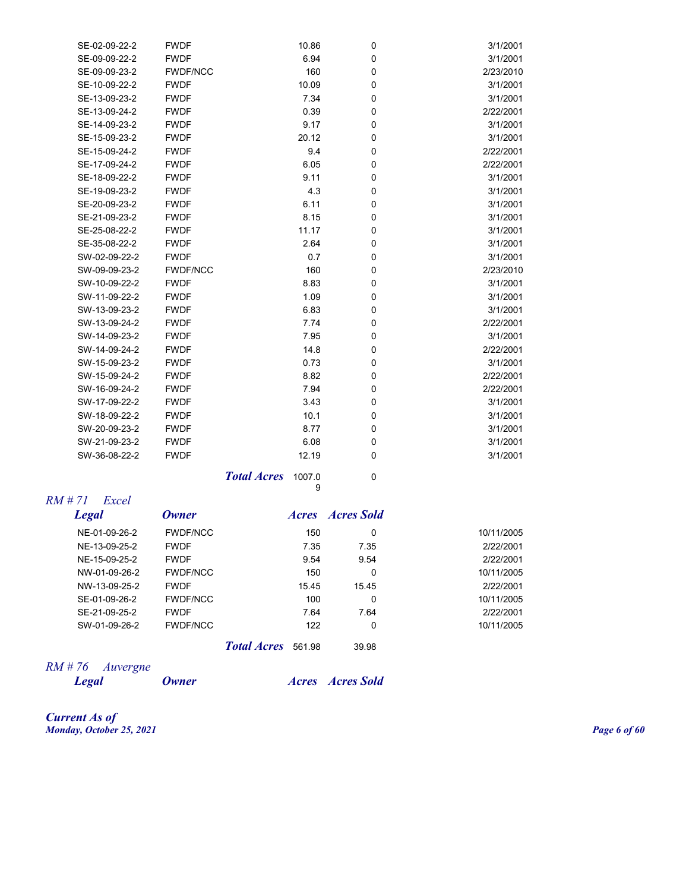| Legal | Owner | Acres | Acres Sold | Date |
|---|---|---|---|---|
| SE-02-09-22-2 | FWDF | 10.86 | 0 | 3/1/2001 |
| SE-09-09-22-2 | FWDF | 6.94 | 0 | 3/1/2001 |
| SE-09-09-23-2 | FWDF/NCC | 160 | 0 | 2/23/2010 |
| SE-10-09-22-2 | FWDF | 10.09 | 0 | 3/1/2001 |
| SE-13-09-23-2 | FWDF | 7.34 | 0 | 3/1/2001 |
| SE-13-09-24-2 | FWDF | 0.39 | 0 | 2/22/2001 |
| SE-14-09-23-2 | FWDF | 9.17 | 0 | 3/1/2001 |
| SE-15-09-23-2 | FWDF | 20.12 | 0 | 3/1/2001 |
| SE-15-09-24-2 | FWDF | 9.4 | 0 | 2/22/2001 |
| SE-17-09-24-2 | FWDF | 6.05 | 0 | 2/22/2001 |
| SE-18-09-22-2 | FWDF | 9.11 | 0 | 3/1/2001 |
| SE-19-09-23-2 | FWDF | 4.3 | 0 | 3/1/2001 |
| SE-20-09-23-2 | FWDF | 6.11 | 0 | 3/1/2001 |
| SE-21-09-23-2 | FWDF | 8.15 | 0 | 3/1/2001 |
| SE-25-08-22-2 | FWDF | 11.17 | 0 | 3/1/2001 |
| SE-35-08-22-2 | FWDF | 2.64 | 0 | 3/1/2001 |
| SW-02-09-22-2 | FWDF | 0.7 | 0 | 3/1/2001 |
| SW-09-09-23-2 | FWDF/NCC | 160 | 0 | 2/23/2010 |
| SW-10-09-22-2 | FWDF | 8.83 | 0 | 3/1/2001 |
| SW-11-09-22-2 | FWDF | 1.09 | 0 | 3/1/2001 |
| SW-13-09-23-2 | FWDF | 6.83 | 0 | 3/1/2001 |
| SW-13-09-24-2 | FWDF | 7.74 | 0 | 2/22/2001 |
| SW-14-09-23-2 | FWDF | 7.95 | 0 | 3/1/2001 |
| SW-14-09-24-2 | FWDF | 14.8 | 0 | 2/22/2001 |
| SW-15-09-23-2 | FWDF | 0.73 | 0 | 3/1/2001 |
| SW-15-09-24-2 | FWDF | 8.82 | 0 | 2/22/2001 |
| SW-16-09-24-2 | FWDF | 7.94 | 0 | 2/22/2001 |
| SW-17-09-22-2 | FWDF | 3.43 | 0 | 3/1/2001 |
| SW-18-09-22-2 | FWDF | 10.1 | 0 | 3/1/2001 |
| SW-20-09-23-2 | FWDF | 8.77 | 0 | 3/1/2001 |
| SW-21-09-23-2 | FWDF | 6.08 | 0 | 3/1/2001 |
| SW-36-08-22-2 | FWDF | 12.19 | 0 | 3/1/2001 |
| | ***Total Acres*** | 1007.09 | 0 | |

## *RM # 71 Excel*

| *Legal* | *Owner* | *Acres* | *Acres Sold* | |
|---|---|---|---|---|
| NE-01-09-26-2 | FWDF/NCC | 150 | 0 | 10/11/2005 |
| NE-13-09-25-2 | FWDF | 7.35 | 7.35 | 2/22/2001 |
| NE-15-09-25-2 | FWDF | 9.54 | 9.54 | 2/22/2001 |
| NW-01-09-26-2 | FWDF/NCC | 150 | 0 | 10/11/2005 |
| NW-13-09-25-2 | FWDF | 15.45 | 15.45 | 2/22/2001 |
| SE-01-09-26-2 | FWDF/NCC | 100 | 0 | 10/11/2005 |
| SE-21-09-25-2 | FWDF | 7.64 | 7.64 | 2/22/2001 |
| SW-01-09-26-2 | FWDF/NCC | 122 | 0 | 10/11/2005 |
| | ***Total Acres*** | 561.98 | 39.98 | |

## *RM # 76 Auvergne*

| *Legal* | *Owner* | *Acres* | *Acres Sold* |
|---|---|---|---|

***Current As of***
***Monday, October 25, 2021***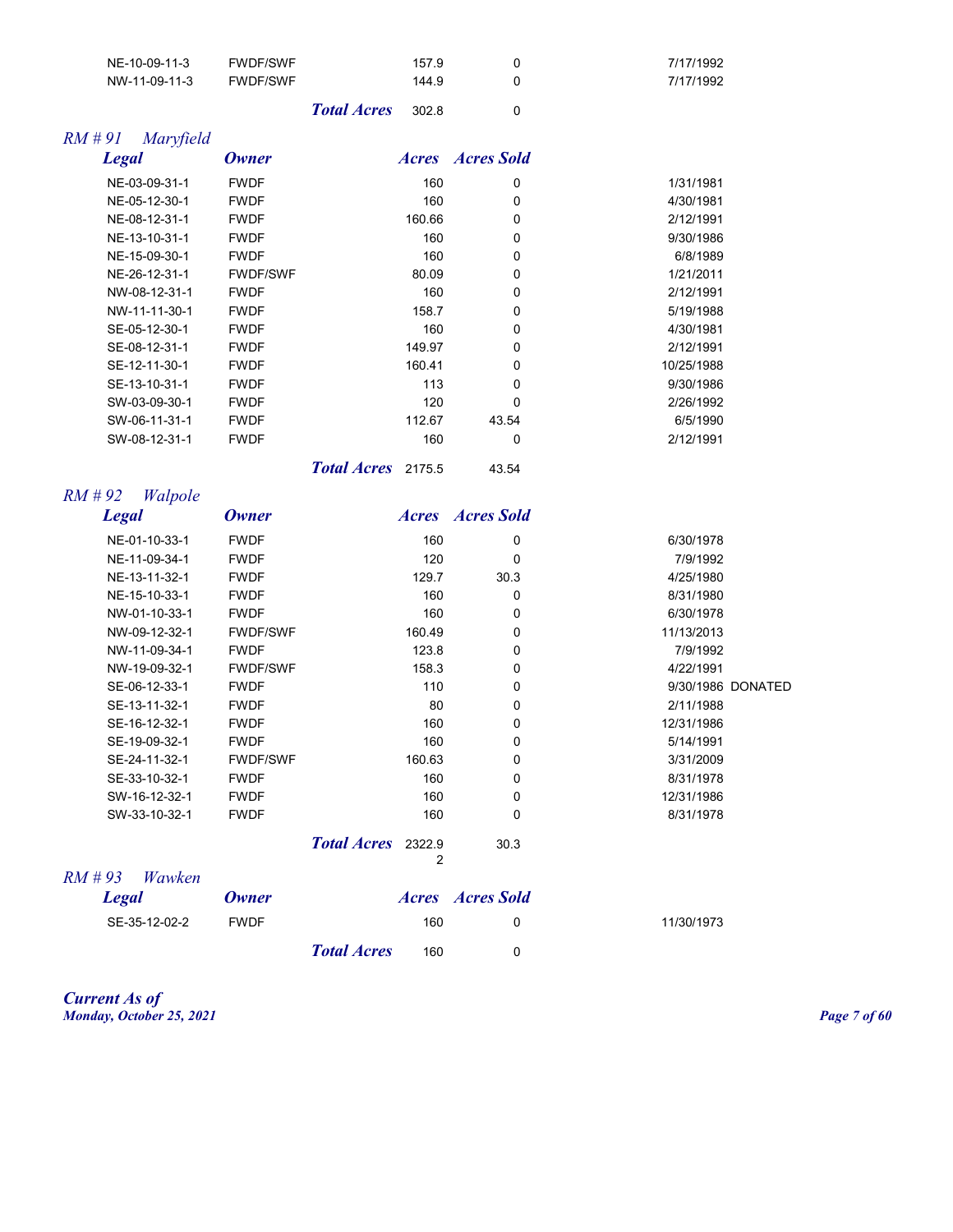| Legal | Owner | Acres | Acres Sold | Date |
|---|---|---|---|---|
| NE-10-09-11-3 | FWDF/SWF | 157.9 | 0 | 7/17/1992 |
| NW-11-09-11-3 | FWDF/SWF | 144.9 | 0 | 7/17/1992 |
| | ***Total Acres*** | 302.8 | 0 | |

## *RM # 91 Maryfield*

| *Legal* | *Owner* | *Acres* | *Acres Sold* | |
|---|---|---|---|---|
| NE-03-09-31-1 | FWDF | 160 | 0 | 1/31/1981 |
| NE-05-12-30-1 | FWDF | 160 | 0 | 4/30/1981 |
| NE-08-12-31-1 | FWDF | 160.66 | 0 | 2/12/1991 |
| NE-13-10-31-1 | FWDF | 160 | 0 | 9/30/1986 |
| NE-15-09-30-1 | FWDF | 160 | 0 | 6/8/1989 |
| NE-26-12-31-1 | FWDF/SWF | 80.09 | 0 | 1/21/2011 |
| NW-08-12-31-1 | FWDF | 160 | 0 | 2/12/1991 |
| NW-11-11-30-1 | FWDF | 158.7 | 0 | 5/19/1988 |
| SE-05-12-30-1 | FWDF | 160 | 0 | 4/30/1981 |
| SE-08-12-31-1 | FWDF | 149.97 | 0 | 2/12/1991 |
| SE-12-11-30-1 | FWDF | 160.41 | 0 | 10/25/1988 |
| SE-13-10-31-1 | FWDF | 113 | 0 | 9/30/1986 |
| SW-03-09-30-1 | FWDF | 120 | 0 | 2/26/1992 |
| SW-06-11-31-1 | FWDF | 112.67 | 43.54 | 6/5/1990 |
| SW-08-12-31-1 | FWDF | 160 | 0 | 2/12/1991 |
| | ***Total Acres*** | 2175.5 | 43.54 | |

## *RM # 92 Walpole*

| *Legal* | *Owner* | *Acres* | *Acres Sold* | | |
|---|---|---|---|---|---|
| NE-01-10-33-1 | FWDF | 160 | 0 | 6/30/1978 | |
| NE-11-09-34-1 | FWDF | 120 | 0 | 7/9/1992 | |
| NE-13-11-32-1 | FWDF | 129.7 | 30.3 | 4/25/1980 | |
| NE-15-10-33-1 | FWDF | 160 | 0 | 8/31/1980 | |
| NW-01-10-33-1 | FWDF | 160 | 0 | 6/30/1978 | |
| NW-09-12-32-1 | FWDF/SWF | 160.49 | 0 | 11/13/2013 | |
| NW-11-09-34-1 | FWDF | 123.8 | 0 | 7/9/1992 | |
| NW-19-09-32-1 | FWDF/SWF | 158.3 | 0 | 4/22/1991 | |
| SE-06-12-33-1 | FWDF | 110 | 0 | 9/30/1986 | DONATED |
| SE-13-11-32-1 | FWDF | 80 | 0 | 2/11/1988 | |
| SE-16-12-32-1 | FWDF | 160 | 0 | 12/31/1986 | |
| SE-19-09-32-1 | FWDF | 160 | 0 | 5/14/1991 | |
| SE-24-11-32-1 | FWDF/SWF | 160.63 | 0 | 3/31/2009 | |
| SE-33-10-32-1 | FWDF | 160 | 0 | 8/31/1978 | |
| SW-16-12-32-1 | FWDF | 160 | 0 | 12/31/1986 | |
| SW-33-10-32-1 | FWDF | 160 | 0 | 8/31/1978 | |
| | ***Total Acres*** | 2322.92 | 30.3 | | |

## *RM # 93 Wawken*

| *Legal* | *Owner* | *Acres* | *Acres Sold* | |
|---|---|---|---|---|
| SE-35-12-02-2 | FWDF | 160 | 0 | 11/30/1973 |
| | ***Total Acres*** | 160 | 0 | |

***Current As of***
***Monday, October 25, 2021***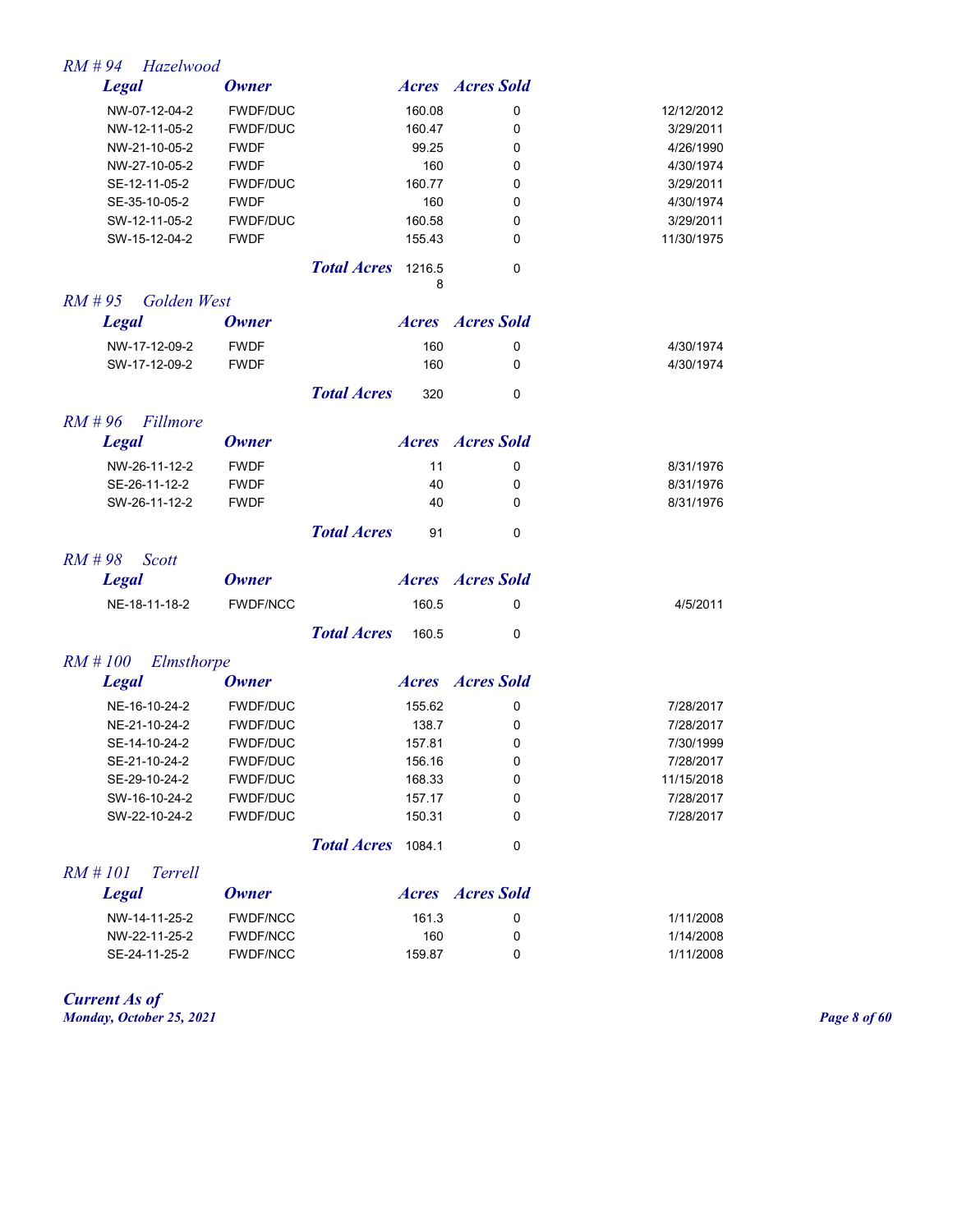### *RM # 94 Hazelwood*

| Legal | Owner | Acres | Acres Sold | |
|---|---|---|---|---|
| NW-07-12-04-2 | FWDF/DUC | 160.08 | 0 | 12/12/2012 |
| NW-12-11-05-2 | FWDF/DUC | 160.47 | 0 | 3/29/2011 |
| NW-21-10-05-2 | FWDF | 99.25 | 0 | 4/26/1990 |
| NW-27-10-05-2 | FWDF | 160 | 0 | 4/30/1974 |
| SE-12-11-05-2 | FWDF/DUC | 160.77 | 0 | 3/29/2011 |
| SE-35-10-05-2 | FWDF | 160 | 0 | 4/30/1974 |
| SW-12-11-05-2 | FWDF/DUC | 160.58 | 0 | 3/29/2011 |
| SW-15-12-04-2 | FWDF | 155.43 | 0 | 11/30/1975 |
| | ***Total Acres*** | 1216.58 | 0 | |

### *RM # 95 Golden West*

| Legal | Owner | Acres | Acres Sold | |
|---|---|---|---|---|
| NW-17-12-09-2 | FWDF | 160 | 0 | 4/30/1974 |
| SW-17-12-09-2 | FWDF | 160 | 0 | 4/30/1974 |
| | ***Total Acres*** | 320 | 0 | |

### *RM # 96 Fillmore*

| Legal | Owner | Acres | Acres Sold | |
|---|---|---|---|---|
| NW-26-11-12-2 | FWDF | 11 | 0 | 8/31/1976 |
| SE-26-11-12-2 | FWDF | 40 | 0 | 8/31/1976 |
| SW-26-11-12-2 | FWDF | 40 | 0 | 8/31/1976 |
| | ***Total Acres*** | 91 | 0 | |

### *RM # 98 Scott*

| Legal | Owner | Acres | Acres Sold | |
|---|---|---|---|---|
| NE-18-11-18-2 | FWDF/NCC | 160.5 | 0 | 4/5/2011 |
| | ***Total Acres*** | 160.5 | 0 | |

### *RM # 100 Elmsthorpe*

| Legal | Owner | Acres | Acres Sold | |
|---|---|---|---|---|
| NE-16-10-24-2 | FWDF/DUC | 155.62 | 0 | 7/28/2017 |
| NE-21-10-24-2 | FWDF/DUC | 138.7 | 0 | 7/28/2017 |
| SE-14-10-24-2 | FWDF/DUC | 157.81 | 0 | 7/30/1999 |
| SE-21-10-24-2 | FWDF/DUC | 156.16 | 0 | 7/28/2017 |
| SE-29-10-24-2 | FWDF/DUC | 168.33 | 0 | 11/15/2018 |
| SW-16-10-24-2 | FWDF/DUC | 157.17 | 0 | 7/28/2017 |
| SW-22-10-24-2 | FWDF/DUC | 150.31 | 0 | 7/28/2017 |
| | ***Total Acres*** | 1084.1 | 0 | |

### *RM # 101 Terrell*

| Legal | Owner | Acres | Acres Sold | |
|---|---|---|---|---|
| NW-14-11-25-2 | FWDF/NCC | 161.3 | 0 | 1/11/2008 |
| NW-22-11-25-2 | FWDF/NCC | 160 | 0 | 1/14/2008 |
| SE-24-11-25-2 | FWDF/NCC | 159.87 | 0 | 1/11/2008 |

***Current As of***
***Monday, October 25, 2021***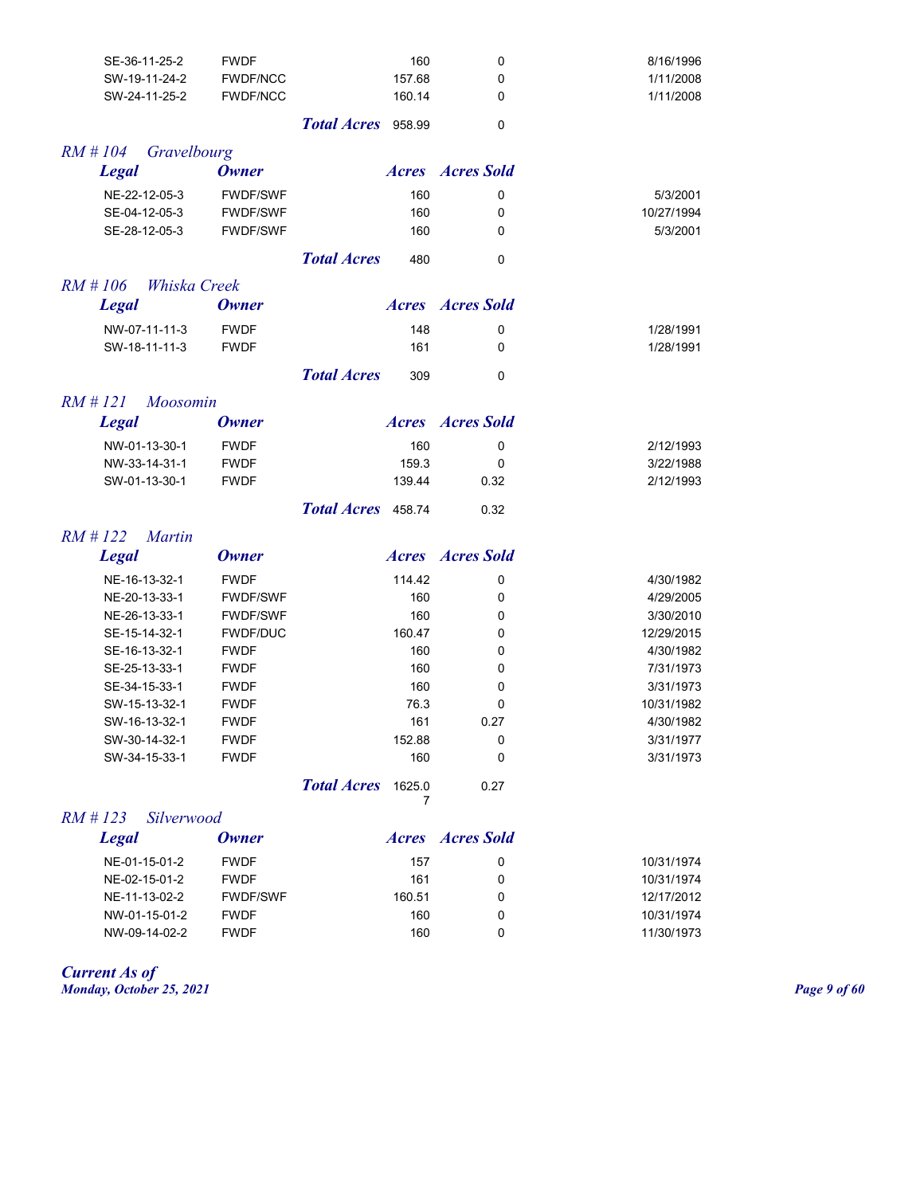| Legal | Owner | Acres | Acres Sold | |
|---|---|---|---|---|
| SE-36-11-25-2 | FWDF | 160 | 0 | 8/16/1996 |
| SW-19-11-24-2 | FWDF/NCC | 157.68 | 0 | 1/11/2008 |
| SW-24-11-25-2 | FWDF/NCC | 160.14 | 0 | 1/11/2008 |
| | ***Total Acres*** | 958.99 | 0 | |

## *RM # 104 Gravelbourg*

| *Legal* | *Owner* | *Acres* | *Acres Sold* | |
|---|---|---|---|---|
| NE-22-12-05-3 | FWDF/SWF | 160 | 0 | 5/3/2001 |
| SE-04-12-05-3 | FWDF/SWF | 160 | 0 | 10/27/1994 |
| SE-28-12-05-3 | FWDF/SWF | 160 | 0 | 5/3/2001 |
| | ***Total Acres*** | 480 | 0 | |

## *RM # 106 Whiska Creek*

| *Legal* | *Owner* | *Acres* | *Acres Sold* | |
|---|---|---|---|---|
| NW-07-11-11-3 | FWDF | 148 | 0 | 1/28/1991 |
| SW-18-11-11-3 | FWDF | 161 | 0 | 1/28/1991 |
| | ***Total Acres*** | 309 | 0 | |

## *RM # 121 Moosomin*

| *Legal* | *Owner* | *Acres* | *Acres Sold* | |
|---|---|---|---|---|
| NW-01-13-30-1 | FWDF | 160 | 0 | 2/12/1993 |
| NW-33-14-31-1 | FWDF | 159.3 | 0 | 3/22/1988 |
| SW-01-13-30-1 | FWDF | 139.44 | 0.32 | 2/12/1993 |
| | ***Total Acres*** | 458.74 | 0.32 | |

## *RM # 122 Martin*

| *Legal* | *Owner* | *Acres* | *Acres Sold* | |
|---|---|---|---|---|
| NE-16-13-32-1 | FWDF | 114.42 | 0 | 4/30/1982 |
| NE-20-13-33-1 | FWDF/SWF | 160 | 0 | 4/29/2005 |
| NE-26-13-33-1 | FWDF/SWF | 160 | 0 | 3/30/2010 |
| SE-15-14-32-1 | FWDF/DUC | 160.47 | 0 | 12/29/2015 |
| SE-16-13-32-1 | FWDF | 160 | 0 | 4/30/1982 |
| SE-25-13-33-1 | FWDF | 160 | 0 | 7/31/1973 |
| SE-34-15-33-1 | FWDF | 160 | 0 | 3/31/1973 |
| SW-15-13-32-1 | FWDF | 76.3 | 0 | 10/31/1982 |
| SW-16-13-32-1 | FWDF | 161 | 0.27 | 4/30/1982 |
| SW-30-14-32-1 | FWDF | 152.88 | 0 | 3/31/1977 |
| SW-34-15-33-1 | FWDF | 160 | 0 | 3/31/1973 |
| | ***Total Acres*** | 1625.07 | 0.27 | |

## *RM # 123 Silverwood*

| *Legal* | *Owner* | *Acres* | *Acres Sold* | |
|---|---|---|---|---|
| NE-01-15-01-2 | FWDF | 157 | 0 | 10/31/1974 |
| NE-02-15-01-2 | FWDF | 161 | 0 | 10/31/1974 |
| NE-11-13-02-2 | FWDF/SWF | 160.51 | 0 | 12/17/2012 |
| NW-01-15-01-2 | FWDF | 160 | 0 | 10/31/1974 |
| NW-09-14-02-2 | FWDF | 160 | 0 | 11/30/1973 |

***Current As of***
***Monday, October 25, 2021***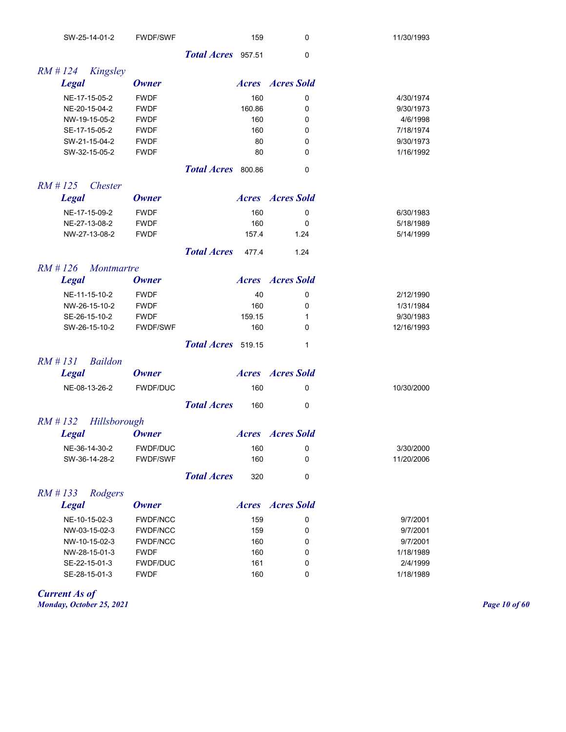| Legal | Owner | Acres | Acres Sold | |
|---|---|---|---|---|
| SW-25-14-01-2 | FWDF/SWF | 159 | 0 | 11/30/1993 |
| | *Total Acres* | 957.51 | 0 | |

## *RM # 124 Kingsley*

| *Legal* | *Owner* | *Acres* | *Acres Sold* | |
|---|---|---|---|---|
| NE-17-15-05-2 | FWDF | 160 | 0 | 4/30/1974 |
| NE-20-15-04-2 | FWDF | 160.86 | 0 | 9/30/1973 |
| NW-19-15-05-2 | FWDF | 160 | 0 | 4/6/1998 |
| SE-17-15-05-2 | FWDF | 160 | 0 | 7/18/1974 |
| SW-21-15-04-2 | FWDF | 80 | 0 | 9/30/1973 |
| SW-32-15-05-2 | FWDF | 80 | 0 | 1/16/1992 |
| | *Total Acres* | 800.86 | 0 | |

## *RM # 125 Chester*

| *Legal* | *Owner* | *Acres* | *Acres Sold* | |
|---|---|---|---|---|
| NE-17-15-09-2 | FWDF | 160 | 0 | 6/30/1983 |
| NE-27-13-08-2 | FWDF | 160 | 0 | 5/18/1989 |
| NW-27-13-08-2 | FWDF | 157.4 | 1.24 | 5/14/1999 |
| | *Total Acres* | 477.4 | 1.24 | |

## *RM # 126 Montmartre*

| *Legal* | *Owner* | *Acres* | *Acres Sold* | |
|---|---|---|---|---|
| NE-11-15-10-2 | FWDF | 40 | 0 | 2/12/1990 |
| NW-26-15-10-2 | FWDF | 160 | 0 | 1/31/1984 |
| SE-26-15-10-2 | FWDF | 159.15 | 1 | 9/30/1983 |
| SW-26-15-10-2 | FWDF/SWF | 160 | 0 | 12/16/1993 |
| | *Total Acres* | 519.15 | 1 | |

## *RM # 131 Baildon*

| *Legal* | *Owner* | *Acres* | *Acres Sold* | |
|---|---|---|---|---|
| NE-08-13-26-2 | FWDF/DUC | 160 | 0 | 10/30/2000 |
| | *Total Acres* | 160 | 0 | |

## *RM # 132 Hillsborough*

| *Legal* | *Owner* | *Acres* | *Acres Sold* | |
|---|---|---|---|---|
| NE-36-14-30-2 | FWDF/DUC | 160 | 0 | 3/30/2000 |
| SW-36-14-28-2 | FWDF/SWF | 160 | 0 | 11/20/2006 |
| | *Total Acres* | 320 | 0 | |

## *RM # 133 Rodgers*

| *Legal* | *Owner* | *Acres* | *Acres Sold* | |
|---|---|---|---|---|
| NE-10-15-02-3 | FWDF/NCC | 159 | 0 | 9/7/2001 |
| NW-03-15-02-3 | FWDF/NCC | 159 | 0 | 9/7/2001 |
| NW-10-15-02-3 | FWDF/NCC | 160 | 0 | 9/7/2001 |
| NW-28-15-01-3 | FWDF | 160 | 0 | 1/18/1989 |
| SE-22-15-01-3 | FWDF/DUC | 161 | 0 | 2/4/1999 |
| SE-28-15-01-3 | FWDF | 160 | 0 | 1/18/1989 |

***Current As of***
***Monday, October 25, 2021***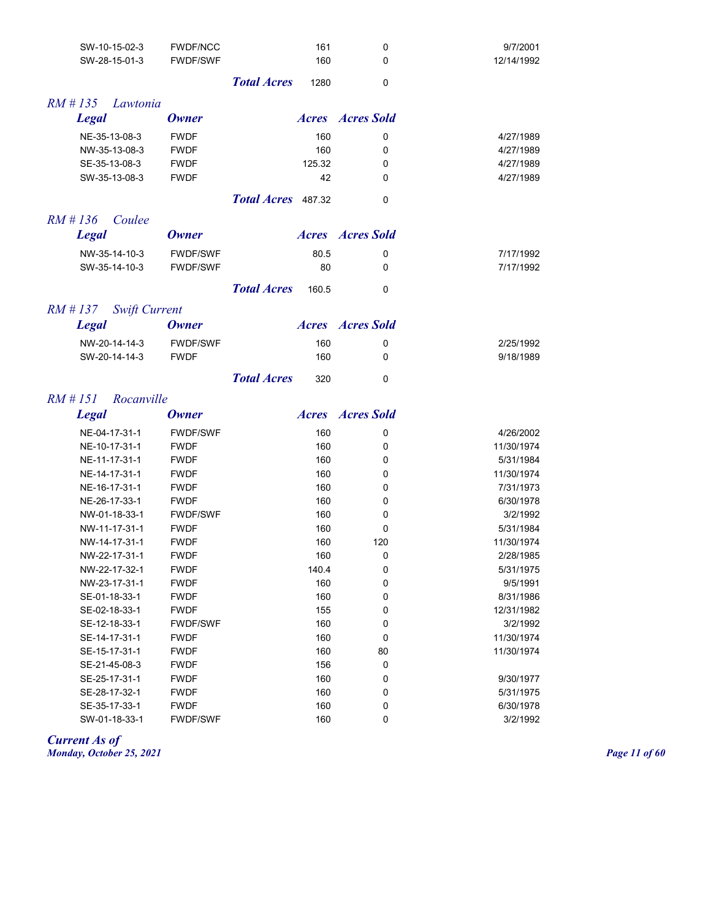| Legal | Owner | Acres | Acres Sold | |
|---|---|---|---|---|
| SW-10-15-02-3 | FWDF/NCC | 161 | 0 | 9/7/2001 |
| SW-28-15-01-3 | FWDF/SWF | 160 | 0 | 12/14/1992 |
| | | ***Total Acres*** 1280 | 0 | |

## *RM # 135 Lawtonia*

| *Legal* | *Owner* | *Acres* | *Acres Sold* | |
|---|---|---|---|---|
| NE-35-13-08-3 | FWDF | 160 | 0 | 4/27/1989 |
| NW-35-13-08-3 | FWDF | 160 | 0 | 4/27/1989 |
| SE-35-13-08-3 | FWDF | 125.32 | 0 | 4/27/1989 |
| SW-35-13-08-3 | FWDF | 42 | 0 | 4/27/1989 |
| | | ***Total Acres*** 487.32 | 0 | |

## *RM # 136 Coulee*

| *Legal* | *Owner* | *Acres* | *Acres Sold* | |
|---|---|---|---|---|
| NW-35-14-10-3 | FWDF/SWF | 80.5 | 0 | 7/17/1992 |
| SW-35-14-10-3 | FWDF/SWF | 80 | 0 | 7/17/1992 |
| | | ***Total Acres*** 160.5 | 0 | |

## *RM # 137 Swift Current*

| *Legal* | *Owner* | *Acres* | *Acres Sold* | |
|---|---|---|---|---|
| NW-20-14-14-3 | FWDF/SWF | 160 | 0 | 2/25/1992 |
| SW-20-14-14-3 | FWDF | 160 | 0 | 9/18/1989 |
| | | ***Total Acres*** 320 | 0 | |

## *RM # 151 Rocanville*

| *Legal* | *Owner* | *Acres* | *Acres Sold* | |
|---|---|---|---|---|
| NE-04-17-31-1 | FWDF/SWF | 160 | 0 | 4/26/2002 |
| NE-10-17-31-1 | FWDF | 160 | 0 | 11/30/1974 |
| NE-11-17-31-1 | FWDF | 160 | 0 | 5/31/1984 |
| NE-14-17-31-1 | FWDF | 160 | 0 | 11/30/1974 |
| NE-16-17-31-1 | FWDF | 160 | 0 | 7/31/1973 |
| NE-26-17-33-1 | FWDF | 160 | 0 | 6/30/1978 |
| NW-01-18-33-1 | FWDF/SWF | 160 | 0 | 3/2/1992 |
| NW-11-17-31-1 | FWDF | 160 | 0 | 5/31/1984 |
| NW-14-17-31-1 | FWDF | 160 | 120 | 11/30/1974 |
| NW-22-17-31-1 | FWDF | 160 | 0 | 2/28/1985 |
| NW-22-17-32-1 | FWDF | 140.4 | 0 | 5/31/1975 |
| NW-23-17-31-1 | FWDF | 160 | 0 | 9/5/1991 |
| SE-01-18-33-1 | FWDF | 160 | 0 | 8/31/1986 |
| SE-02-18-33-1 | FWDF | 155 | 0 | 12/31/1982 |
| SE-12-18-33-1 | FWDF/SWF | 160 | 0 | 3/2/1992 |
| SE-14-17-31-1 | FWDF | 160 | 0 | 11/30/1974 |
| SE-15-17-31-1 | FWDF | 160 | 80 | 11/30/1974 |
| SE-21-45-08-3 | FWDF | 156 | 0 | |
| SE-25-17-31-1 | FWDF | 160 | 0 | 9/30/1977 |
| SE-28-17-32-1 | FWDF | 160 | 0 | 5/31/1975 |
| SE-35-17-33-1 | FWDF | 160 | 0 | 6/30/1978 |
| SW-01-18-33-1 | FWDF/SWF | 160 | 0 | 3/2/1992 |

***Current As of***
***Monday, October 25, 2021***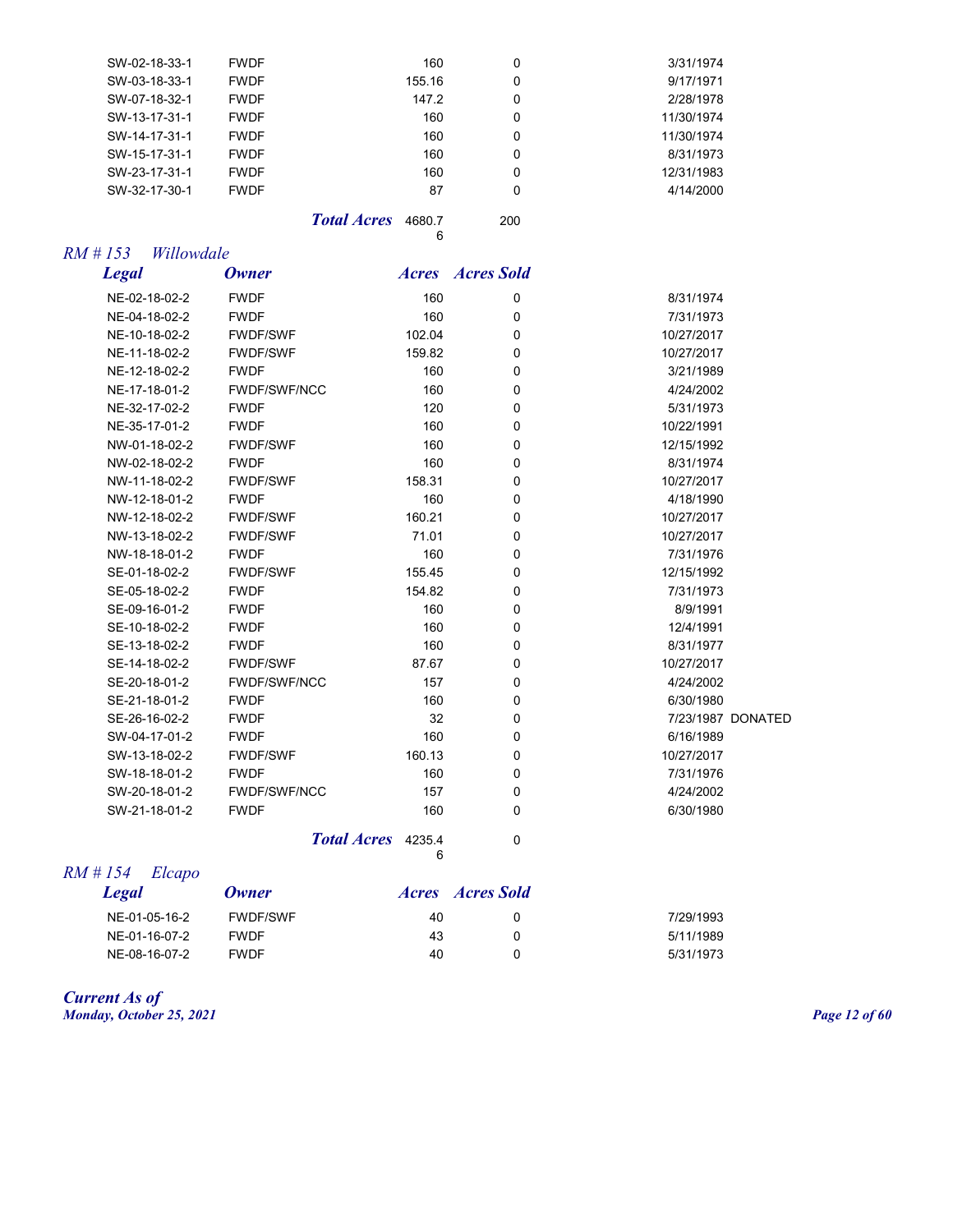| Legal | Owner | Acres | Acres Sold | |
|---|---|---|---|---|
| SW-02-18-33-1 | FWDF | 160 | 0 | 3/31/1974 |
| SW-03-18-33-1 | FWDF | 155.16 | 0 | 9/17/1971 |
| SW-07-18-32-1 | FWDF | 147.2 | 0 | 2/28/1978 |
| SW-13-17-31-1 | FWDF | 160 | 0 | 11/30/1974 |
| SW-14-17-31-1 | FWDF | 160 | 0 | 11/30/1974 |
| SW-15-17-31-1 | FWDF | 160 | 0 | 8/31/1973 |
| SW-23-17-31-1 | FWDF | 160 | 0 | 12/31/1983 |
| SW-32-17-30-1 | FWDF | 87 | 0 | 4/14/2000 |
| | ***Total Acres*** | 4680.76 | 200 | |

## *RM # 153 Willowdale*

| *Legal* | *Owner* | *Acres* | *Acres Sold* | |
|---|---|---|---|---|
| NE-02-18-02-2 | FWDF | 160 | 0 | 8/31/1974 |
| NE-04-18-02-2 | FWDF | 160 | 0 | 7/31/1973 |
| NE-10-18-02-2 | FWDF/SWF | 102.04 | 0 | 10/27/2017 |
| NE-11-18-02-2 | FWDF/SWF | 159.82 | 0 | 10/27/2017 |
| NE-12-18-02-2 | FWDF | 160 | 0 | 3/21/1989 |
| NE-17-18-01-2 | FWDF/SWF/NCC | 160 | 0 | 4/24/2002 |
| NE-32-17-02-2 | FWDF | 120 | 0 | 5/31/1973 |
| NE-35-17-01-2 | FWDF | 160 | 0 | 10/22/1991 |
| NW-01-18-02-2 | FWDF/SWF | 160 | 0 | 12/15/1992 |
| NW-02-18-02-2 | FWDF | 160 | 0 | 8/31/1974 |
| NW-11-18-02-2 | FWDF/SWF | 158.31 | 0 | 10/27/2017 |
| NW-12-18-01-2 | FWDF | 160 | 0 | 4/18/1990 |
| NW-12-18-02-2 | FWDF/SWF | 160.21 | 0 | 10/27/2017 |
| NW-13-18-02-2 | FWDF/SWF | 71.01 | 0 | 10/27/2017 |
| NW-18-18-01-2 | FWDF | 160 | 0 | 7/31/1976 |
| SE-01-18-02-2 | FWDF/SWF | 155.45 | 0 | 12/15/1992 |
| SE-05-18-02-2 | FWDF | 154.82 | 0 | 7/31/1973 |
| SE-09-16-01-2 | FWDF | 160 | 0 | 8/9/1991 |
| SE-10-18-02-2 | FWDF | 160 | 0 | 12/4/1991 |
| SE-13-18-02-2 | FWDF | 160 | 0 | 8/31/1977 |
| SE-14-18-02-2 | FWDF/SWF | 87.67 | 0 | 10/27/2017 |
| SE-20-18-01-2 | FWDF/SWF/NCC | 157 | 0 | 4/24/2002 |
| SE-21-18-01-2 | FWDF | 160 | 0 | 6/30/1980 |
| SE-26-16-02-2 | FWDF | 32 | 0 | 7/23/1987 DONATED |
| SW-04-17-01-2 | FWDF | 160 | 0 | 6/16/1989 |
| SW-13-18-02-2 | FWDF/SWF | 160.13 | 0 | 10/27/2017 |
| SW-18-18-01-2 | FWDF | 160 | 0 | 7/31/1976 |
| SW-20-18-01-2 | FWDF/SWF/NCC | 157 | 0 | 4/24/2002 |
| SW-21-18-01-2 | FWDF | 160 | 0 | 6/30/1980 |
| | ***Total Acres*** | 4235.46 | 0 | |

## *RM # 154 Elcapo*

| *Legal* | *Owner* | *Acres* | *Acres Sold* | |
|---|---|---|---|---|
| NE-01-05-16-2 | FWDF/SWF | 40 | 0 | 7/29/1993 |
| NE-01-16-07-2 | FWDF | 43 | 0 | 5/11/1989 |
| NE-08-16-07-2 | FWDF | 40 | 0 | 5/31/1973 |

***Current As of***
***Monday, October 25, 2021***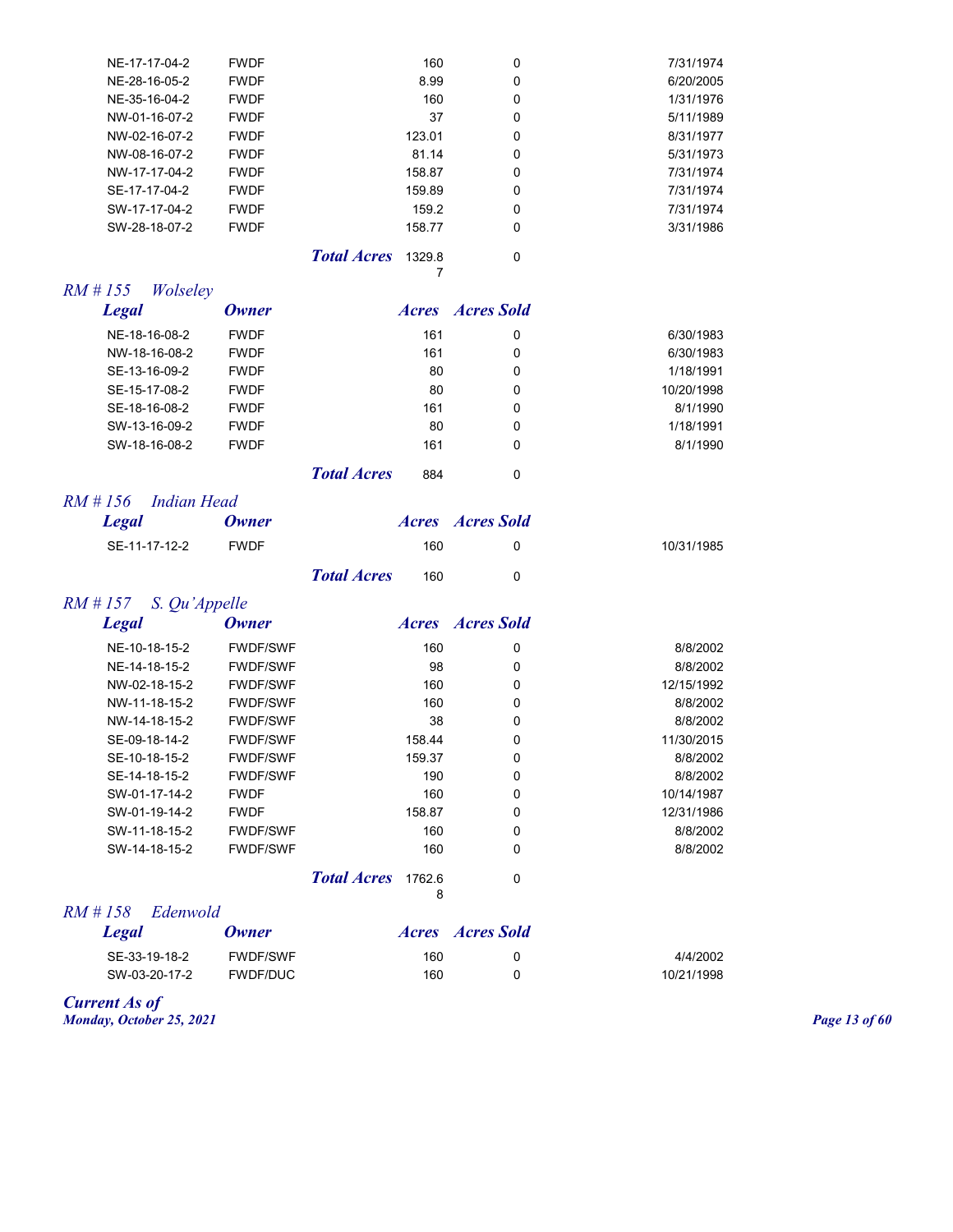| Legal | Owner | Acres | Acres Sold | |
|---|---|---|---|---|
| NE-17-17-04-2 | FWDF | 160 | 0 | 7/31/1974 |
| NE-28-16-05-2 | FWDF | 8.99 | 0 | 6/20/2005 |
| NE-35-16-04-2 | FWDF | 160 | 0 | 1/31/1976 |
| NW-01-16-07-2 | FWDF | 37 | 0 | 5/11/1989 |
| NW-02-16-07-2 | FWDF | 123.01 | 0 | 8/31/1977 |
| NW-08-16-07-2 | FWDF | 81.14 | 0 | 5/31/1973 |
| NW-17-17-04-2 | FWDF | 158.87 | 0 | 7/31/1974 |
| SE-17-17-04-2 | FWDF | 159.89 | 0 | 7/31/1974 |
| SW-17-17-04-2 | FWDF | 159.2 | 0 | 7/31/1974 |
| SW-28-18-07-2 | FWDF | 158.77 | 0 | 3/31/1986 |
| | ***Total Acres*** | 1329.87 | 0 | |

## *RM # 155 Wolseley*

| *Legal* | *Owner* | *Acres* | *Acres Sold* | |
|---|---|---|---|---|
| NE-18-16-08-2 | FWDF | 161 | 0 | 6/30/1983 |
| NW-18-16-08-2 | FWDF | 161 | 0 | 6/30/1983 |
| SE-13-16-09-2 | FWDF | 80 | 0 | 1/18/1991 |
| SE-15-17-08-2 | FWDF | 80 | 0 | 10/20/1998 |
| SE-18-16-08-2 | FWDF | 161 | 0 | 8/1/1990 |
| SW-13-16-09-2 | FWDF | 80 | 0 | 1/18/1991 |
| SW-18-16-08-2 | FWDF | 161 | 0 | 8/1/1990 |
| | ***Total Acres*** | 884 | 0 | |

## *RM # 156 Indian Head*

| *Legal* | *Owner* | *Acres* | *Acres Sold* | |
|---|---|---|---|---|
| SE-11-17-12-2 | FWDF | 160 | 0 | 10/31/1985 |
| | ***Total Acres*** | 160 | 0 | |

## *RM # 157 S. Qu'Appelle*

| *Legal* | *Owner* | *Acres* | *Acres Sold* | |
|---|---|---|---|---|
| NE-10-18-15-2 | FWDF/SWF | 160 | 0 | 8/8/2002 |
| NE-14-18-15-2 | FWDF/SWF | 98 | 0 | 8/8/2002 |
| NW-02-18-15-2 | FWDF/SWF | 160 | 0 | 12/15/1992 |
| NW-11-18-15-2 | FWDF/SWF | 160 | 0 | 8/8/2002 |
| NW-14-18-15-2 | FWDF/SWF | 38 | 0 | 8/8/2002 |
| SE-09-18-14-2 | FWDF/SWF | 158.44 | 0 | 11/30/2015 |
| SE-10-18-15-2 | FWDF/SWF | 159.37 | 0 | 8/8/2002 |
| SE-14-18-15-2 | FWDF/SWF | 190 | 0 | 8/8/2002 |
| SW-01-17-14-2 | FWDF | 160 | 0 | 10/14/1987 |
| SW-01-19-14-2 | FWDF | 158.87 | 0 | 12/31/1986 |
| SW-11-18-15-2 | FWDF/SWF | 160 | 0 | 8/8/2002 |
| SW-14-18-15-2 | FWDF/SWF | 160 | 0 | 8/8/2002 |
| | ***Total Acres*** | 1762.68 | 0 | |

## *RM # 158 Edenwold*

| *Legal* | *Owner* | *Acres* | *Acres Sold* | |
|---|---|---|---|---|
| SE-33-19-18-2 | FWDF/SWF | 160 | 0 | 4/4/2002 |
| SW-03-20-17-2 | FWDF/DUC | 160 | 0 | 10/21/1998 |

***Current As of***
***Monday, October 25, 2021***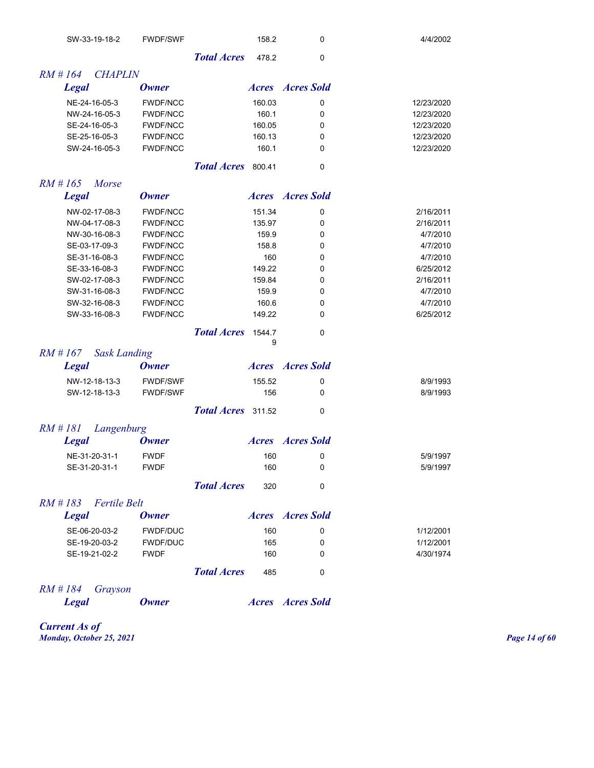| | | | | |
|---|---|---|---|---|
| SW-33-19-18-2 | FWDF/SWF | 158.2 | 0 | 4/4/2002 |
| | ***Total Acres*** | 478.2 | 0 | |

## *RM # 164 CHAPLIN*

| *Legal* | *Owner* | *Acres* | *Acres Sold* | |
|---|---|---|---|---|
| NE-24-16-05-3 | FWDF/NCC | 160.03 | 0 | 12/23/2020 |
| NW-24-16-05-3 | FWDF/NCC | 160.1 | 0 | 12/23/2020 |
| SE-24-16-05-3 | FWDF/NCC | 160.05 | 0 | 12/23/2020 |
| SE-25-16-05-3 | FWDF/NCC | 160.13 | 0 | 12/23/2020 |
| SW-24-16-05-3 | FWDF/NCC | 160.1 | 0 | 12/23/2020 |
| | ***Total Acres*** | 800.41 | 0 | |

## *RM # 165 Morse*

| *Legal* | *Owner* | *Acres* | *Acres Sold* | |
|---|---|---|---|---|
| NW-02-17-08-3 | FWDF/NCC | 151.34 | 0 | 2/16/2011 |
| NW-04-17-08-3 | FWDF/NCC | 135.97 | 0 | 2/16/2011 |
| NW-30-16-08-3 | FWDF/NCC | 159.9 | 0 | 4/7/2010 |
| SE-03-17-09-3 | FWDF/NCC | 158.8 | 0 | 4/7/2010 |
| SE-31-16-08-3 | FWDF/NCC | 160 | 0 | 4/7/2010 |
| SE-33-16-08-3 | FWDF/NCC | 149.22 | 0 | 6/25/2012 |
| SW-02-17-08-3 | FWDF/NCC | 159.84 | 0 | 2/16/2011 |
| SW-31-16-08-3 | FWDF/NCC | 159.9 | 0 | 4/7/2010 |
| SW-32-16-08-3 | FWDF/NCC | 160.6 | 0 | 4/7/2010 |
| SW-33-16-08-3 | FWDF/NCC | 149.22 | 0 | 6/25/2012 |
| | ***Total Acres*** | 1544.79 | 0 | |

## *RM # 167 Sask Landing*

| *Legal* | *Owner* | *Acres* | *Acres Sold* | |
|---|---|---|---|---|
| NW-12-18-13-3 | FWDF/SWF | 155.52 | 0 | 8/9/1993 |
| SW-12-18-13-3 | FWDF/SWF | 156 | 0 | 8/9/1993 |
| | ***Total Acres*** | 311.52 | 0 | |

## *RM # 181 Langenburg*

| *Legal* | *Owner* | *Acres* | *Acres Sold* | |
|---|---|---|---|---|
| NE-31-20-31-1 | FWDF | 160 | 0 | 5/9/1997 |
| SE-31-20-31-1 | FWDF | 160 | 0 | 5/9/1997 |
| | ***Total Acres*** | 320 | 0 | |

## *RM # 183 Fertile Belt*

| *Legal* | *Owner* | *Acres* | *Acres Sold* | |
|---|---|---|---|---|
| SE-06-20-03-2 | FWDF/DUC | 160 | 0 | 1/12/2001 |
| SE-19-20-03-2 | FWDF/DUC | 165 | 0 | 1/12/2001 |
| SE-19-21-02-2 | FWDF | 160 | 0 | 4/30/1974 |
| | ***Total Acres*** | 485 | 0 | |

## *RM # 184 Grayson*

| *Legal* | *Owner* | *Acres* | *Acres Sold* | |
|---|---|---|---|---|

***Current As of***
***Monday, October 25, 2021***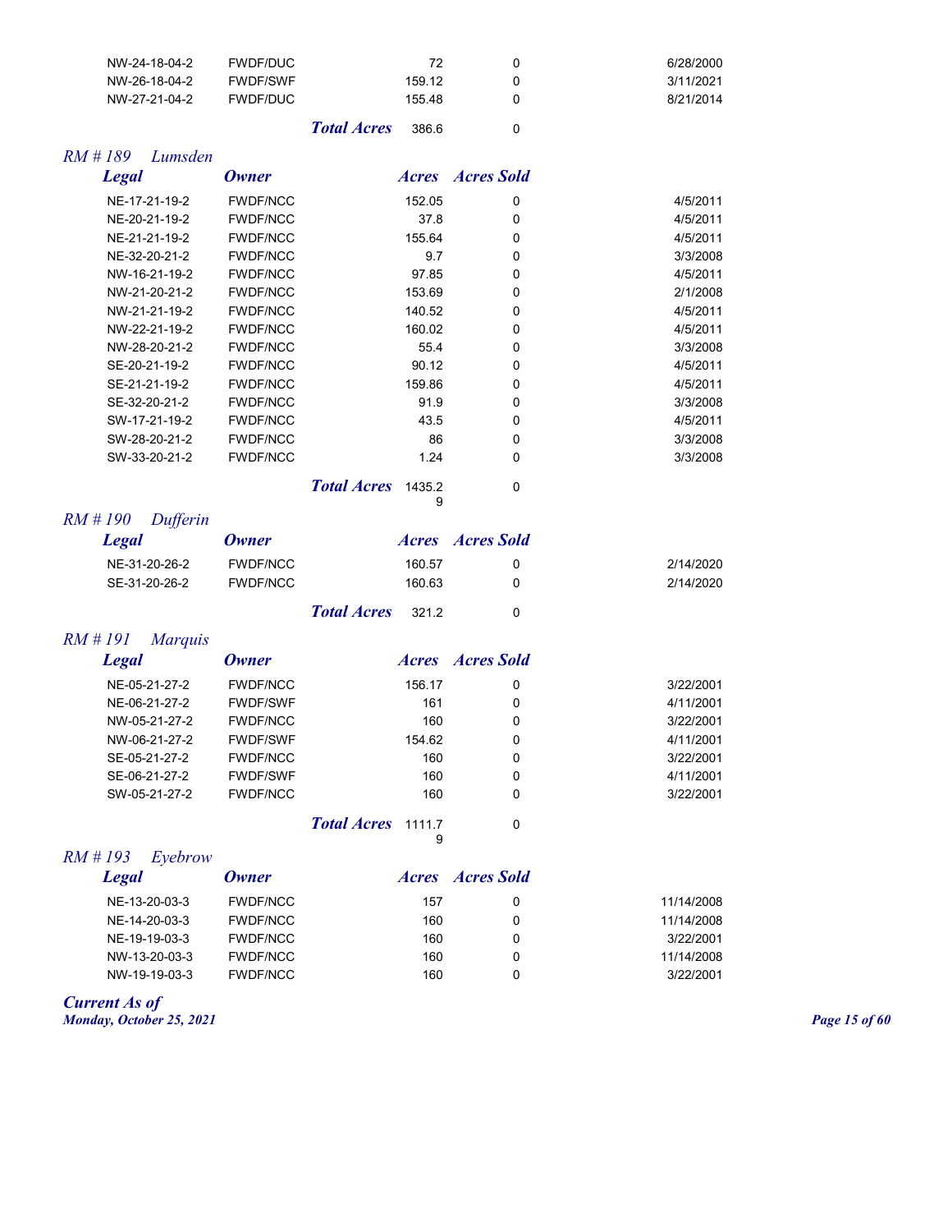| Legal | Owner | Acres | Acres Sold | |
|---|---|---|---|---|
| NW-24-18-04-2 | FWDF/DUC | 72 | 0 | 6/28/2000 |
| NW-26-18-04-2 | FWDF/SWF | 159.12 | 0 | 3/11/2021 |
| NW-27-21-04-2 | FWDF/DUC | 155.48 | 0 | 8/21/2014 |
| | ***Total Acres*** | 386.6 | 0 | |

## *RM # 189 Lumsden*

| *Legal* | *Owner* | *Acres* | *Acres Sold* | |
|---|---|---|---|---|
| NE-17-21-19-2 | FWDF/NCC | 152.05 | 0 | 4/5/2011 |
| NE-20-21-19-2 | FWDF/NCC | 37.8 | 0 | 4/5/2011 |
| NE-21-21-19-2 | FWDF/NCC | 155.64 | 0 | 4/5/2011 |
| NE-32-20-21-2 | FWDF/NCC | 9.7 | 0 | 3/3/2008 |
| NW-16-21-19-2 | FWDF/NCC | 97.85 | 0 | 4/5/2011 |
| NW-21-20-21-2 | FWDF/NCC | 153.69 | 0 | 2/1/2008 |
| NW-21-21-19-2 | FWDF/NCC | 140.52 | 0 | 4/5/2011 |
| NW-22-21-19-2 | FWDF/NCC | 160.02 | 0 | 4/5/2011 |
| NW-28-20-21-2 | FWDF/NCC | 55.4 | 0 | 3/3/2008 |
| SE-20-21-19-2 | FWDF/NCC | 90.12 | 0 | 4/5/2011 |
| SE-21-21-19-2 | FWDF/NCC | 159.86 | 0 | 4/5/2011 |
| SE-32-20-21-2 | FWDF/NCC | 91.9 | 0 | 3/3/2008 |
| SW-17-21-19-2 | FWDF/NCC | 43.5 | 0 | 4/5/2011 |
| SW-28-20-21-2 | FWDF/NCC | 86 | 0 | 3/3/2008 |
| SW-33-20-21-2 | FWDF/NCC | 1.24 | 0 | 3/3/2008 |
| | ***Total Acres*** | 1435.29 | 0 | |

## *RM # 190 Dufferin*

| *Legal* | *Owner* | *Acres* | *Acres Sold* | |
|---|---|---|---|---|
| NE-31-20-26-2 | FWDF/NCC | 160.57 | 0 | 2/14/2020 |
| SE-31-20-26-2 | FWDF/NCC | 160.63 | 0 | 2/14/2020 |
| | ***Total Acres*** | 321.2 | 0 | |

## *RM # 191 Marquis*

| *Legal* | *Owner* | *Acres* | *Acres Sold* | |
|---|---|---|---|---|
| NE-05-21-27-2 | FWDF/NCC | 156.17 | 0 | 3/22/2001 |
| NE-06-21-27-2 | FWDF/SWF | 161 | 0 | 4/11/2001 |
| NW-05-21-27-2 | FWDF/NCC | 160 | 0 | 3/22/2001 |
| NW-06-21-27-2 | FWDF/SWF | 154.62 | 0 | 4/11/2001 |
| SE-05-21-27-2 | FWDF/NCC | 160 | 0 | 3/22/2001 |
| SE-06-21-27-2 | FWDF/SWF | 160 | 0 | 4/11/2001 |
| SW-05-21-27-2 | FWDF/NCC | 160 | 0 | 3/22/2001 |
| | ***Total Acres*** | 1111.79 | 0 | |

## *RM # 193 Eyebrow*

| *Legal* | *Owner* | *Acres* | *Acres Sold* | |
|---|---|---|---|---|
| NE-13-20-03-3 | FWDF/NCC | 157 | 0 | 11/14/2008 |
| NE-14-20-03-3 | FWDF/NCC | 160 | 0 | 11/14/2008 |
| NE-19-19-03-3 | FWDF/NCC | 160 | 0 | 3/22/2001 |
| NW-13-20-03-3 | FWDF/NCC | 160 | 0 | 11/14/2008 |
| NW-19-19-03-3 | FWDF/NCC | 160 | 0 | 3/22/2001 |

***Current As of***
***Monday, October 25, 2021***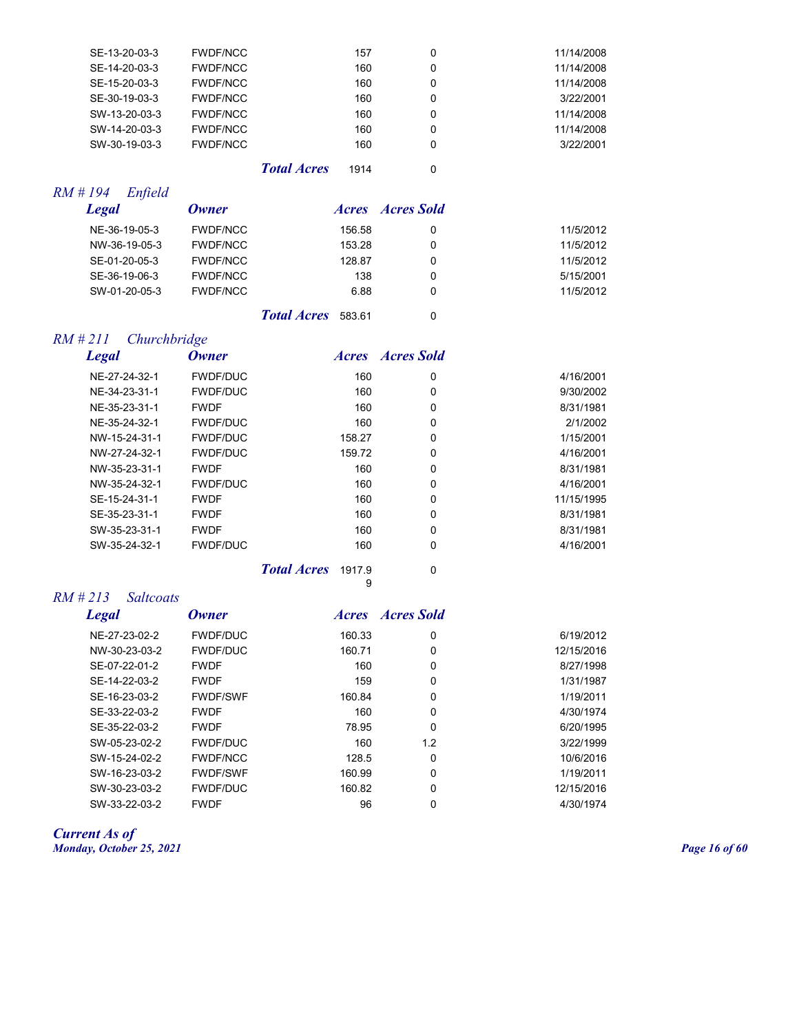| Legal | Owner | Acres | Acres Sold | |
|---|---|---|---|---|
| SE-13-20-03-3 | FWDF/NCC | 157 | 0 | 11/14/2008 |
| SE-14-20-03-3 | FWDF/NCC | 160 | 0 | 11/14/2008 |
| SE-15-20-03-3 | FWDF/NCC | 160 | 0 | 11/14/2008 |
| SE-30-19-03-3 | FWDF/NCC | 160 | 0 | 3/22/2001 |
| SW-13-20-03-3 | FWDF/NCC | 160 | 0 | 11/14/2008 |
| SW-14-20-03-3 | FWDF/NCC | 160 | 0 | 11/14/2008 |
| SW-30-19-03-3 | FWDF/NCC | 160 | 0 | 3/22/2001 |
| | ***Total Acres*** | 1914 | 0 | |

## *RM # 194 Enfield*

| Legal | Owner | Acres | Acres Sold | |
|---|---|---|---|---|
| NE-36-19-05-3 | FWDF/NCC | 156.58 | 0 | 11/5/2012 |
| NW-36-19-05-3 | FWDF/NCC | 153.28 | 0 | 11/5/2012 |
| SE-01-20-05-3 | FWDF/NCC | 128.87 | 0 | 11/5/2012 |
| SE-36-19-06-3 | FWDF/NCC | 138 | 0 | 5/15/2001 |
| SW-01-20-05-3 | FWDF/NCC | 6.88 | 0 | 11/5/2012 |
| | ***Total Acres*** | 583.61 | 0 | |

## *RM # 211 Churchbridge*

| Legal | Owner | Acres | Acres Sold | |
|---|---|---|---|---|
| NE-27-24-32-1 | FWDF/DUC | 160 | 0 | 4/16/2001 |
| NE-34-23-31-1 | FWDF/DUC | 160 | 0 | 9/30/2002 |
| NE-35-23-31-1 | FWDF | 160 | 0 | 8/31/1981 |
| NE-35-24-32-1 | FWDF/DUC | 160 | 0 | 2/1/2002 |
| NW-15-24-31-1 | FWDF/DUC | 158.27 | 0 | 1/15/2001 |
| NW-27-24-32-1 | FWDF/DUC | 159.72 | 0 | 4/16/2001 |
| NW-35-23-31-1 | FWDF | 160 | 0 | 8/31/1981 |
| NW-35-24-32-1 | FWDF/DUC | 160 | 0 | 4/16/2001 |
| SE-15-24-31-1 | FWDF | 160 | 0 | 11/15/1995 |
| SE-35-23-31-1 | FWDF | 160 | 0 | 8/31/1981 |
| SW-35-23-31-1 | FWDF | 160 | 0 | 8/31/1981 |
| SW-35-24-32-1 | FWDF/DUC | 160 | 0 | 4/16/2001 |
| | ***Total Acres*** | 1917.99 | 0 | |

## *RM # 213 Saltcoats*

| Legal | Owner | Acres | Acres Sold | |
|---|---|---|---|---|
| NE-27-23-02-2 | FWDF/DUC | 160.33 | 0 | 6/19/2012 |
| NW-30-23-03-2 | FWDF/DUC | 160.71 | 0 | 12/15/2016 |
| SE-07-22-01-2 | FWDF | 160 | 0 | 8/27/1998 |
| SE-14-22-03-2 | FWDF | 159 | 0 | 1/31/1987 |
| SE-16-23-03-2 | FWDF/SWF | 160.84 | 0 | 1/19/2011 |
| SE-33-22-03-2 | FWDF | 160 | 0 | 4/30/1974 |
| SE-35-22-03-2 | FWDF | 78.95 | 0 | 6/20/1995 |
| SW-05-23-02-2 | FWDF/DUC | 160 | 1.2 | 3/22/1999 |
| SW-15-24-02-2 | FWDF/NCC | 128.5 | 0 | 10/6/2016 |
| SW-16-23-03-2 | FWDF/SWF | 160.99 | 0 | 1/19/2011 |
| SW-30-23-03-2 | FWDF/DUC | 160.82 | 0 | 12/15/2016 |
| SW-33-22-03-2 | FWDF | 96 | 0 | 4/30/1974 |

***Current As of***
***Monday, October 25, 2021***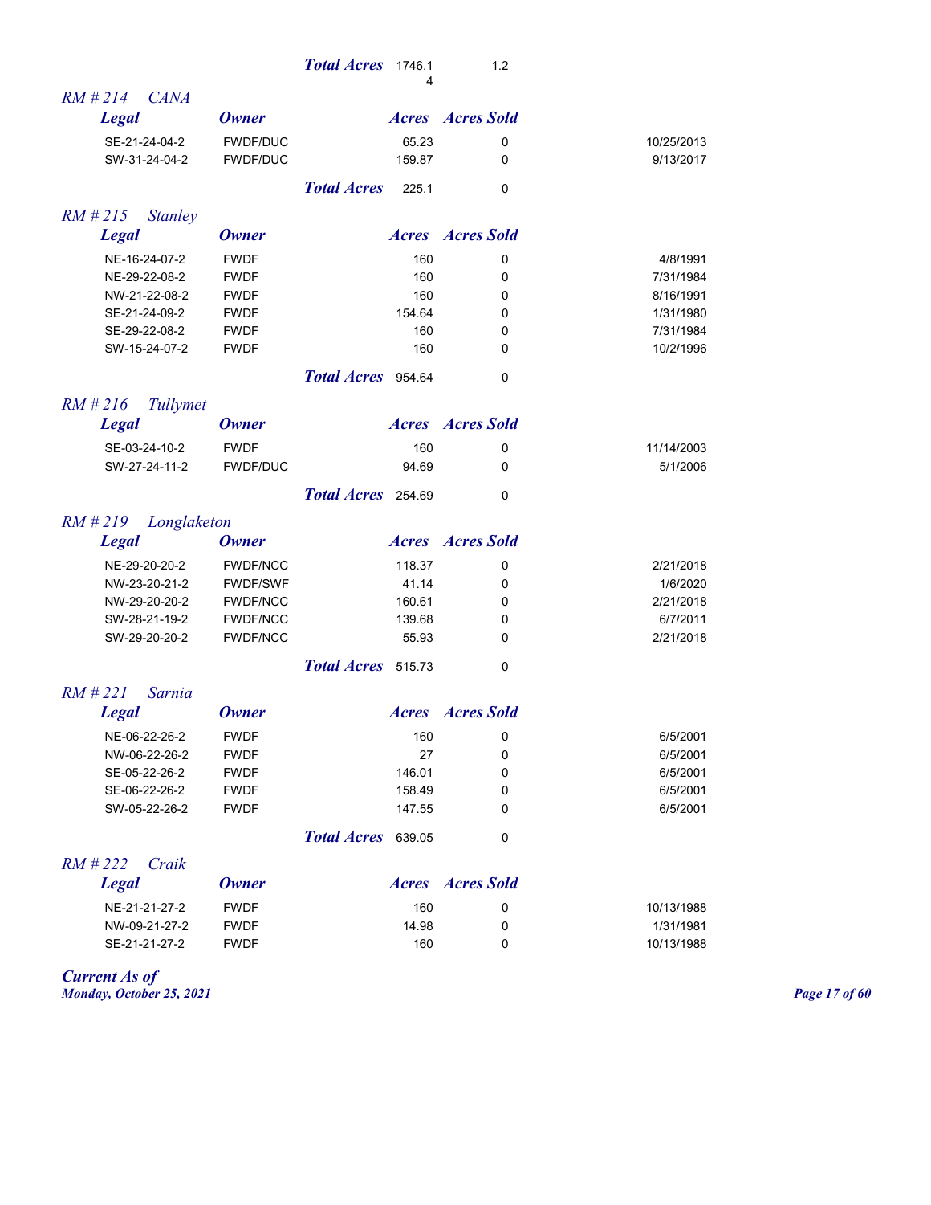| | | Total Acres | 1746.14 | 1.2 | |
|---|---|---|---|---|---|

## RM # 214 CANA

| Legal | Owner | | Acres | Acres Sold | |
|---|---|---|---|---|---|
| SE-21-24-04-2 | FWDF/DUC | | 65.23 | 0 | 10/25/2013 |
| SW-31-24-04-2 | FWDF/DUC | | 159.87 | 0 | 9/13/2017 |
| | | Total Acres | 225.1 | 0 | |

## RM # 215 Stanley

| Legal | Owner | | Acres | Acres Sold | |
|---|---|---|---|---|---|
| NE-16-24-07-2 | FWDF | | 160 | 0 | 4/8/1991 |
| NE-29-22-08-2 | FWDF | | 160 | 0 | 7/31/1984 |
| NW-21-22-08-2 | FWDF | | 160 | 0 | 8/16/1991 |
| SE-21-24-09-2 | FWDF | | 154.64 | 0 | 1/31/1980 |
| SE-29-22-08-2 | FWDF | | 160 | 0 | 7/31/1984 |
| SW-15-24-07-2 | FWDF | | 160 | 0 | 10/2/1996 |
| | | Total Acres | 954.64 | 0 | |

## RM # 216 Tullymet

| Legal | Owner | | Acres | Acres Sold | |
|---|---|---|---|---|---|
| SE-03-24-10-2 | FWDF | | 160 | 0 | 11/14/2003 |
| SW-27-24-11-2 | FWDF/DUC | | 94.69 | 0 | 5/1/2006 |
| | | Total Acres | 254.69 | 0 | |

## RM # 219 Longlaketon

| Legal | Owner | | Acres | Acres Sold | |
|---|---|---|---|---|---|
| NE-29-20-20-2 | FWDF/NCC | | 118.37 | 0 | 2/21/2018 |
| NW-23-20-21-2 | FWDF/SWF | | 41.14 | 0 | 1/6/2020 |
| NW-29-20-20-2 | FWDF/NCC | | 160.61 | 0 | 2/21/2018 |
| SW-28-21-19-2 | FWDF/NCC | | 139.68 | 0 | 6/7/2011 |
| SW-29-20-20-2 | FWDF/NCC | | 55.93 | 0 | 2/21/2018 |
| | | Total Acres | 515.73 | 0 | |

## RM # 221 Sarnia

| Legal | Owner | | Acres | Acres Sold | |
|---|---|---|---|---|---|
| NE-06-22-26-2 | FWDF | | 160 | 0 | 6/5/2001 |
| NW-06-22-26-2 | FWDF | | 27 | 0 | 6/5/2001 |
| SE-05-22-26-2 | FWDF | | 146.01 | 0 | 6/5/2001 |
| SE-06-22-26-2 | FWDF | | 158.49 | 0 | 6/5/2001 |
| SW-05-22-26-2 | FWDF | | 147.55 | 0 | 6/5/2001 |
| | | Total Acres | 639.05 | 0 | |

## RM # 222 Craik

| Legal | Owner | | Acres | Acres Sold | |
|---|---|---|---|---|---|
| NE-21-21-27-2 | FWDF | | 160 | 0 | 10/13/1988 |
| NW-09-21-27-2 | FWDF | | 14.98 | 0 | 1/31/1981 |
| SE-21-21-27-2 | FWDF | | 160 | 0 | 10/13/1988 |

*Current As of*
*Monday, October 25, 2021*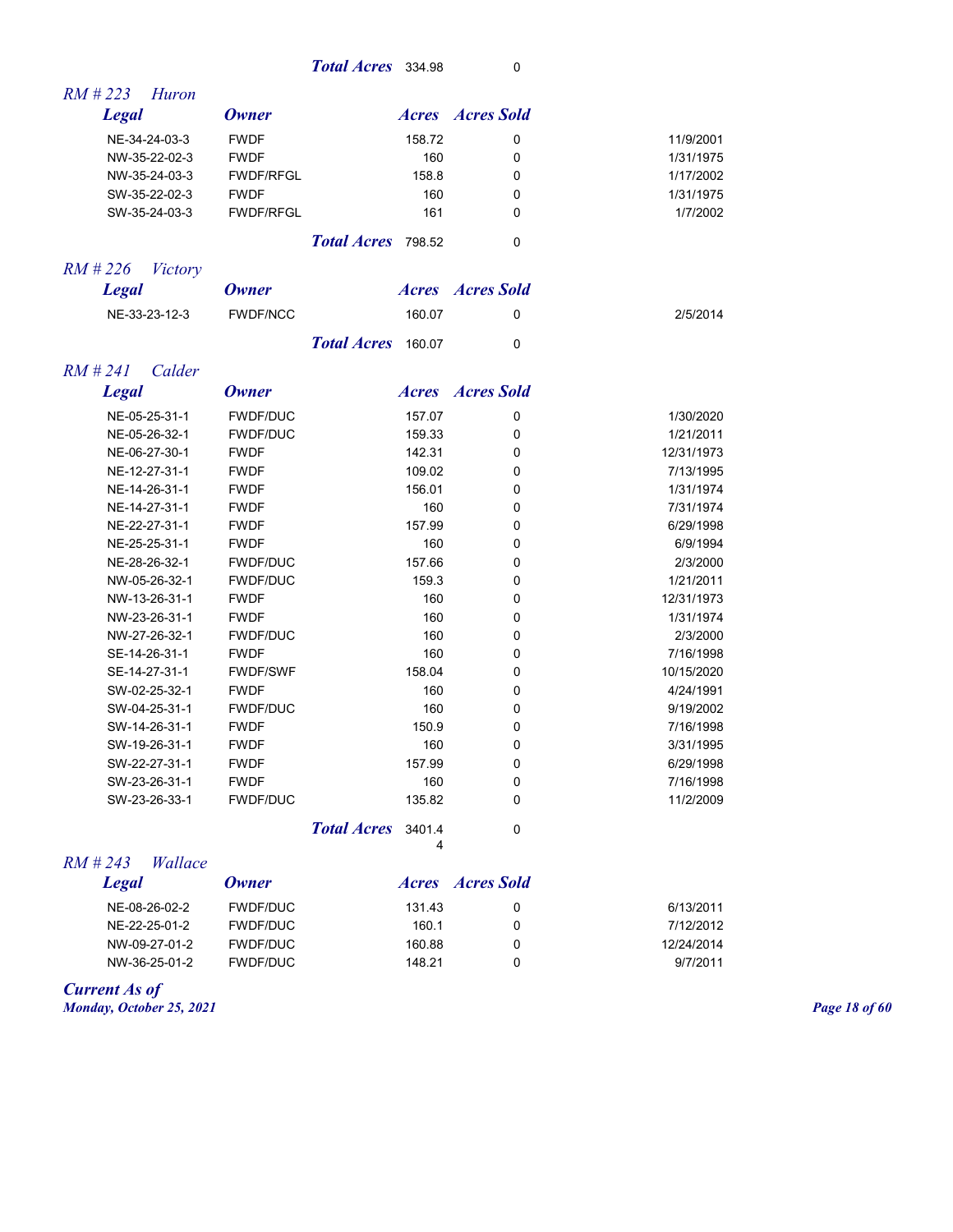| | | Total Acres | 334.98 | 0 | |
|---|---|---|---|---|---|

### RM # 223 Huron

| Legal | Owner | Acres | Acres Sold | |
|---|---|---|---|---|
| NE-34-24-03-3 | FWDF | 158.72 | 0 | 11/9/2001 |
| NW-35-22-02-3 | FWDF | 160 | 0 | 1/31/1975 |
| NW-35-24-03-3 | FWDF/RFGL | 158.8 | 0 | 1/17/2002 |
| SW-35-22-02-3 | FWDF | 160 | 0 | 1/31/1975 |
| SW-35-24-03-3 | FWDF/RFGL | 161 | 0 | 1/7/2002 |
| | Total Acres | 798.52 | 0 | |

### RM # 226 Victory

| Legal | Owner | Acres | Acres Sold | |
|---|---|---|---|---|
| NE-33-23-12-3 | FWDF/NCC | 160.07 | 0 | 2/5/2014 |
| | Total Acres | 160.07 | 0 | |

### RM # 241 Calder

| Legal | Owner | Acres | Acres Sold | |
|---|---|---|---|---|
| NE-05-25-31-1 | FWDF/DUC | 157.07 | 0 | 1/30/2020 |
| NE-05-26-32-1 | FWDF/DUC | 159.33 | 0 | 1/21/2011 |
| NE-06-27-30-1 | FWDF | 142.31 | 0 | 12/31/1973 |
| NE-12-27-31-1 | FWDF | 109.02 | 0 | 7/13/1995 |
| NE-14-26-31-1 | FWDF | 156.01 | 0 | 1/31/1974 |
| NE-14-27-31-1 | FWDF | 160 | 0 | 7/31/1974 |
| NE-22-27-31-1 | FWDF | 157.99 | 0 | 6/29/1998 |
| NE-25-25-31-1 | FWDF | 160 | 0 | 6/9/1994 |
| NE-28-26-32-1 | FWDF/DUC | 157.66 | 0 | 2/3/2000 |
| NW-05-26-32-1 | FWDF/DUC | 159.3 | 0 | 1/21/2011 |
| NW-13-26-31-1 | FWDF | 160 | 0 | 12/31/1973 |
| NW-23-26-31-1 | FWDF | 160 | 0 | 1/31/1974 |
| NW-27-26-32-1 | FWDF/DUC | 160 | 0 | 2/3/2000 |
| SE-14-26-31-1 | FWDF | 160 | 0 | 7/16/1998 |
| SE-14-27-31-1 | FWDF/SWF | 158.04 | 0 | 10/15/2020 |
| SW-02-25-32-1 | FWDF | 160 | 0 | 4/24/1991 |
| SW-04-25-31-1 | FWDF/DUC | 160 | 0 | 9/19/2002 |
| SW-14-26-31-1 | FWDF | 150.9 | 0 | 7/16/1998 |
| SW-19-26-31-1 | FWDF | 160 | 0 | 3/31/1995 |
| SW-22-27-31-1 | FWDF | 157.99 | 0 | 6/29/1998 |
| SW-23-26-31-1 | FWDF | 160 | 0 | 7/16/1998 |
| SW-23-26-33-1 | FWDF/DUC | 135.82 | 0 | 11/2/2009 |
| | Total Acres | 3401.44 | 0 | |

### RM # 243 Wallace

| Legal | Owner | Acres | Acres Sold | |
|---|---|---|---|---|
| NE-08-26-02-2 | FWDF/DUC | 131.43 | 0 | 6/13/2011 |
| NE-22-25-01-2 | FWDF/DUC | 160.1 | 0 | 7/12/2012 |
| NW-09-27-01-2 | FWDF/DUC | 160.88 | 0 | 12/24/2014 |
| NW-36-25-01-2 | FWDF/DUC | 148.21 | 0 | 9/7/2011 |

*Current As of*
*Monday, October 25, 2021*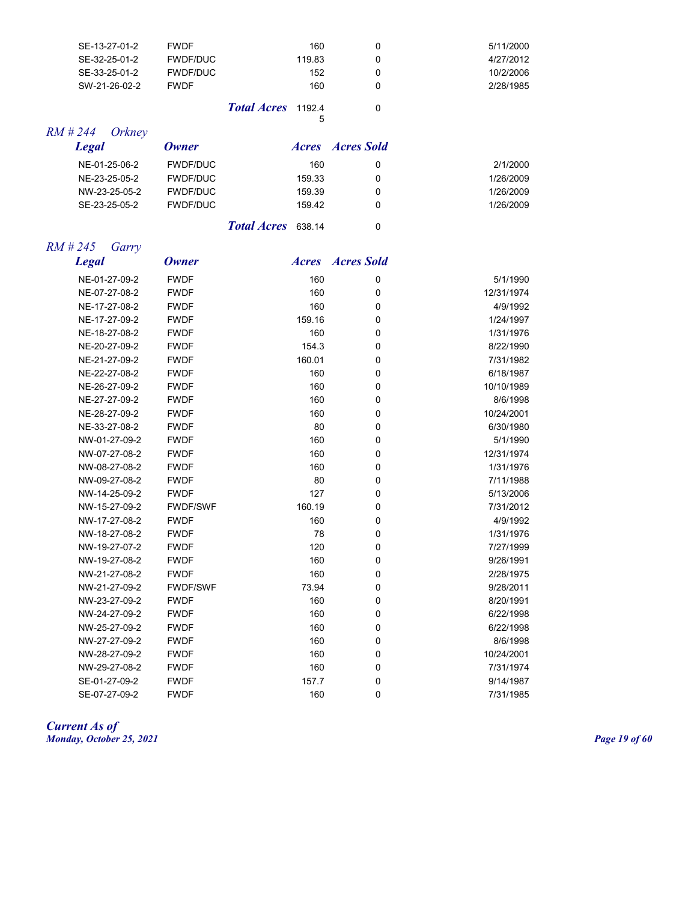| Legal | Owner | Acres | Acres Sold | |
|---|---|---|---|---|
| SE-13-27-01-2 | FWDF | 160 | 0 | 5/11/2000 |
| SE-32-25-01-2 | FWDF/DUC | 119.83 | 0 | 4/27/2012 |
| SE-33-25-01-2 | FWDF/DUC | 152 | 0 | 10/2/2006 |
| SW-21-26-02-2 | FWDF | 160 | 0 | 2/28/1985 |
| | ***Total Acres*** | 1192.45 | 0 | |

## *RM # 244 Orkney*

| *Legal* | *Owner* | *Acres* | *Acres Sold* | |
|---|---|---|---|---|
| NE-01-25-06-2 | FWDF/DUC | 160 | 0 | 2/1/2000 |
| NE-23-25-05-2 | FWDF/DUC | 159.33 | 0 | 1/26/2009 |
| NW-23-25-05-2 | FWDF/DUC | 159.39 | 0 | 1/26/2009 |
| SE-23-25-05-2 | FWDF/DUC | 159.42 | 0 | 1/26/2009 |
| | ***Total Acres*** | 638.14 | 0 | |

## *RM # 245 Garry*

| *Legal* | *Owner* | *Acres* | *Acres Sold* | |
|---|---|---|---|---|
| NE-01-27-09-2 | FWDF | 160 | 0 | 5/1/1990 |
| NE-07-27-08-2 | FWDF | 160 | 0 | 12/31/1974 |
| NE-17-27-08-2 | FWDF | 160 | 0 | 4/9/1992 |
| NE-17-27-09-2 | FWDF | 159.16 | 0 | 1/24/1997 |
| NE-18-27-08-2 | FWDF | 160 | 0 | 1/31/1976 |
| NE-20-27-09-2 | FWDF | 154.3 | 0 | 8/22/1990 |
| NE-21-27-09-2 | FWDF | 160.01 | 0 | 7/31/1982 |
| NE-22-27-08-2 | FWDF | 160 | 0 | 6/18/1987 |
| NE-26-27-09-2 | FWDF | 160 | 0 | 10/10/1989 |
| NE-27-27-09-2 | FWDF | 160 | 0 | 8/6/1998 |
| NE-28-27-09-2 | FWDF | 160 | 0 | 10/24/2001 |
| NE-33-27-08-2 | FWDF | 80 | 0 | 6/30/1980 |
| NW-01-27-09-2 | FWDF | 160 | 0 | 5/1/1990 |
| NW-07-27-08-2 | FWDF | 160 | 0 | 12/31/1974 |
| NW-08-27-08-2 | FWDF | 160 | 0 | 1/31/1976 |
| NW-09-27-08-2 | FWDF | 80 | 0 | 7/11/1988 |
| NW-14-25-09-2 | FWDF | 127 | 0 | 5/13/2006 |
| NW-15-27-09-2 | FWDF/SWF | 160.19 | 0 | 7/31/2012 |
| NW-17-27-08-2 | FWDF | 160 | 0 | 4/9/1992 |
| NW-18-27-08-2 | FWDF | 78 | 0 | 1/31/1976 |
| NW-19-27-07-2 | FWDF | 120 | 0 | 7/27/1999 |
| NW-19-27-08-2 | FWDF | 160 | 0 | 9/26/1991 |
| NW-21-27-08-2 | FWDF | 160 | 0 | 2/28/1975 |
| NW-21-27-09-2 | FWDF/SWF | 73.94 | 0 | 9/28/2011 |
| NW-23-27-09-2 | FWDF | 160 | 0 | 8/20/1991 |
| NW-24-27-09-2 | FWDF | 160 | 0 | 6/22/1998 |
| NW-25-27-09-2 | FWDF | 160 | 0 | 6/22/1998 |
| NW-27-27-09-2 | FWDF | 160 | 0 | 8/6/1998 |
| NW-28-27-09-2 | FWDF | 160 | 0 | 10/24/2001 |
| NW-29-27-08-2 | FWDF | 160 | 0 | 7/31/1974 |
| SE-01-27-09-2 | FWDF | 157.7 | 0 | 9/14/1987 |
| SE-07-27-09-2 | FWDF | 160 | 0 | 7/31/1985 |

***Current As of***
***Monday, October 25, 2021***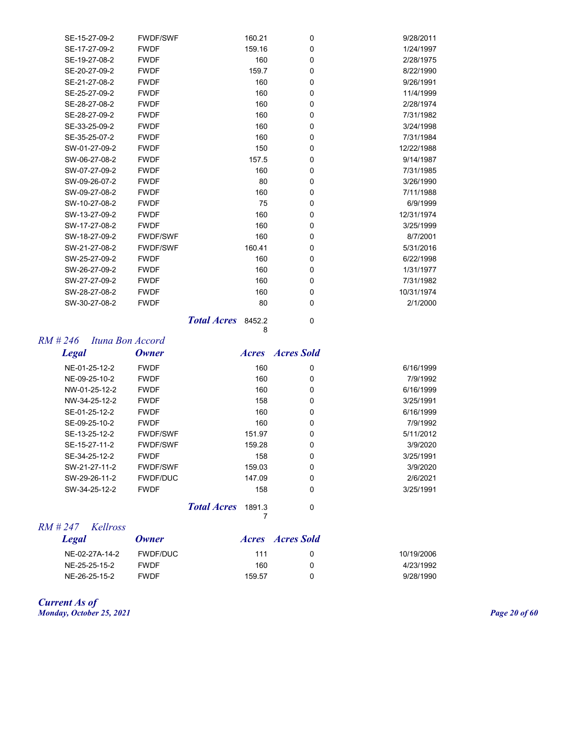| | | | | |
|---|---|---|---|---|
| SE-15-27-09-2 | FWDF/SWF | 160.21 | 0 | 9/28/2011 |
| SE-17-27-09-2 | FWDF | 159.16 | 0 | 1/24/1997 |
| SE-19-27-08-2 | FWDF | 160 | 0 | 2/28/1975 |
| SE-20-27-09-2 | FWDF | 159.7 | 0 | 8/22/1990 |
| SE-21-27-08-2 | FWDF | 160 | 0 | 9/26/1991 |
| SE-25-27-09-2 | FWDF | 160 | 0 | 11/4/1999 |
| SE-28-27-08-2 | FWDF | 160 | 0 | 2/28/1974 |
| SE-28-27-09-2 | FWDF | 160 | 0 | 7/31/1982 |
| SE-33-25-09-2 | FWDF | 160 | 0 | 3/24/1998 |
| SE-35-25-07-2 | FWDF | 160 | 0 | 7/31/1984 |
| SW-01-27-09-2 | FWDF | 150 | 0 | 12/22/1988 |
| SW-06-27-08-2 | FWDF | 157.5 | 0 | 9/14/1987 |
| SW-07-27-09-2 | FWDF | 160 | 0 | 7/31/1985 |
| SW-09-26-07-2 | FWDF | 80 | 0 | 3/26/1990 |
| SW-09-27-08-2 | FWDF | 160 | 0 | 7/11/1988 |
| SW-10-27-08-2 | FWDF | 75 | 0 | 6/9/1999 |
| SW-13-27-09-2 | FWDF | 160 | 0 | 12/31/1974 |
| SW-17-27-08-2 | FWDF | 160 | 0 | 3/25/1999 |
| SW-18-27-09-2 | FWDF/SWF | 160 | 0 | 8/7/2001 |
| SW-21-27-08-2 | FWDF/SWF | 160.41 | 0 | 5/31/2016 |
| SW-25-27-09-2 | FWDF | 160 | 0 | 6/22/1998 |
| SW-26-27-09-2 | FWDF | 160 | 0 | 1/31/1977 |
| SW-27-27-09-2 | FWDF | 160 | 0 | 7/31/1982 |
| SW-28-27-08-2 | FWDF | 160 | 0 | 10/31/1974 |
| SW-30-27-08-2 | FWDF | 80 | 0 | 2/1/2000 |
| | ***Total Acres*** | 8452.28 | 0 | |

### *RM # 246 Ituna Bon Accord*

| ***Legal*** | ***Owner*** | ***Acres*** | ***Acres Sold*** | |
|---|---|---|---|---|
| NE-01-25-12-2 | FWDF | 160 | 0 | 6/16/1999 |
| NE-09-25-10-2 | FWDF | 160 | 0 | 7/9/1992 |
| NW-01-25-12-2 | FWDF | 160 | 0 | 6/16/1999 |
| NW-34-25-12-2 | FWDF | 158 | 0 | 3/25/1991 |
| SE-01-25-12-2 | FWDF | 160 | 0 | 6/16/1999 |
| SE-09-25-10-2 | FWDF | 160 | 0 | 7/9/1992 |
| SE-13-25-12-2 | FWDF/SWF | 151.97 | 0 | 5/11/2012 |
| SE-15-27-11-2 | FWDF/SWF | 159.28 | 0 | 3/9/2020 |
| SE-34-25-12-2 | FWDF | 158 | 0 | 3/25/1991 |
| SW-21-27-11-2 | FWDF/SWF | 159.03 | 0 | 3/9/2020 |
| SW-29-26-11-2 | FWDF/DUC | 147.09 | 0 | 2/6/2021 |
| SW-34-25-12-2 | FWDF | 158 | 0 | 3/25/1991 |
| | ***Total Acres*** | 1891.37 | 0 | |

### *RM # 247 Kellross*

| ***Legal*** | ***Owner*** | ***Acres*** | ***Acres Sold*** | |
|---|---|---|---|---|
| NE-02-27A-14-2 | FWDF/DUC | 111 | 0 | 10/19/2006 |
| NE-25-25-15-2 | FWDF | 160 | 0 | 4/23/1992 |
| NE-26-25-15-2 | FWDF | 159.57 | 0 | 9/28/1990 |

***Current As of***
***Monday, October 25, 2021***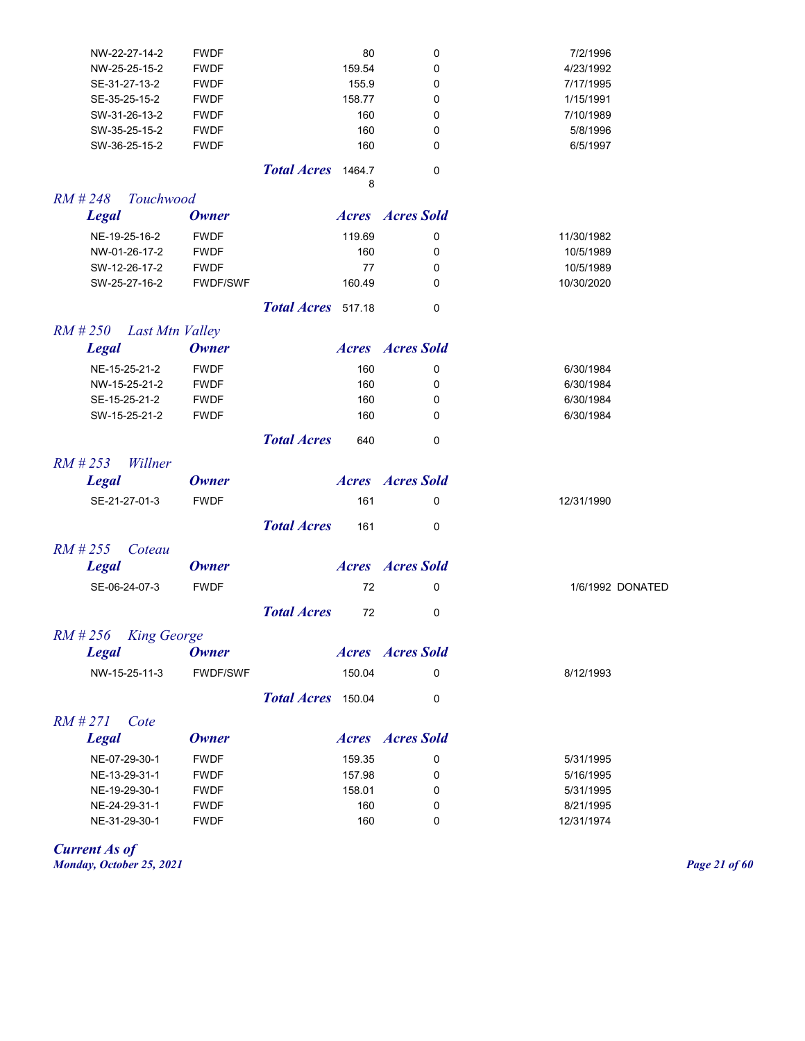| Legal | Owner | Acres | Acres Sold | |
|---|---|---|---|---|
| NW-22-27-14-2 | FWDF | 80 | 0 | 7/2/1996 |
| NW-25-25-15-2 | FWDF | 159.54 | 0 | 4/23/1992 |
| SE-31-27-13-2 | FWDF | 155.9 | 0 | 7/17/1995 |
| SE-35-25-15-2 | FWDF | 158.77 | 0 | 1/15/1991 |
| SW-31-26-13-2 | FWDF | 160 | 0 | 7/10/1989 |
| SW-35-25-15-2 | FWDF | 160 | 0 | 5/8/1996 |
| SW-36-25-15-2 | FWDF | 160 | 0 | 6/5/1997 |
| | ***Total Acres*** | 1464.78 | 0 | |

## *RM # 248 Touchwood*

| Legal | Owner | Acres | Acres Sold | |
|---|---|---|---|---|
| NE-19-25-16-2 | FWDF | 119.69 | 0 | 11/30/1982 |
| NW-01-26-17-2 | FWDF | 160 | 0 | 10/5/1989 |
| SW-12-26-17-2 | FWDF | 77 | 0 | 10/5/1989 |
| SW-25-27-16-2 | FWDF/SWF | 160.49 | 0 | 10/30/2020 |
| | ***Total Acres*** | 517.18 | 0 | |

## *RM # 250 Last Mtn Valley*

| Legal | Owner | Acres | Acres Sold | |
|---|---|---|---|---|
| NE-15-25-21-2 | FWDF | 160 | 0 | 6/30/1984 |
| NW-15-25-21-2 | FWDF | 160 | 0 | 6/30/1984 |
| SE-15-25-21-2 | FWDF | 160 | 0 | 6/30/1984 |
| SW-15-25-21-2 | FWDF | 160 | 0 | 6/30/1984 |
| | ***Total Acres*** | 640 | 0 | |

## *RM # 253 Willner*

| Legal | Owner | Acres | Acres Sold | |
|---|---|---|---|---|
| SE-21-27-01-3 | FWDF | 161 | 0 | 12/31/1990 |
| | ***Total Acres*** | 161 | 0 | |

## *RM # 255 Coteau*

| Legal | Owner | Acres | Acres Sold | |
|---|---|---|---|---|
| SE-06-24-07-3 | FWDF | 72 | 0 | 1/6/1992 DONATED |
| | ***Total Acres*** | 72 | 0 | |

## *RM # 256 King George*

| Legal | Owner | Acres | Acres Sold | |
|---|---|---|---|---|
| NW-15-25-11-3 | FWDF/SWF | 150.04 | 0 | 8/12/1993 |
| | ***Total Acres*** | 150.04 | 0 | |

## *RM # 271 Cote*

| Legal | Owner | Acres | Acres Sold | |
|---|---|---|---|---|
| NE-07-29-30-1 | FWDF | 159.35 | 0 | 5/31/1995 |
| NE-13-29-31-1 | FWDF | 157.98 | 0 | 5/16/1995 |
| NE-19-29-30-1 | FWDF | 158.01 | 0 | 5/31/1995 |
| NE-24-29-31-1 | FWDF | 160 | 0 | 8/21/1995 |
| NE-31-29-30-1 | FWDF | 160 | 0 | 12/31/1974 |

***Current As of***
***Monday, October 25, 2021***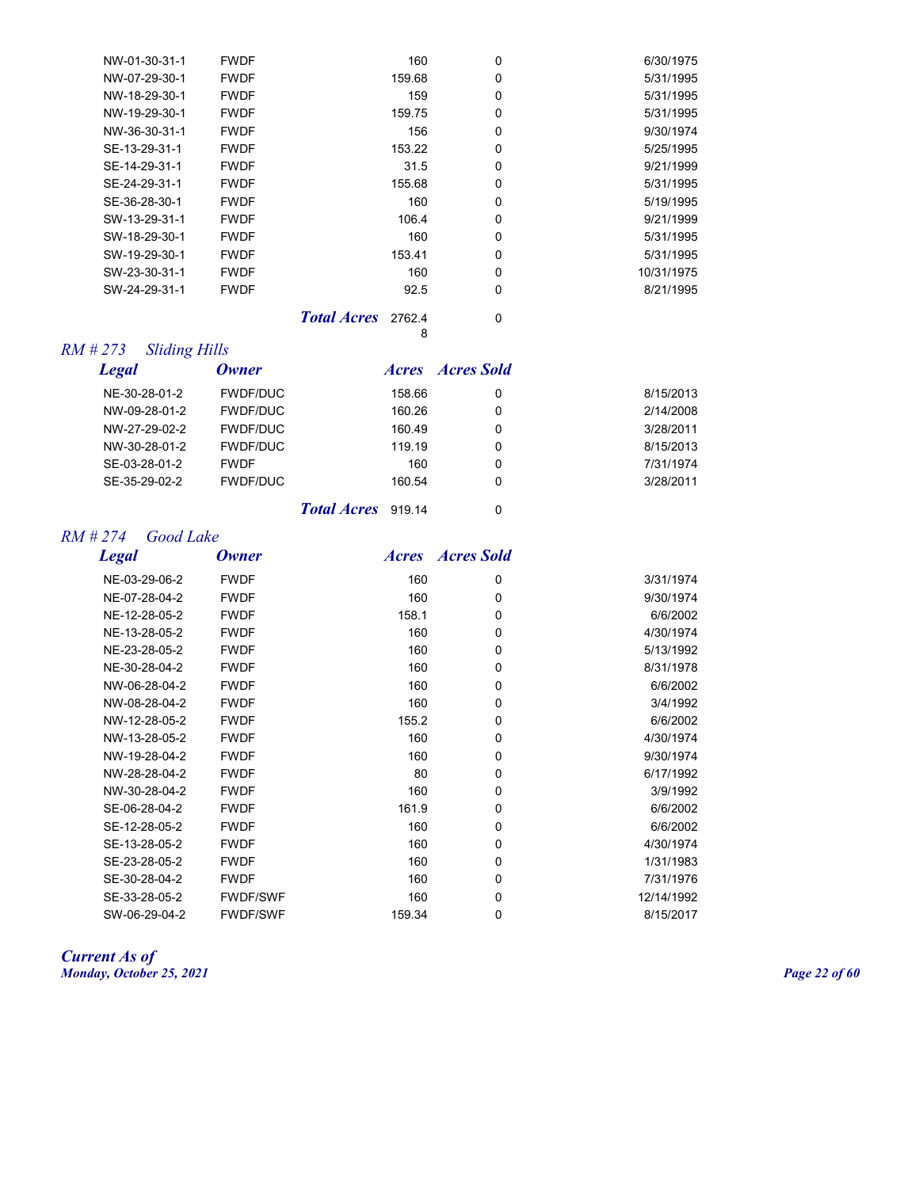| Legal | Owner | Acres | Acres Sold | |
|---|---|---|---|---|
| NW-01-30-31-1 | FWDF | 160 | 0 | 6/30/1975 |
| NW-07-29-30-1 | FWDF | 159.68 | 0 | 5/31/1995 |
| NW-18-29-30-1 | FWDF | 159 | 0 | 5/31/1995 |
| NW-19-29-30-1 | FWDF | 159.75 | 0 | 5/31/1995 |
| NW-36-30-31-1 | FWDF | 156 | 0 | 9/30/1974 |
| SE-13-29-31-1 | FWDF | 153.22 | 0 | 5/25/1995 |
| SE-14-29-31-1 | FWDF | 31.5 | 0 | 9/21/1999 |
| SE-24-29-31-1 | FWDF | 155.68 | 0 | 5/31/1995 |
| SE-36-28-30-1 | FWDF | 160 | 0 | 5/19/1995 |
| SW-13-29-31-1 | FWDF | 106.4 | 0 | 9/21/1999 |
| SW-18-29-30-1 | FWDF | 160 | 0 | 5/31/1995 |
| SW-19-29-30-1 | FWDF | 153.41 | 0 | 5/31/1995 |
| SW-23-30-31-1 | FWDF | 160 | 0 | 10/31/1975 |
| SW-24-29-31-1 | FWDF | 92.5 | 0 | 8/21/1995 |
| | ***Total Acres*** | 2762.48 | 0 | |

## *RM # 273 Sliding Hills*

| ***Legal*** | ***Owner*** | ***Acres*** | ***Acres Sold*** | |
|---|---|---|---|---|
| NE-30-28-01-2 | FWDF/DUC | 158.66 | 0 | 8/15/2013 |
| NW-09-28-01-2 | FWDF/DUC | 160.26 | 0 | 2/14/2008 |
| NW-27-29-02-2 | FWDF/DUC | 160.49 | 0 | 3/28/2011 |
| NW-30-28-01-2 | FWDF/DUC | 119.19 | 0 | 8/15/2013 |
| SE-03-28-01-2 | FWDF | 160 | 0 | 7/31/1974 |
| SE-35-29-02-2 | FWDF/DUC | 160.54 | 0 | 3/28/2011 |
| | ***Total Acres*** | 919.14 | 0 | |

## *RM # 274 Good Lake*

| ***Legal*** | ***Owner*** | ***Acres*** | ***Acres Sold*** | |
|---|---|---|---|---|
| NE-03-29-06-2 | FWDF | 160 | 0 | 3/31/1974 |
| NE-07-28-04-2 | FWDF | 160 | 0 | 9/30/1974 |
| NE-12-28-05-2 | FWDF | 158.1 | 0 | 6/6/2002 |
| NE-13-28-05-2 | FWDF | 160 | 0 | 4/30/1974 |
| NE-23-28-05-2 | FWDF | 160 | 0 | 5/13/1992 |
| NE-30-28-04-2 | FWDF | 160 | 0 | 8/31/1978 |
| NW-06-28-04-2 | FWDF | 160 | 0 | 6/6/2002 |
| NW-08-28-04-2 | FWDF | 160 | 0 | 3/4/1992 |
| NW-12-28-05-2 | FWDF | 155.2 | 0 | 6/6/2002 |
| NW-13-28-05-2 | FWDF | 160 | 0 | 4/30/1974 |
| NW-19-28-04-2 | FWDF | 160 | 0 | 9/30/1974 |
| NW-28-28-04-2 | FWDF | 80 | 0 | 6/17/1992 |
| NW-30-28-04-2 | FWDF | 160 | 0 | 3/9/1992 |
| SE-06-28-04-2 | FWDF | 161.9 | 0 | 6/6/2002 |
| SE-12-28-05-2 | FWDF | 160 | 0 | 6/6/2002 |
| SE-13-28-05-2 | FWDF | 160 | 0 | 4/30/1974 |
| SE-23-28-05-2 | FWDF | 160 | 0 | 1/31/1983 |
| SE-30-28-04-2 | FWDF | 160 | 0 | 7/31/1976 |
| SE-33-28-05-2 | FWDF/SWF | 160 | 0 | 12/14/1992 |
| SW-06-29-04-2 | FWDF/SWF | 159.34 | 0 | 8/15/2017 |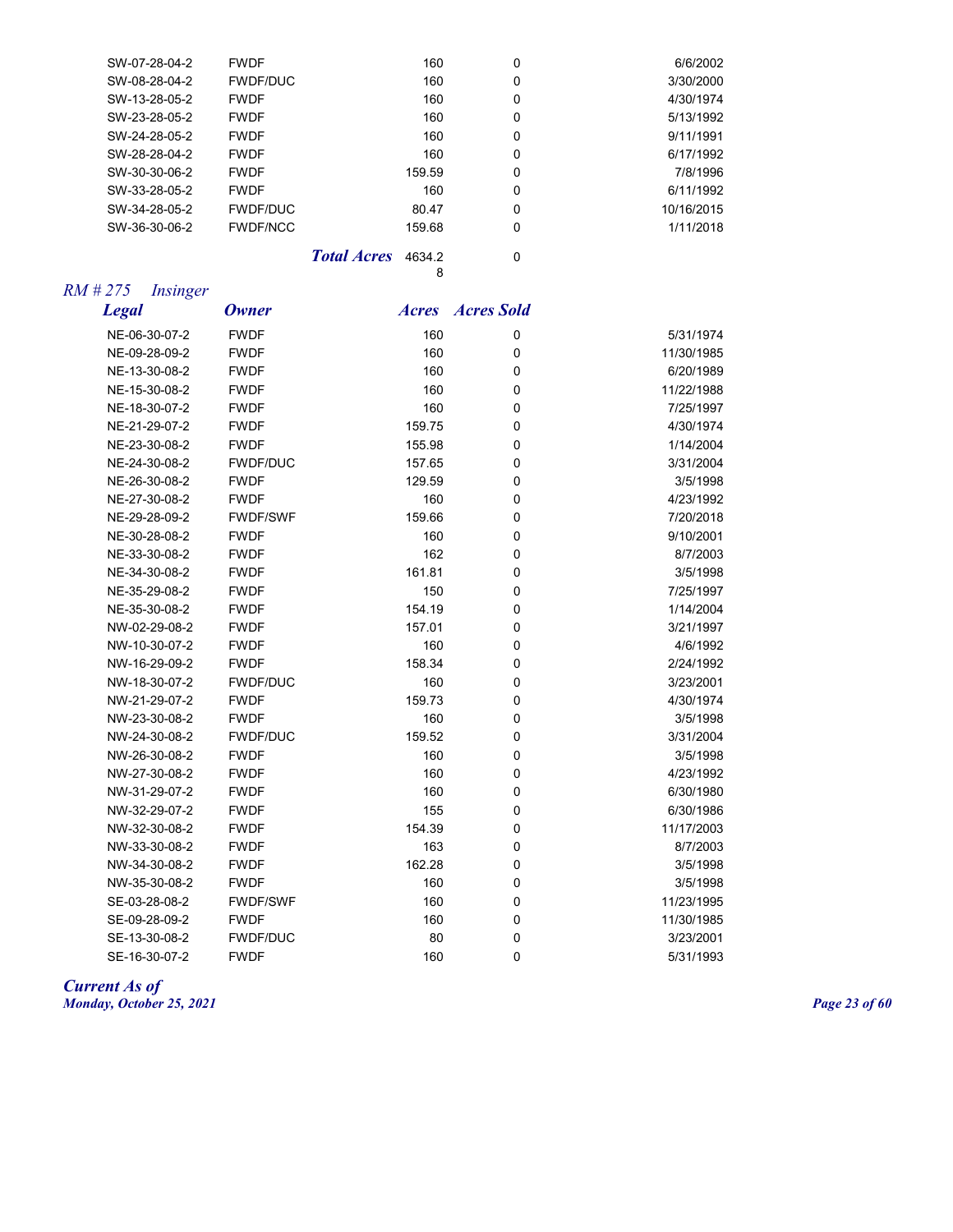| | | | | |
|---|---|---|---|---|
| SW-07-28-04-2 | FWDF | 160 | 0 | 6/6/2002 |
| SW-08-28-04-2 | FWDF/DUC | 160 | 0 | 3/30/2000 |
| SW-13-28-05-2 | FWDF | 160 | 0 | 4/30/1974 |
| SW-23-28-05-2 | FWDF | 160 | 0 | 5/13/1992 |
| SW-24-28-05-2 | FWDF | 160 | 0 | 9/11/1991 |
| SW-28-28-04-2 | FWDF | 160 | 0 | 6/17/1992 |
| SW-30-30-06-2 | FWDF | 159.59 | 0 | 7/8/1996 |
| SW-33-28-05-2 | FWDF | 160 | 0 | 6/11/1992 |
| SW-34-28-05-2 | FWDF/DUC | 80.47 | 0 | 10/16/2015 |
| SW-36-30-06-2 | FWDF/NCC | 159.68 | 0 | 1/11/2018 |
| | ***Total Acres*** | 4634.28 | 0 | |

*RM # 275 Insinger*

| *Legal* | *Owner* | *Acres* | *Acres Sold* | |
|---|---|---|---|---|
| NE-06-30-07-2 | FWDF | 160 | 0 | 5/31/1974 |
| NE-09-28-09-2 | FWDF | 160 | 0 | 11/30/1985 |
| NE-13-30-08-2 | FWDF | 160 | 0 | 6/20/1989 |
| NE-15-30-08-2 | FWDF | 160 | 0 | 11/22/1988 |
| NE-18-30-07-2 | FWDF | 160 | 0 | 7/25/1997 |
| NE-21-29-07-2 | FWDF | 159.75 | 0 | 4/30/1974 |
| NE-23-30-08-2 | FWDF | 155.98 | 0 | 1/14/2004 |
| NE-24-30-08-2 | FWDF/DUC | 157.65 | 0 | 3/31/2004 |
| NE-26-30-08-2 | FWDF | 129.59 | 0 | 3/5/1998 |
| NE-27-30-08-2 | FWDF | 160 | 0 | 4/23/1992 |
| NE-29-28-09-2 | FWDF/SWF | 159.66 | 0 | 7/20/2018 |
| NE-30-28-08-2 | FWDF | 160 | 0 | 9/10/2001 |
| NE-33-30-08-2 | FWDF | 162 | 0 | 8/7/2003 |
| NE-34-30-08-2 | FWDF | 161.81 | 0 | 3/5/1998 |
| NE-35-29-08-2 | FWDF | 150 | 0 | 7/25/1997 |
| NE-35-30-08-2 | FWDF | 154.19 | 0 | 1/14/2004 |
| NW-02-29-08-2 | FWDF | 157.01 | 0 | 3/21/1997 |
| NW-10-30-07-2 | FWDF | 160 | 0 | 4/6/1992 |
| NW-16-29-09-2 | FWDF | 158.34 | 0 | 2/24/1992 |
| NW-18-30-07-2 | FWDF/DUC | 160 | 0 | 3/23/2001 |
| NW-21-29-07-2 | FWDF | 159.73 | 0 | 4/30/1974 |
| NW-23-30-08-2 | FWDF | 160 | 0 | 3/5/1998 |
| NW-24-30-08-2 | FWDF/DUC | 159.52 | 0 | 3/31/2004 |
| NW-26-30-08-2 | FWDF | 160 | 0 | 3/5/1998 |
| NW-27-30-08-2 | FWDF | 160 | 0 | 4/23/1992 |
| NW-31-29-07-2 | FWDF | 160 | 0 | 6/30/1980 |
| NW-32-29-07-2 | FWDF | 155 | 0 | 6/30/1986 |
| NW-32-30-08-2 | FWDF | 154.39 | 0 | 11/17/2003 |
| NW-33-30-08-2 | FWDF | 163 | 0 | 8/7/2003 |
| NW-34-30-08-2 | FWDF | 162.28 | 0 | 3/5/1998 |
| NW-35-30-08-2 | FWDF | 160 | 0 | 3/5/1998 |
| SE-03-28-08-2 | FWDF/SWF | 160 | 0 | 11/23/1995 |
| SE-09-28-09-2 | FWDF | 160 | 0 | 11/30/1985 |
| SE-13-30-08-2 | FWDF/DUC | 80 | 0 | 3/23/2001 |
| SE-16-30-07-2 | FWDF | 160 | 0 | 5/31/1993 |

*Current As of*
*Monday, October 25, 2021*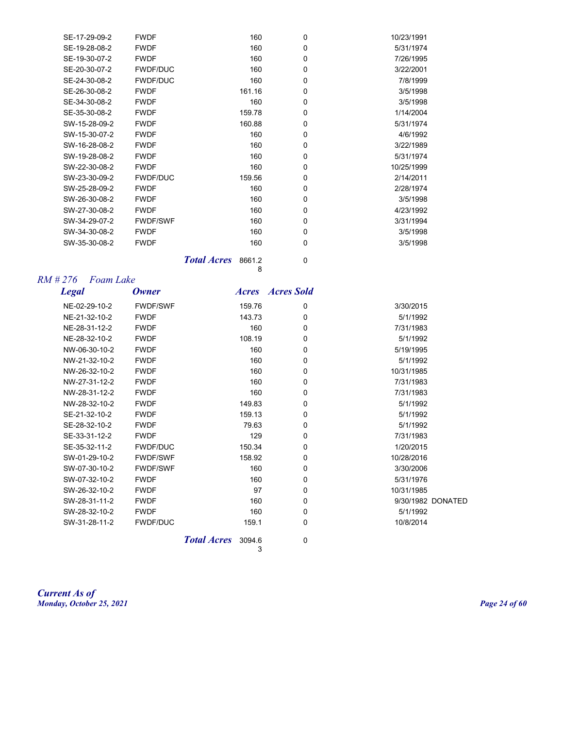| Legal | Owner | Acres | Acres Sold | Date | |
|---|---|---|---|---|---|
| SE-17-29-09-2 | FWDF | 160 | 0 | 10/23/1991 | |
| SE-19-28-08-2 | FWDF | 160 | 0 | 5/31/1974 | |
| SE-19-30-07-2 | FWDF | 160 | 0 | 7/26/1995 | |
| SE-20-30-07-2 | FWDF/DUC | 160 | 0 | 3/22/2001 | |
| SE-24-30-08-2 | FWDF/DUC | 160 | 0 | 7/8/1999 | |
| SE-26-30-08-2 | FWDF | 161.16 | 0 | 3/5/1998 | |
| SE-34-30-08-2 | FWDF | 160 | 0 | 3/5/1998 | |
| SE-35-30-08-2 | FWDF | 159.78 | 0 | 1/14/2004 | |
| SW-15-28-09-2 | FWDF | 160.88 | 0 | 5/31/1974 | |
| SW-15-30-07-2 | FWDF | 160 | 0 | 4/6/1992 | |
| SW-16-28-08-2 | FWDF | 160 | 0 | 3/22/1989 | |
| SW-19-28-08-2 | FWDF | 160 | 0 | 5/31/1974 | |
| SW-22-30-08-2 | FWDF | 160 | 0 | 10/25/1999 | |
| SW-23-30-09-2 | FWDF/DUC | 159.56 | 0 | 2/14/2011 | |
| SW-25-28-09-2 | FWDF | 160 | 0 | 2/28/1974 | |
| SW-26-30-08-2 | FWDF | 160 | 0 | 3/5/1998 | |
| SW-27-30-08-2 | FWDF | 160 | 0 | 4/23/1992 | |
| SW-34-29-07-2 | FWDF/SWF | 160 | 0 | 3/31/1994 | |
| SW-34-30-08-2 | FWDF | 160 | 0 | 3/5/1998 | |
| SW-35-30-08-2 | FWDF | 160 | 0 | 3/5/1998 | |
| | ***Total Acres*** | 8661.28 | 0 | | |

## *RM # 276 Foam Lake*

| *Legal* | *Owner* | *Acres* | *Acres Sold* | | |
|---|---|---|---|---|---|
| NE-02-29-10-2 | FWDF/SWF | 159.76 | 0 | 3/30/2015 | |
| NE-21-32-10-2 | FWDF | 143.73 | 0 | 5/1/1992 | |
| NE-28-31-12-2 | FWDF | 160 | 0 | 7/31/1983 | |
| NE-28-32-10-2 | FWDF | 108.19 | 0 | 5/1/1992 | |
| NW-06-30-10-2 | FWDF | 160 | 0 | 5/19/1995 | |
| NW-21-32-10-2 | FWDF | 160 | 0 | 5/1/1992 | |
| NW-26-32-10-2 | FWDF | 160 | 0 | 10/31/1985 | |
| NW-27-31-12-2 | FWDF | 160 | 0 | 7/31/1983 | |
| NW-28-31-12-2 | FWDF | 160 | 0 | 7/31/1983 | |
| NW-28-32-10-2 | FWDF | 149.83 | 0 | 5/1/1992 | |
| SE-21-32-10-2 | FWDF | 159.13 | 0 | 5/1/1992 | |
| SE-28-32-10-2 | FWDF | 79.63 | 0 | 5/1/1992 | |
| SE-33-31-12-2 | FWDF | 129 | 0 | 7/31/1983 | |
| SE-35-32-11-2 | FWDF/DUC | 150.34 | 0 | 1/20/2015 | |
| SW-01-29-10-2 | FWDF/SWF | 158.92 | 0 | 10/28/2016 | |
| SW-07-30-10-2 | FWDF/SWF | 160 | 0 | 3/30/2006 | |
| SW-07-32-10-2 | FWDF | 160 | 0 | 5/31/1976 | |
| SW-26-32-10-2 | FWDF | 97 | 0 | 10/31/1985 | |
| SW-28-31-11-2 | FWDF | 160 | 0 | 9/30/1982 | DONATED |
| SW-28-32-10-2 | FWDF | 160 | 0 | 5/1/1992 | |
| SW-31-28-11-2 | FWDF/DUC | 159.1 | 0 | 10/8/2014 | |
| | ***Total Acres*** | 3094.63 | 0 | | |

***Current As of***
***Monday, October 25, 2021***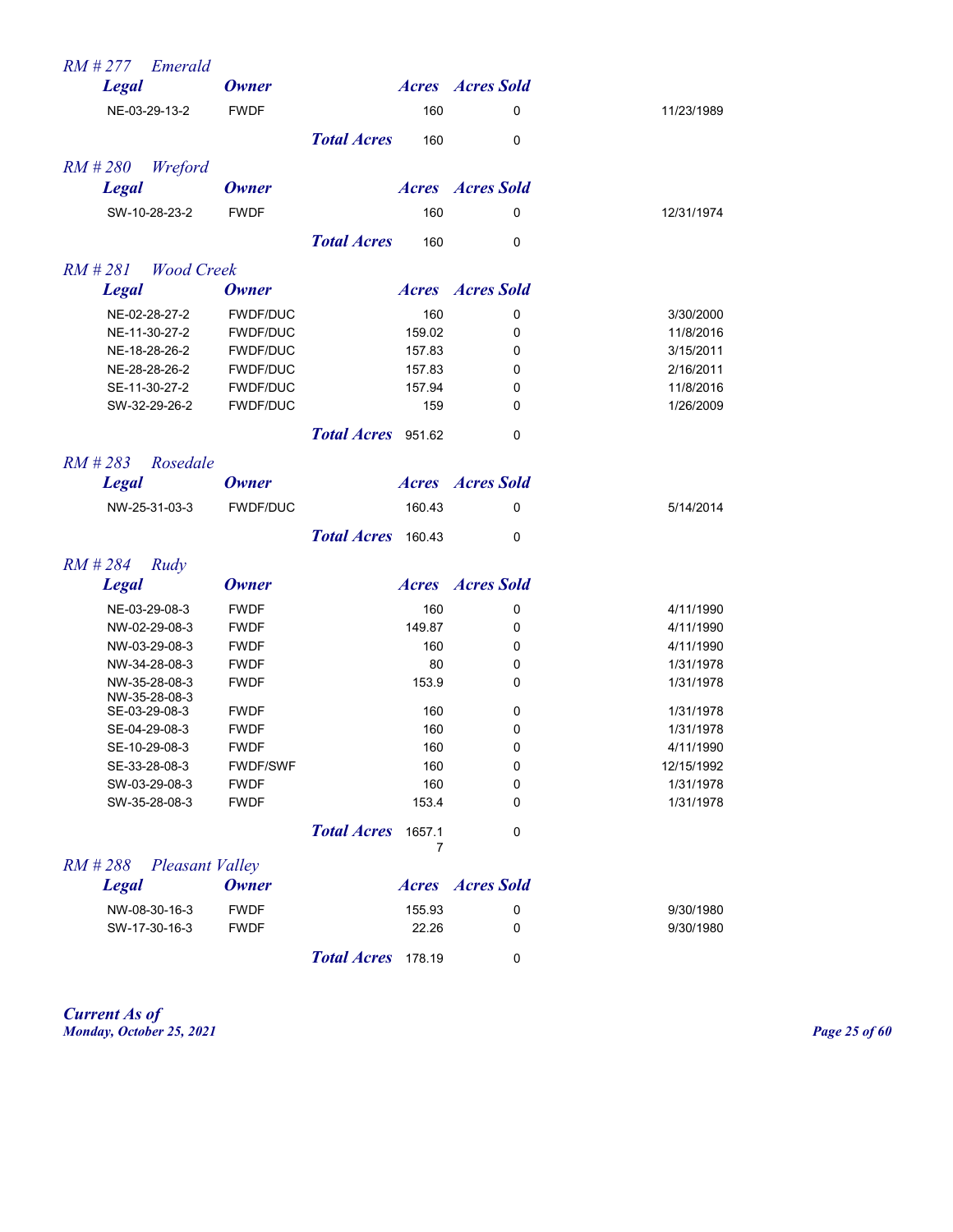## RM # 277 Emerald

| Legal | Owner | Acres | Acres Sold | |
|---|---|---|---|---|
| NE-03-29-13-2 | FWDF | 160 | 0 | 11/23/1989 |
| | *Total Acres* | 160 | 0 | |

## RM # 280 Wreford

| Legal | Owner | Acres | Acres Sold | |
|---|---|---|---|---|
| SW-10-28-23-2 | FWDF | 160 | 0 | 12/31/1974 |
| | *Total Acres* | 160 | 0 | |

## RM # 281 Wood Creek

| Legal | Owner | Acres | Acres Sold | |
|---|---|---|---|---|
| NE-02-28-27-2 | FWDF/DUC | 160 | 0 | 3/30/2000 |
| NE-11-30-27-2 | FWDF/DUC | 159.02 | 0 | 11/8/2016 |
| NE-18-28-26-2 | FWDF/DUC | 157.83 | 0 | 3/15/2011 |
| NE-28-28-26-2 | FWDF/DUC | 157.83 | 0 | 2/16/2011 |
| SE-11-30-27-2 | FWDF/DUC | 157.94 | 0 | 11/8/2016 |
| SW-32-29-26-2 | FWDF/DUC | 159 | 0 | 1/26/2009 |
| | *Total Acres* | 951.62 | 0 | |

## RM # 283 Rosedale

| Legal | Owner | Acres | Acres Sold | |
|---|---|---|---|---|
| NW-25-31-03-3 | FWDF/DUC | 160.43 | 0 | 5/14/2014 |
| | *Total Acres* | 160.43 | 0 | |

## RM # 284 Rudy

| Legal | Owner | Acres | Acres Sold | |
|---|---|---|---|---|
| NE-03-29-08-3 | FWDF | 160 | 0 | 4/11/1990 |
| NW-02-29-08-3 | FWDF | 149.87 | 0 | 4/11/1990 |
| NW-03-29-08-3 | FWDF | 160 | 0 | 4/11/1990 |
| NW-34-28-08-3 | FWDF | 80 | 0 | 1/31/1978 |
| NW-35-28-08-3 NW-35-28-08-3 | FWDF | 153.9 | 0 | 1/31/1978 |
| SE-03-29-08-3 | FWDF | 160 | 0 | 1/31/1978 |
| SE-04-29-08-3 | FWDF | 160 | 0 | 1/31/1978 |
| SE-10-29-08-3 | FWDF | 160 | 0 | 4/11/1990 |
| SE-33-28-08-3 | FWDF/SWF | 160 | 0 | 12/15/1992 |
| SW-03-29-08-3 | FWDF | 160 | 0 | 1/31/1978 |
| SW-35-28-08-3 | FWDF | 153.4 | 0 | 1/31/1978 |
| | *Total Acres* | 1657.17 | 0 | |

## RM # 288 Pleasant Valley

| Legal | Owner | Acres | Acres Sold | |
|---|---|---|---|---|
| NW-08-30-16-3 | FWDF | 155.93 | 0 | 9/30/1980 |
| SW-17-30-16-3 | FWDF | 22.26 | 0 | 9/30/1980 |
| | *Total Acres* | 178.19 | 0 | |

*Current As of*
*Monday, October 25, 2021*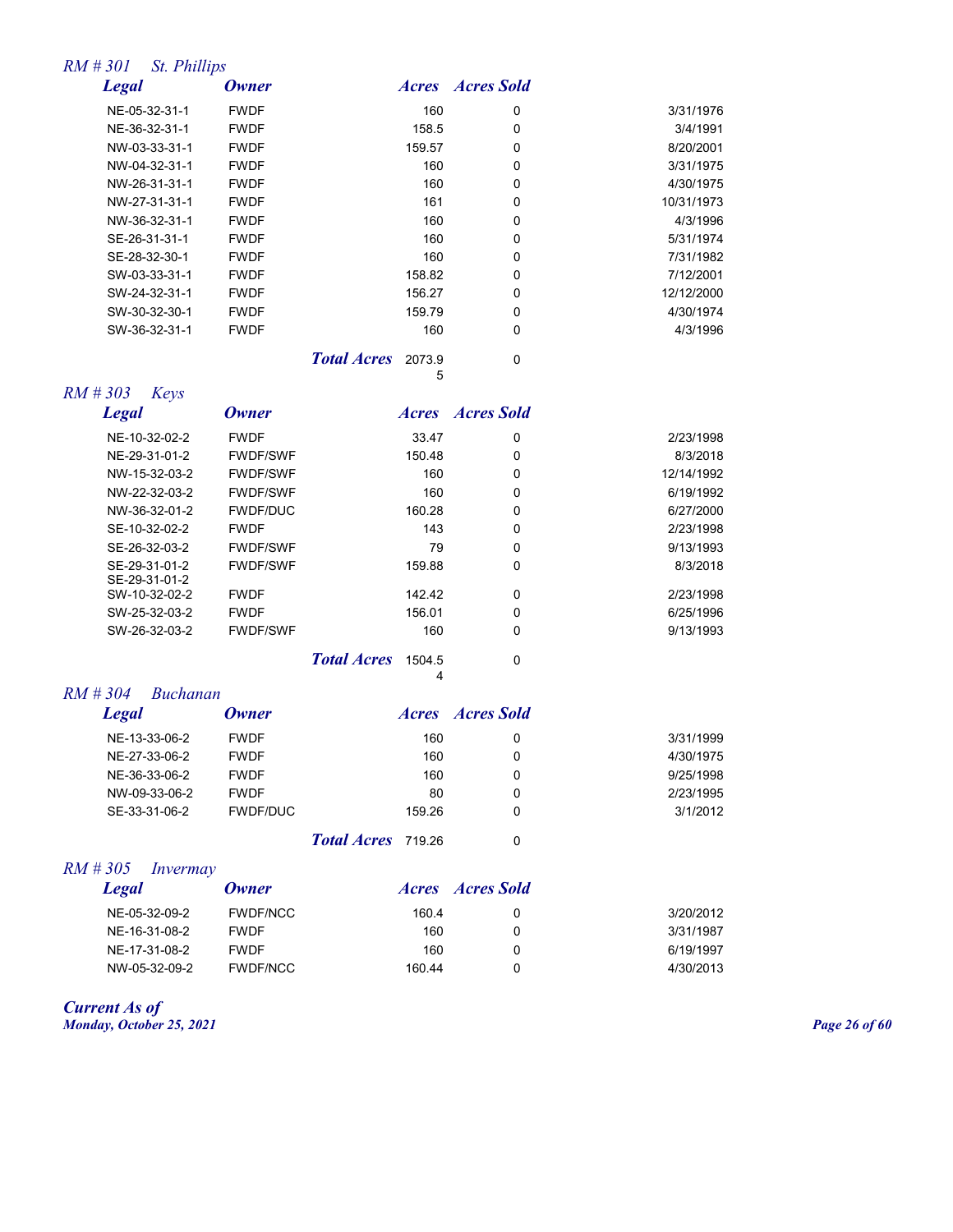## *RM # 301 St. Phillips*

| *Legal* | *Owner* | *Acres* | *Acres Sold* | |
|---|---|---|---|---|
| NE-05-32-31-1 | FWDF | 160 | 0 | 3/31/1976 |
| NE-36-32-31-1 | FWDF | 158.5 | 0 | 3/4/1991 |
| NW-03-33-31-1 | FWDF | 159.57 | 0 | 8/20/2001 |
| NW-04-32-31-1 | FWDF | 160 | 0 | 3/31/1975 |
| NW-26-31-31-1 | FWDF | 160 | 0 | 4/30/1975 |
| NW-27-31-31-1 | FWDF | 161 | 0 | 10/31/1973 |
| NW-36-32-31-1 | FWDF | 160 | 0 | 4/3/1996 |
| SE-26-31-31-1 | FWDF | 160 | 0 | 5/31/1974 |
| SE-28-32-30-1 | FWDF | 160 | 0 | 7/31/1982 |
| SW-03-33-31-1 | FWDF | 158.82 | 0 | 7/12/2001 |
| SW-24-32-31-1 | FWDF | 156.27 | 0 | 12/12/2000 |
| SW-30-32-30-1 | FWDF | 159.79 | 0 | 4/30/1974 |
| SW-36-32-31-1 | FWDF | 160 | 0 | 4/3/1996 |
| | ***Total Acres*** | 2073.95 | 0 | |

## *RM # 303 Keys*

| *Legal* | *Owner* | *Acres* | *Acres Sold* | |
|---|---|---|---|---|
| NE-10-32-02-2 | FWDF | 33.47 | 0 | 2/23/1998 |
| NE-29-31-01-2 | FWDF/SWF | 150.48 | 0 | 8/3/2018 |
| NW-15-32-03-2 | FWDF/SWF | 160 | 0 | 12/14/1992 |
| NW-22-32-03-2 | FWDF/SWF | 160 | 0 | 6/19/1992 |
| NW-36-32-01-2 | FWDF/DUC | 160.28 | 0 | 6/27/2000 |
| SE-10-32-02-2 | FWDF | 143 | 0 | 2/23/1998 |
| SE-26-32-03-2 | FWDF/SWF | 79 | 0 | 9/13/1993 |
| SE-29-31-01-2 SE-29-31-01-2 | FWDF/SWF | 159.88 | 0 | 8/3/2018 |
| SW-10-32-02-2 | FWDF | 142.42 | 0 | 2/23/1998 |
| SW-25-32-03-2 | FWDF | 156.01 | 0 | 6/25/1996 |
| SW-26-32-03-2 | FWDF/SWF | 160 | 0 | 9/13/1993 |
| | ***Total Acres*** | 1504.54 | 0 | |

## *RM # 304 Buchanan*

| *Legal* | *Owner* | *Acres* | *Acres Sold* | |
|---|---|---|---|---|
| NE-13-33-06-2 | FWDF | 160 | 0 | 3/31/1999 |
| NE-27-33-06-2 | FWDF | 160 | 0 | 4/30/1975 |
| NE-36-33-06-2 | FWDF | 160 | 0 | 9/25/1998 |
| NW-09-33-06-2 | FWDF | 80 | 0 | 2/23/1995 |
| SE-33-31-06-2 | FWDF/DUC | 159.26 | 0 | 3/1/2012 |
| | ***Total Acres*** | 719.26 | 0 | |

## *RM # 305 Invermay*

| *Legal* | *Owner* | *Acres* | *Acres Sold* | |
|---|---|---|---|---|
| NE-05-32-09-2 | FWDF/NCC | 160.4 | 0 | 3/20/2012 |
| NE-16-31-08-2 | FWDF | 160 | 0 | 3/31/1987 |
| NE-17-31-08-2 | FWDF | 160 | 0 | 6/19/1997 |
| NW-05-32-09-2 | FWDF/NCC | 160.44 | 0 | 4/30/2013 |

***Current As of***
***Monday, October 25, 2021***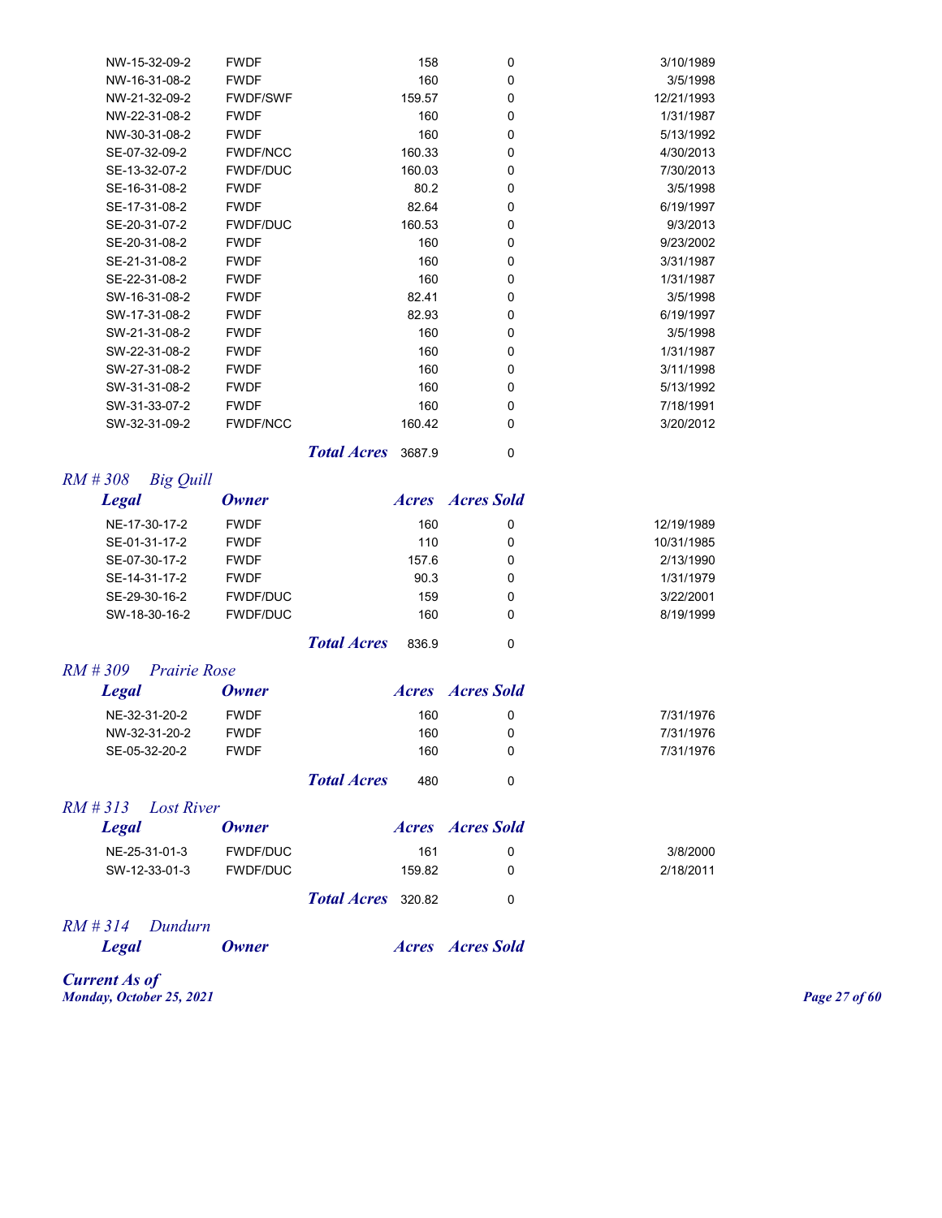| Legal | Owner | Acres | Acres Sold | |
|---|---|---|---|---|
| NW-15-32-09-2 | FWDF | 158 | 0 | 3/10/1989 |
| NW-16-31-08-2 | FWDF | 160 | 0 | 3/5/1998 |
| NW-21-32-09-2 | FWDF/SWF | 159.57 | 0 | 12/21/1993 |
| NW-22-31-08-2 | FWDF | 160 | 0 | 1/31/1987 |
| NW-30-31-08-2 | FWDF | 160 | 0 | 5/13/1992 |
| SE-07-32-09-2 | FWDF/NCC | 160.33 | 0 | 4/30/2013 |
| SE-13-32-07-2 | FWDF/DUC | 160.03 | 0 | 7/30/2013 |
| SE-16-31-08-2 | FWDF | 80.2 | 0 | 3/5/1998 |
| SE-17-31-08-2 | FWDF | 82.64 | 0 | 6/19/1997 |
| SE-20-31-07-2 | FWDF/DUC | 160.53 | 0 | 9/3/2013 |
| SE-20-31-08-2 | FWDF | 160 | 0 | 9/23/2002 |
| SE-21-31-08-2 | FWDF | 160 | 0 | 3/31/1987 |
| SE-22-31-08-2 | FWDF | 160 | 0 | 1/31/1987 |
| SW-16-31-08-2 | FWDF | 82.41 | 0 | 3/5/1998 |
| SW-17-31-08-2 | FWDF | 82.93 | 0 | 6/19/1997 |
| SW-21-31-08-2 | FWDF | 160 | 0 | 3/5/1998 |
| SW-22-31-08-2 | FWDF | 160 | 0 | 1/31/1987 |
| SW-27-31-08-2 | FWDF | 160 | 0 | 3/11/1998 |
| SW-31-31-08-2 | FWDF | 160 | 0 | 5/13/1992 |
| SW-31-33-07-2 | FWDF | 160 | 0 | 7/18/1991 |
| SW-32-31-09-2 | FWDF/NCC | 160.42 | 0 | 3/20/2012 |
| | ***Total Acres*** | 3687.9 | 0 | |

## *RM # 308 Big Quill*

| *Legal* | *Owner* | *Acres* | *Acres Sold* | |
|---|---|---|---|---|
| NE-17-30-17-2 | FWDF | 160 | 0 | 12/19/1989 |
| SE-01-31-17-2 | FWDF | 110 | 0 | 10/31/1985 |
| SE-07-30-17-2 | FWDF | 157.6 | 0 | 2/13/1990 |
| SE-14-31-17-2 | FWDF | 90.3 | 0 | 1/31/1979 |
| SE-29-30-16-2 | FWDF/DUC | 159 | 0 | 3/22/2001 |
| SW-18-30-16-2 | FWDF/DUC | 160 | 0 | 8/19/1999 |
| | ***Total Acres*** | 836.9 | 0 | |

## *RM # 309 Prairie Rose*

| *Legal* | *Owner* | *Acres* | *Acres Sold* | |
|---|---|---|---|---|
| NE-32-31-20-2 | FWDF | 160 | 0 | 7/31/1976 |
| NW-32-31-20-2 | FWDF | 160 | 0 | 7/31/1976 |
| SE-05-32-20-2 | FWDF | 160 | 0 | 7/31/1976 |
| | ***Total Acres*** | 480 | 0 | |

## *RM # 313 Lost River*

| *Legal* | *Owner* | *Acres* | *Acres Sold* | |
|---|---|---|---|---|
| NE-25-31-01-3 | FWDF/DUC | 161 | 0 | 3/8/2000 |
| SW-12-33-01-3 | FWDF/DUC | 159.82 | 0 | 2/18/2011 |
| | ***Total Acres*** | 320.82 | 0 | |

## *RM # 314 Dundurn*

| *Legal* | *Owner* | *Acres* | *Acres Sold* |
|---|---|---|---|

***Current As of***
***Monday, October 25, 2021***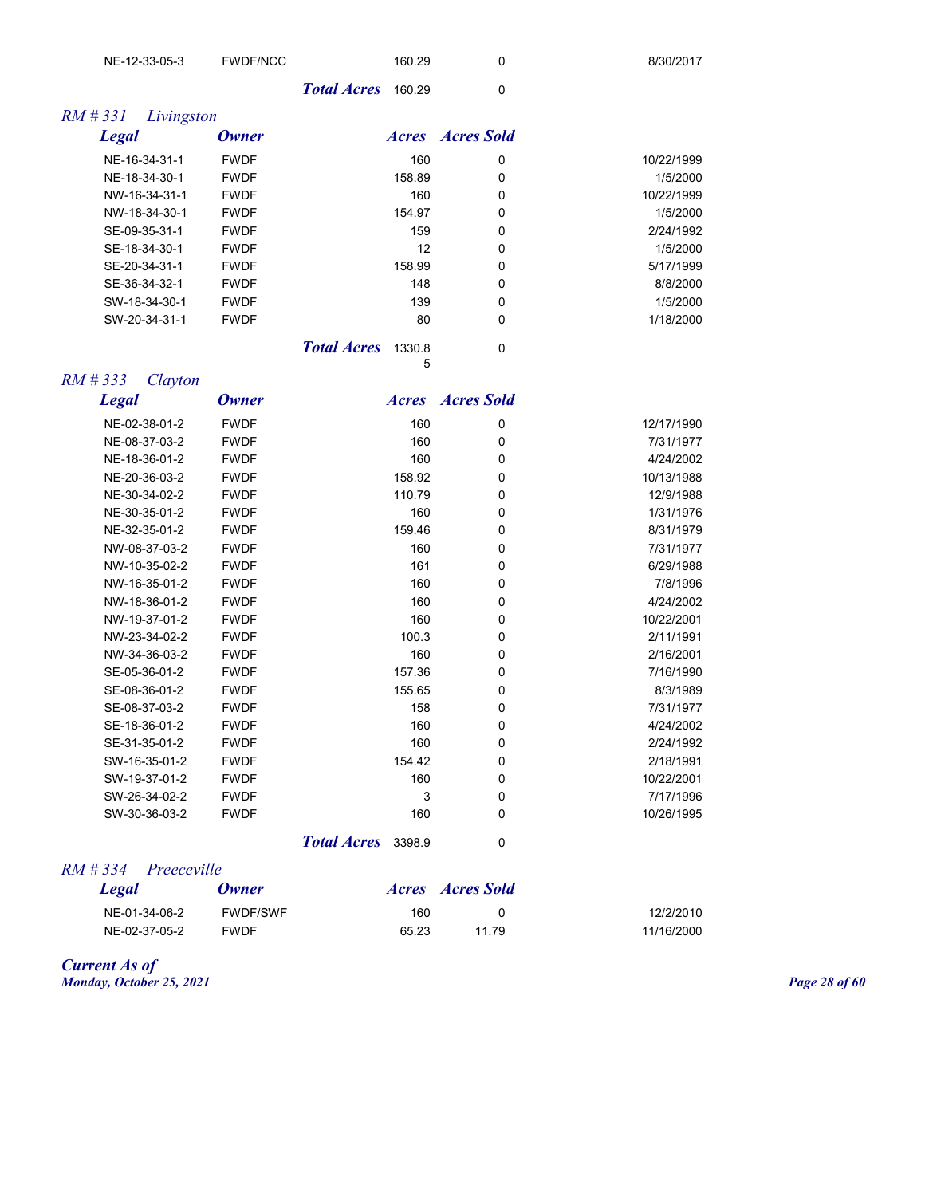| Legal | Owner | Acres | Acres Sold | |
|---|---|---|---|---|
| NE-12-33-05-3 | FWDF/NCC | 160.29 | 0 | 8/30/2017 |
| | ***Total Acres*** | 160.29 | 0 | |

## *RM # 331 Livingston*

| Legal | Owner | Acres | Acres Sold | |
|---|---|---|---|---|
| NE-16-34-31-1 | FWDF | 160 | 0 | 10/22/1999 |
| NE-18-34-30-1 | FWDF | 158.89 | 0 | 1/5/2000 |
| NW-16-34-31-1 | FWDF | 160 | 0 | 10/22/1999 |
| NW-18-34-30-1 | FWDF | 154.97 | 0 | 1/5/2000 |
| SE-09-35-31-1 | FWDF | 159 | 0 | 2/24/1992 |
| SE-18-34-30-1 | FWDF | 12 | 0 | 1/5/2000 |
| SE-20-34-31-1 | FWDF | 158.99 | 0 | 5/17/1999 |
| SE-36-34-32-1 | FWDF | 148 | 0 | 8/8/2000 |
| SW-18-34-30-1 | FWDF | 139 | 0 | 1/5/2000 |
| SW-20-34-31-1 | FWDF | 80 | 0 | 1/18/2000 |
| | ***Total Acres*** | 1330.85 | 0 | |

## *RM # 333 Clayton*

| Legal | Owner | Acres | Acres Sold | |
|---|---|---|---|---|
| NE-02-38-01-2 | FWDF | 160 | 0 | 12/17/1990 |
| NE-08-37-03-2 | FWDF | 160 | 0 | 7/31/1977 |
| NE-18-36-01-2 | FWDF | 160 | 0 | 4/24/2002 |
| NE-20-36-03-2 | FWDF | 158.92 | 0 | 10/13/1988 |
| NE-30-34-02-2 | FWDF | 110.79 | 0 | 12/9/1988 |
| NE-30-35-01-2 | FWDF | 160 | 0 | 1/31/1976 |
| NE-32-35-01-2 | FWDF | 159.46 | 0 | 8/31/1979 |
| NW-08-37-03-2 | FWDF | 160 | 0 | 7/31/1977 |
| NW-10-35-02-2 | FWDF | 161 | 0 | 6/29/1988 |
| NW-16-35-01-2 | FWDF | 160 | 0 | 7/8/1996 |
| NW-18-36-01-2 | FWDF | 160 | 0 | 4/24/2002 |
| NW-19-37-01-2 | FWDF | 160 | 0 | 10/22/2001 |
| NW-23-34-02-2 | FWDF | 100.3 | 0 | 2/11/1991 |
| NW-34-36-03-2 | FWDF | 160 | 0 | 2/16/2001 |
| SE-05-36-01-2 | FWDF | 157.36 | 0 | 7/16/1990 |
| SE-08-36-01-2 | FWDF | 155.65 | 0 | 8/3/1989 |
| SE-08-37-03-2 | FWDF | 158 | 0 | 7/31/1977 |
| SE-18-36-01-2 | FWDF | 160 | 0 | 4/24/2002 |
| SE-31-35-01-2 | FWDF | 160 | 0 | 2/24/1992 |
| SW-16-35-01-2 | FWDF | 154.42 | 0 | 2/18/1991 |
| SW-19-37-01-2 | FWDF | 160 | 0 | 10/22/2001 |
| SW-26-34-02-2 | FWDF | 3 | 0 | 7/17/1996 |
| SW-30-36-03-2 | FWDF | 160 | 0 | 10/26/1995 |
| | ***Total Acres*** | 3398.9 | 0 | |

## *RM # 334 Preeceville*

| Legal | Owner | Acres | Acres Sold | |
|---|---|---|---|---|
| NE-01-34-06-2 | FWDF/SWF | 160 | 0 | 12/2/2010 |
| NE-02-37-05-2 | FWDF | 65.23 | 11.79 | 11/16/2000 |

***Current As of***
***Monday, October 25, 2021***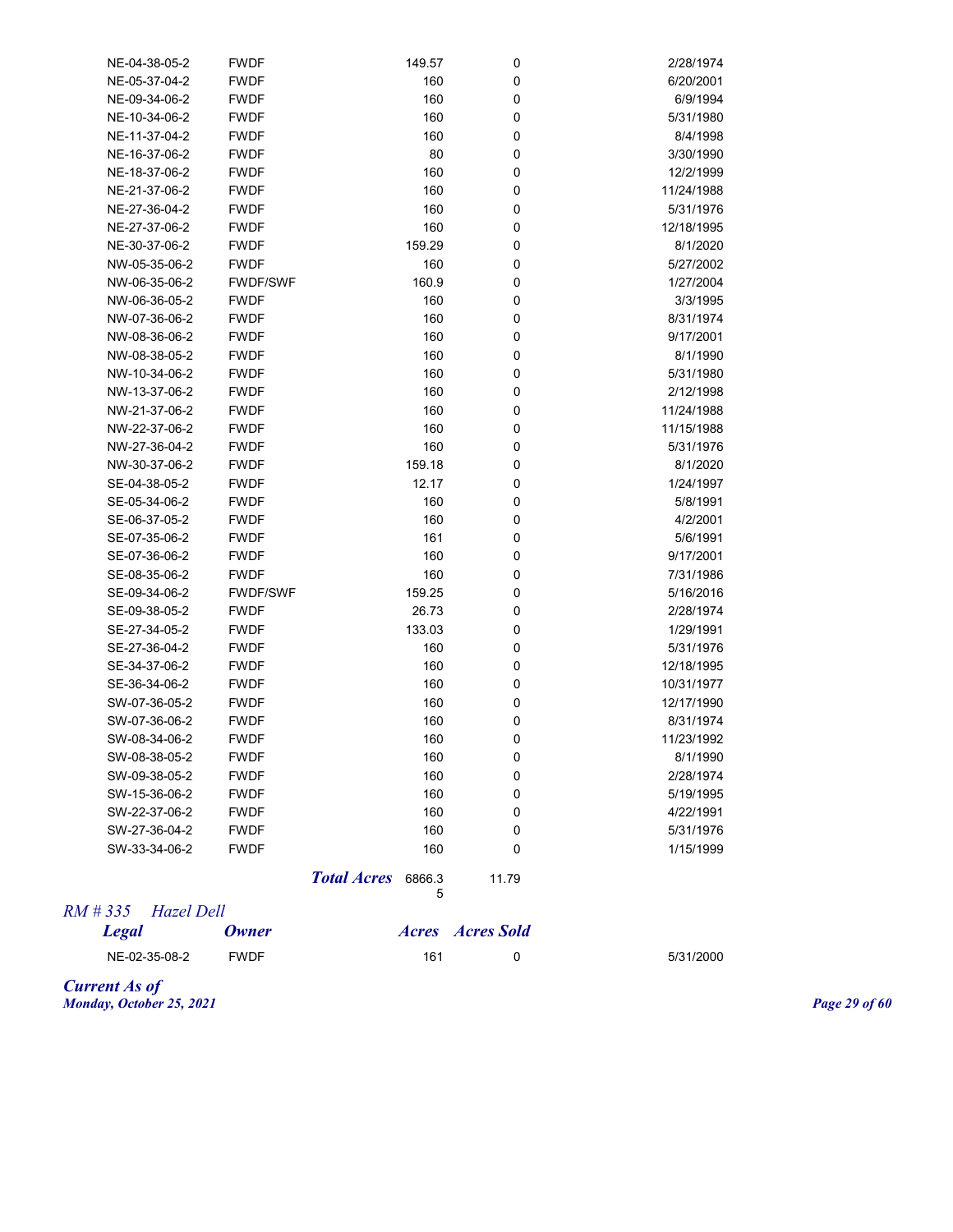| Legal | Owner | Acres | Acres Sold | |
|---|---|---|---|---|
| NE-04-38-05-2 | FWDF | 149.57 | 0 | 2/28/1974 |
| NE-05-37-04-2 | FWDF | 160 | 0 | 6/20/2001 |
| NE-09-34-06-2 | FWDF | 160 | 0 | 6/9/1994 |
| NE-10-34-06-2 | FWDF | 160 | 0 | 5/31/1980 |
| NE-11-37-04-2 | FWDF | 160 | 0 | 8/4/1998 |
| NE-16-37-06-2 | FWDF | 80 | 0 | 3/30/1990 |
| NE-18-37-06-2 | FWDF | 160 | 0 | 12/2/1999 |
| NE-21-37-06-2 | FWDF | 160 | 0 | 11/24/1988 |
| NE-27-36-04-2 | FWDF | 160 | 0 | 5/31/1976 |
| NE-27-37-06-2 | FWDF | 160 | 0 | 12/18/1995 |
| NE-30-37-06-2 | FWDF | 159.29 | 0 | 8/1/2020 |
| NW-05-35-06-2 | FWDF | 160 | 0 | 5/27/2002 |
| NW-06-35-06-2 | FWDF/SWF | 160.9 | 0 | 1/27/2004 |
| NW-06-36-05-2 | FWDF | 160 | 0 | 3/3/1995 |
| NW-07-36-06-2 | FWDF | 160 | 0 | 8/31/1974 |
| NW-08-36-06-2 | FWDF | 160 | 0 | 9/17/2001 |
| NW-08-38-05-2 | FWDF | 160 | 0 | 8/1/1990 |
| NW-10-34-06-2 | FWDF | 160 | 0 | 5/31/1980 |
| NW-13-37-06-2 | FWDF | 160 | 0 | 2/12/1998 |
| NW-21-37-06-2 | FWDF | 160 | 0 | 11/24/1988 |
| NW-22-37-06-2 | FWDF | 160 | 0 | 11/15/1988 |
| NW-27-36-04-2 | FWDF | 160 | 0 | 5/31/1976 |
| NW-30-37-06-2 | FWDF | 159.18 | 0 | 8/1/2020 |
| SE-04-38-05-2 | FWDF | 12.17 | 0 | 1/24/1997 |
| SE-05-34-06-2 | FWDF | 160 | 0 | 5/8/1991 |
| SE-06-37-05-2 | FWDF | 160 | 0 | 4/2/2001 |
| SE-07-35-06-2 | FWDF | 161 | 0 | 5/6/1991 |
| SE-07-36-06-2 | FWDF | 160 | 0 | 9/17/2001 |
| SE-08-35-06-2 | FWDF | 160 | 0 | 7/31/1986 |
| SE-09-34-06-2 | FWDF/SWF | 159.25 | 0 | 5/16/2016 |
| SE-09-38-05-2 | FWDF | 26.73 | 0 | 2/28/1974 |
| SE-27-34-05-2 | FWDF | 133.03 | 0 | 1/29/1991 |
| SE-27-36-04-2 | FWDF | 160 | 0 | 5/31/1976 |
| SE-34-37-06-2 | FWDF | 160 | 0 | 12/18/1995 |
| SE-36-34-06-2 | FWDF | 160 | 0 | 10/31/1977 |
| SW-07-36-05-2 | FWDF | 160 | 0 | 12/17/1990 |
| SW-07-36-06-2 | FWDF | 160 | 0 | 8/31/1974 |
| SW-08-34-06-2 | FWDF | 160 | 0 | 11/23/1992 |
| SW-08-38-05-2 | FWDF | 160 | 0 | 8/1/1990 |
| SW-09-38-05-2 | FWDF | 160 | 0 | 2/28/1974 |
| SW-15-36-06-2 | FWDF | 160 | 0 | 5/19/1995 |
| SW-22-37-06-2 | FWDF | 160 | 0 | 4/22/1991 |
| SW-27-36-04-2 | FWDF | 160 | 0 | 5/31/1976 |
| SW-33-34-06-2 | FWDF | 160 | 0 | 1/15/1999 |
| | ***Total Acres*** | 6866.35 | 11.79 | |

*RM # 335 Hazel Dell*

| *Legal* | *Owner* | *Acres* | *Acres Sold* | |
|---|---|---|---|---|
| NE-02-35-08-2 | FWDF | 161 | 0 | 5/31/2000 |

***Current As of***
***Monday, October 25, 2021***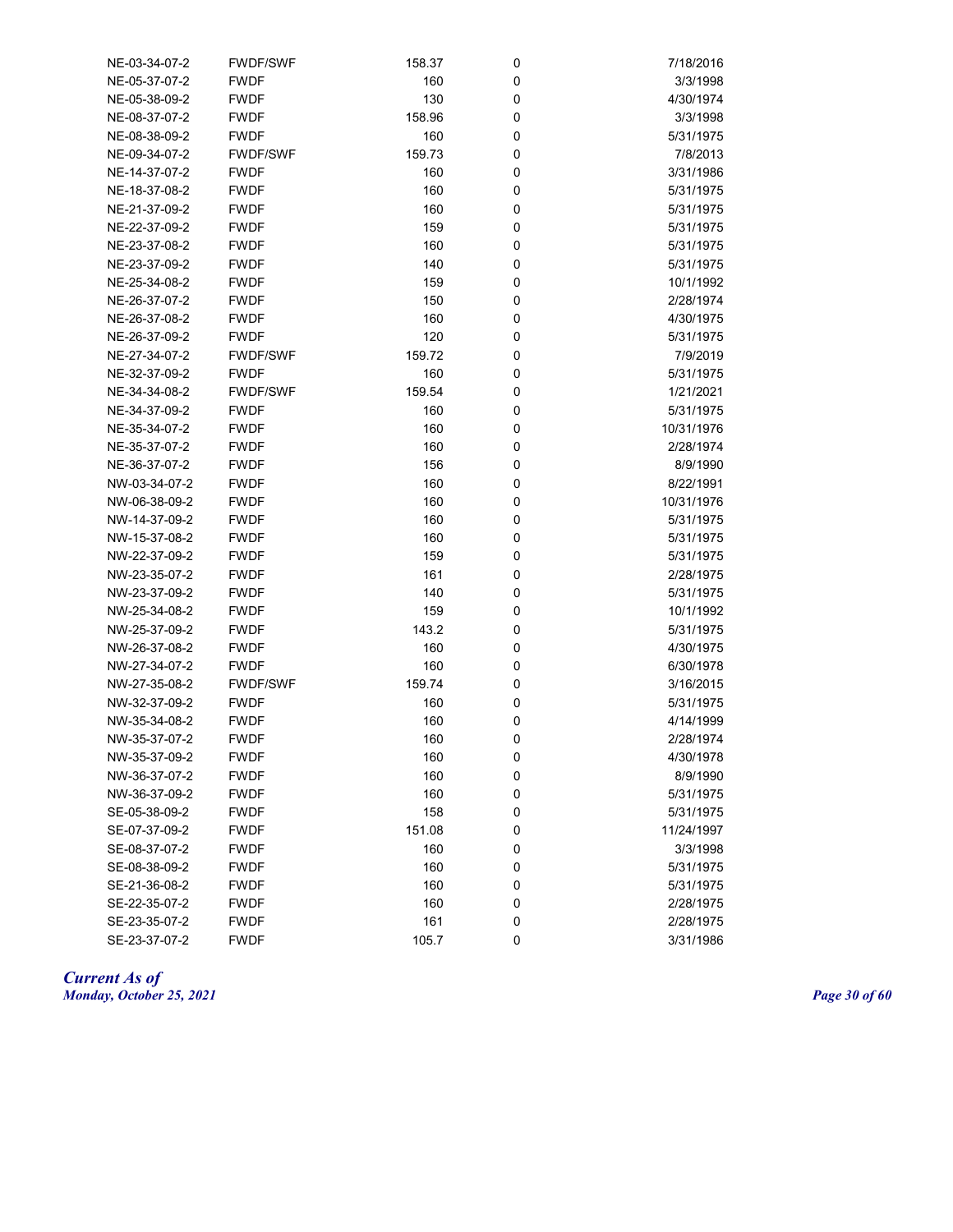| | | | | |
|---|---|---|---|---|
| NE-03-34-07-2 | FWDF/SWF | 158.37 | 0 | 7/18/2016 |
| NE-05-37-07-2 | FWDF | 160 | 0 | 3/3/1998 |
| NE-05-38-09-2 | FWDF | 130 | 0 | 4/30/1974 |
| NE-08-37-07-2 | FWDF | 158.96 | 0 | 3/3/1998 |
| NE-08-38-09-2 | FWDF | 160 | 0 | 5/31/1975 |
| NE-09-34-07-2 | FWDF/SWF | 159.73 | 0 | 7/8/2013 |
| NE-14-37-07-2 | FWDF | 160 | 0 | 3/31/1986 |
| NE-18-37-08-2 | FWDF | 160 | 0 | 5/31/1975 |
| NE-21-37-09-2 | FWDF | 160 | 0 | 5/31/1975 |
| NE-22-37-09-2 | FWDF | 159 | 0 | 5/31/1975 |
| NE-23-37-08-2 | FWDF | 160 | 0 | 5/31/1975 |
| NE-23-37-09-2 | FWDF | 140 | 0 | 5/31/1975 |
| NE-25-34-08-2 | FWDF | 159 | 0 | 10/1/1992 |
| NE-26-37-07-2 | FWDF | 150 | 0 | 2/28/1974 |
| NE-26-37-08-2 | FWDF | 160 | 0 | 4/30/1975 |
| NE-26-37-09-2 | FWDF | 120 | 0 | 5/31/1975 |
| NE-27-34-07-2 | FWDF/SWF | 159.72 | 0 | 7/9/2019 |
| NE-32-37-09-2 | FWDF | 160 | 0 | 5/31/1975 |
| NE-34-34-08-2 | FWDF/SWF | 159.54 | 0 | 1/21/2021 |
| NE-34-37-09-2 | FWDF | 160 | 0 | 5/31/1975 |
| NE-35-34-07-2 | FWDF | 160 | 0 | 10/31/1976 |
| NE-35-37-07-2 | FWDF | 160 | 0 | 2/28/1974 |
| NE-36-37-07-2 | FWDF | 156 | 0 | 8/9/1990 |
| NW-03-34-07-2 | FWDF | 160 | 0 | 8/22/1991 |
| NW-06-38-09-2 | FWDF | 160 | 0 | 10/31/1976 |
| NW-14-37-09-2 | FWDF | 160 | 0 | 5/31/1975 |
| NW-15-37-08-2 | FWDF | 160 | 0 | 5/31/1975 |
| NW-22-37-09-2 | FWDF | 159 | 0 | 5/31/1975 |
| NW-23-35-07-2 | FWDF | 161 | 0 | 2/28/1975 |
| NW-23-37-09-2 | FWDF | 140 | 0 | 5/31/1975 |
| NW-25-34-08-2 | FWDF | 159 | 0 | 10/1/1992 |
| NW-25-37-09-2 | FWDF | 143.2 | 0 | 5/31/1975 |
| NW-26-37-08-2 | FWDF | 160 | 0 | 4/30/1975 |
| NW-27-34-07-2 | FWDF | 160 | 0 | 6/30/1978 |
| NW-27-35-08-2 | FWDF/SWF | 159.74 | 0 | 3/16/2015 |
| NW-32-37-09-2 | FWDF | 160 | 0 | 5/31/1975 |
| NW-35-34-08-2 | FWDF | 160 | 0 | 4/14/1999 |
| NW-35-37-07-2 | FWDF | 160 | 0 | 2/28/1974 |
| NW-35-37-09-2 | FWDF | 160 | 0 | 4/30/1978 |
| NW-36-37-07-2 | FWDF | 160 | 0 | 8/9/1990 |
| NW-36-37-09-2 | FWDF | 160 | 0 | 5/31/1975 |
| SE-05-38-09-2 | FWDF | 158 | 0 | 5/31/1975 |
| SE-07-37-09-2 | FWDF | 151.08 | 0 | 11/24/1997 |
| SE-08-37-07-2 | FWDF | 160 | 0 | 3/3/1998 |
| SE-08-38-09-2 | FWDF | 160 | 0 | 5/31/1975 |
| SE-21-36-08-2 | FWDF | 160 | 0 | 5/31/1975 |
| SE-22-35-07-2 | FWDF | 160 | 0 | 2/28/1975 |
| SE-23-35-07-2 | FWDF | 161 | 0 | 2/28/1975 |
| SE-23-37-07-2 | FWDF | 105.7 | 0 | 3/31/1986 |

*Current As of*
*Monday, October 25, 2021*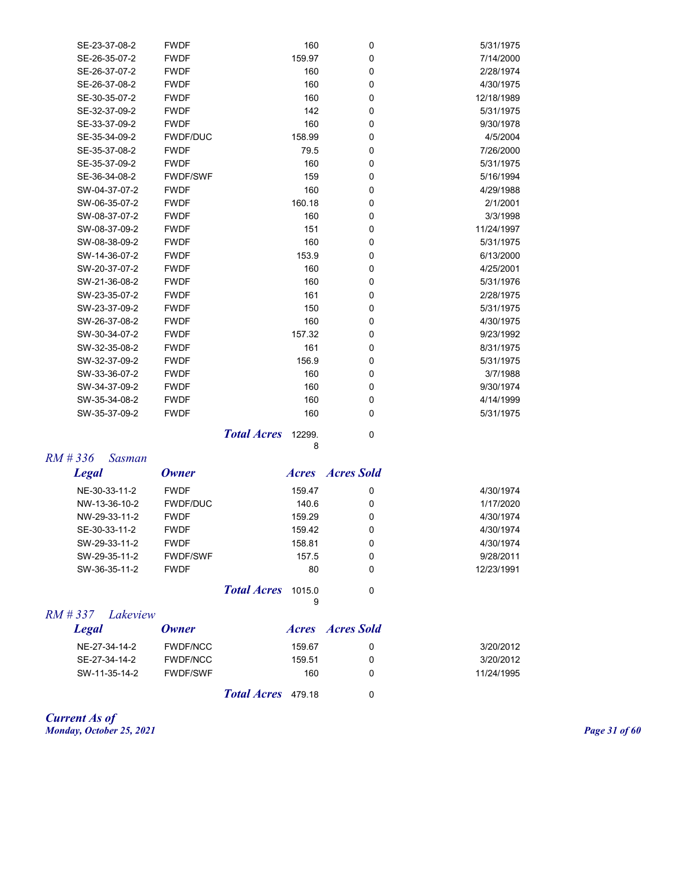| Legal | Owner | Acres | Acres Sold | |
|---|---|---|---|---|
| SE-23-37-08-2 | FWDF | 160 | 0 | 5/31/1975 |
| SE-26-35-07-2 | FWDF | 159.97 | 0 | 7/14/2000 |
| SE-26-37-07-2 | FWDF | 160 | 0 | 2/28/1974 |
| SE-26-37-08-2 | FWDF | 160 | 0 | 4/30/1975 |
| SE-30-35-07-2 | FWDF | 160 | 0 | 12/18/1989 |
| SE-32-37-09-2 | FWDF | 142 | 0 | 5/31/1975 |
| SE-33-37-09-2 | FWDF | 160 | 0 | 9/30/1978 |
| SE-35-34-09-2 | FWDF/DUC | 158.99 | 0 | 4/5/2004 |
| SE-35-37-08-2 | FWDF | 79.5 | 0 | 7/26/2000 |
| SE-35-37-09-2 | FWDF | 160 | 0 | 5/31/1975 |
| SE-36-34-08-2 | FWDF/SWF | 159 | 0 | 5/16/1994 |
| SW-04-37-07-2 | FWDF | 160 | 0 | 4/29/1988 |
| SW-06-35-07-2 | FWDF | 160.18 | 0 | 2/1/2001 |
| SW-08-37-07-2 | FWDF | 160 | 0 | 3/3/1998 |
| SW-08-37-09-2 | FWDF | 151 | 0 | 11/24/1997 |
| SW-08-38-09-2 | FWDF | 160 | 0 | 5/31/1975 |
| SW-14-36-07-2 | FWDF | 153.9 | 0 | 6/13/2000 |
| SW-20-37-07-2 | FWDF | 160 | 0 | 4/25/2001 |
| SW-21-36-08-2 | FWDF | 160 | 0 | 5/31/1976 |
| SW-23-35-07-2 | FWDF | 161 | 0 | 2/28/1975 |
| SW-23-37-09-2 | FWDF | 150 | 0 | 5/31/1975 |
| SW-26-37-08-2 | FWDF | 160 | 0 | 4/30/1975 |
| SW-30-34-07-2 | FWDF | 157.32 | 0 | 9/23/1992 |
| SW-32-35-08-2 | FWDF | 161 | 0 | 8/31/1975 |
| SW-32-37-09-2 | FWDF | 156.9 | 0 | 5/31/1975 |
| SW-33-36-07-2 | FWDF | 160 | 0 | 3/7/1988 |
| SW-34-37-09-2 | FWDF | 160 | 0 | 9/30/1974 |
| SW-35-34-08-2 | FWDF | 160 | 0 | 4/14/1999 |
| SW-35-37-09-2 | FWDF | 160 | 0 | 5/31/1975 |
| | ***Total Acres*** | 12299.8 | 0 | |

## *RM # 336 Sasman*

| *Legal* | *Owner* | *Acres* | *Acres Sold* | |
|---|---|---|---|---|
| NE-30-33-11-2 | FWDF | 159.47 | 0 | 4/30/1974 |
| NW-13-36-10-2 | FWDF/DUC | 140.6 | 0 | 1/17/2020 |
| NW-29-33-11-2 | FWDF | 159.29 | 0 | 4/30/1974 |
| SE-30-33-11-2 | FWDF | 159.42 | 0 | 4/30/1974 |
| SW-29-33-11-2 | FWDF | 158.81 | 0 | 4/30/1974 |
| SW-29-35-11-2 | FWDF/SWF | 157.5 | 0 | 9/28/2011 |
| SW-36-35-11-2 | FWDF | 80 | 0 | 12/23/1991 |
| | ***Total Acres*** | 1015.09 | 0 | |

## *RM # 337 Lakeview*

| *Legal* | *Owner* | *Acres* | *Acres Sold* | |
|---|---|---|---|---|
| NE-27-34-14-2 | FWDF/NCC | 159.67 | 0 | 3/20/2012 |
| SE-27-34-14-2 | FWDF/NCC | 159.51 | 0 | 3/20/2012 |
| SW-11-35-14-2 | FWDF/SWF | 160 | 0 | 11/24/1995 |
| | ***Total Acres*** | 479.18 | 0 | |

***Current As of***
***Monday, October 25, 2021***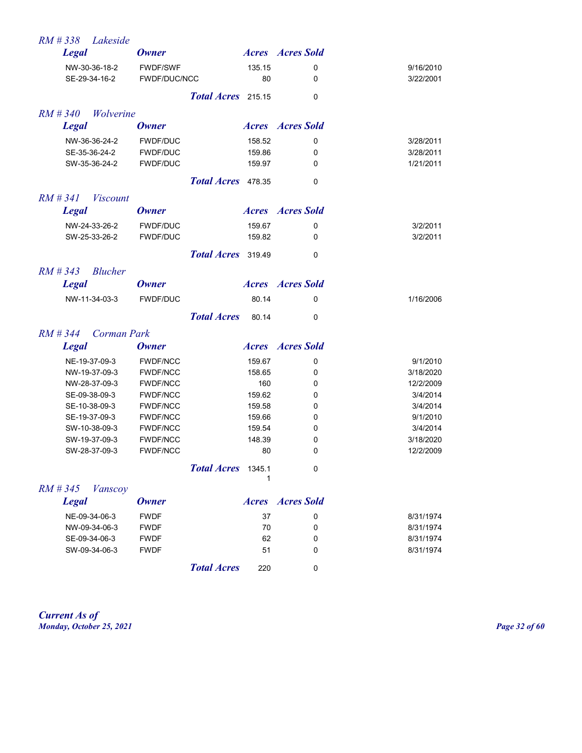## *RM # 338 Lakeside*

| *Legal* | *Owner* | *Acres* | *Acres Sold* | |
|---|---|---|---|---|
| NW-30-36-18-2 | FWDF/SWF | 135.15 | 0 | 9/16/2010 |
| SE-29-34-16-2 | FWDF/DUC/NCC | 80 | 0 | 3/22/2001 |
| | ***Total Acres*** | 215.15 | 0 | |

## *RM # 340 Wolverine*

| *Legal* | *Owner* | *Acres* | *Acres Sold* | |
|---|---|---|---|---|
| NW-36-36-24-2 | FWDF/DUC | 158.52 | 0 | 3/28/2011 |
| SE-35-36-24-2 | FWDF/DUC | 159.86 | 0 | 3/28/2011 |
| SW-35-36-24-2 | FWDF/DUC | 159.97 | 0 | 1/21/2011 |
| | ***Total Acres*** | 478.35 | 0 | |

## *RM # 341 Viscount*

| *Legal* | *Owner* | *Acres* | *Acres Sold* | |
|---|---|---|---|---|
| NW-24-33-26-2 | FWDF/DUC | 159.67 | 0 | 3/2/2011 |
| SW-25-33-26-2 | FWDF/DUC | 159.82 | 0 | 3/2/2011 |
| | ***Total Acres*** | 319.49 | 0 | |

## *RM # 343 Blucher*

| *Legal* | *Owner* | *Acres* | *Acres Sold* | |
|---|---|---|---|---|
| NW-11-34-03-3 | FWDF/DUC | 80.14 | 0 | 1/16/2006 |
| | ***Total Acres*** | 80.14 | 0 | |

## *RM # 344 Corman Park*

| *Legal* | *Owner* | *Acres* | *Acres Sold* | |
|---|---|---|---|---|
| NE-19-37-09-3 | FWDF/NCC | 159.67 | 0 | 9/1/2010 |
| NW-19-37-09-3 | FWDF/NCC | 158.65 | 0 | 3/18/2020 |
| NW-28-37-09-3 | FWDF/NCC | 160 | 0 | 12/2/2009 |
| SE-09-38-09-3 | FWDF/NCC | 159.62 | 0 | 3/4/2014 |
| SE-10-38-09-3 | FWDF/NCC | 159.58 | 0 | 3/4/2014 |
| SE-19-37-09-3 | FWDF/NCC | 159.66 | 0 | 9/1/2010 |
| SW-10-38-09-3 | FWDF/NCC | 159.54 | 0 | 3/4/2014 |
| SW-19-37-09-3 | FWDF/NCC | 148.39 | 0 | 3/18/2020 |
| SW-28-37-09-3 | FWDF/NCC | 80 | 0 | 12/2/2009 |
| | ***Total Acres*** | 1345.11 | 0 | |

## *RM # 345 Vanscoy*

| *Legal* | *Owner* | *Acres* | *Acres Sold* | |
|---|---|---|---|---|
| NE-09-34-06-3 | FWDF | 37 | 0 | 8/31/1974 |
| NW-09-34-06-3 | FWDF | 70 | 0 | 8/31/1974 |
| SE-09-34-06-3 | FWDF | 62 | 0 | 8/31/1974 |
| SW-09-34-06-3 | FWDF | 51 | 0 | 8/31/1974 |
| | ***Total Acres*** | 220 | 0 | |

***Current As of***
***Monday, October 25, 2021***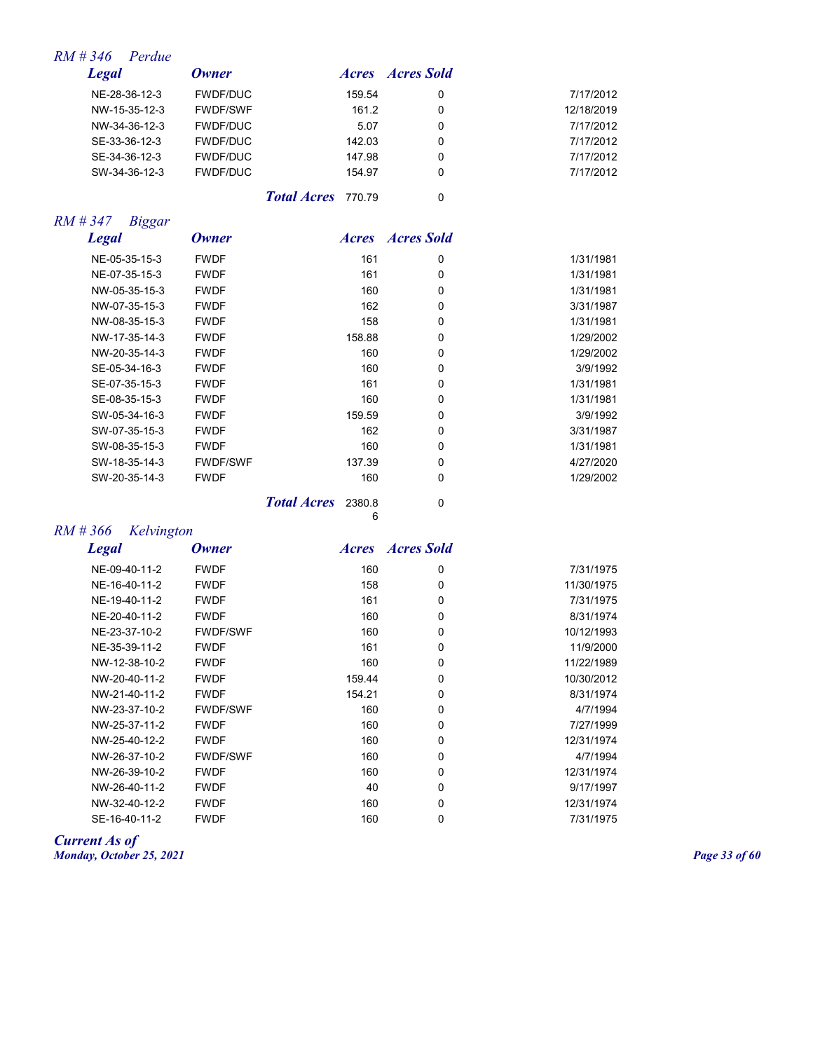## RM # 346 Perdue

| Legal | Owner | Acres | Acres Sold | |
|---|---|---|---|---|
| NE-28-36-12-3 | FWDF/DUC | 159.54 | 0 | 7/17/2012 |
| NW-15-35-12-3 | FWDF/SWF | 161.2 | 0 | 12/18/2019 |
| NW-34-36-12-3 | FWDF/DUC | 5.07 | 0 | 7/17/2012 |
| SE-33-36-12-3 | FWDF/DUC | 142.03 | 0 | 7/17/2012 |
| SE-34-36-12-3 | FWDF/DUC | 147.98 | 0 | 7/17/2012 |
| SW-34-36-12-3 | FWDF/DUC | 154.97 | 0 | 7/17/2012 |
| | ***Total Acres*** | 770.79 | 0 | |

## RM # 347 Biggar

| Legal | Owner | Acres | Acres Sold | |
|---|---|---|---|---|
| NE-05-35-15-3 | FWDF | 161 | 0 | 1/31/1981 |
| NE-07-35-15-3 | FWDF | 161 | 0 | 1/31/1981 |
| NW-05-35-15-3 | FWDF | 160 | 0 | 1/31/1981 |
| NW-07-35-15-3 | FWDF | 162 | 0 | 3/31/1987 |
| NW-08-35-15-3 | FWDF | 158 | 0 | 1/31/1981 |
| NW-17-35-14-3 | FWDF | 158.88 | 0 | 1/29/2002 |
| NW-20-35-14-3 | FWDF | 160 | 0 | 1/29/2002 |
| SE-05-34-16-3 | FWDF | 160 | 0 | 3/9/1992 |
| SE-07-35-15-3 | FWDF | 161 | 0 | 1/31/1981 |
| SE-08-35-15-3 | FWDF | 160 | 0 | 1/31/1981 |
| SW-05-34-16-3 | FWDF | 159.59 | 0 | 3/9/1992 |
| SW-07-35-15-3 | FWDF | 162 | 0 | 3/31/1987 |
| SW-08-35-15-3 | FWDF | 160 | 0 | 1/31/1981 |
| SW-18-35-14-3 | FWDF/SWF | 137.39 | 0 | 4/27/2020 |
| SW-20-35-14-3 | FWDF | 160 | 0 | 1/29/2002 |
| | ***Total Acres*** | 2380.86 | 0 | |

## RM # 366 Kelvington

| Legal | Owner | Acres | Acres Sold | |
|---|---|---|---|---|
| NE-09-40-11-2 | FWDF | 160 | 0 | 7/31/1975 |
| NE-16-40-11-2 | FWDF | 158 | 0 | 11/30/1975 |
| NE-19-40-11-2 | FWDF | 161 | 0 | 7/31/1975 |
| NE-20-40-11-2 | FWDF | 160 | 0 | 8/31/1974 |
| NE-23-37-10-2 | FWDF/SWF | 160 | 0 | 10/12/1993 |
| NE-35-39-11-2 | FWDF | 161 | 0 | 11/9/2000 |
| NW-12-38-10-2 | FWDF | 160 | 0 | 11/22/1989 |
| NW-20-40-11-2 | FWDF | 159.44 | 0 | 10/30/2012 |
| NW-21-40-11-2 | FWDF | 154.21 | 0 | 8/31/1974 |
| NW-23-37-10-2 | FWDF/SWF | 160 | 0 | 4/7/1994 |
| NW-25-37-11-2 | FWDF | 160 | 0 | 7/27/1999 |
| NW-25-40-12-2 | FWDF | 160 | 0 | 12/31/1974 |
| NW-26-37-10-2 | FWDF/SWF | 160 | 0 | 4/7/1994 |
| NW-26-39-10-2 | FWDF | 160 | 0 | 12/31/1974 |
| NW-26-40-11-2 | FWDF | 40 | 0 | 9/17/1997 |
| NW-32-40-12-2 | FWDF | 160 | 0 | 12/31/1974 |
| SE-16-40-11-2 | FWDF | 160 | 0 | 7/31/1975 |

***Current As of***
***Monday, October 25, 2021***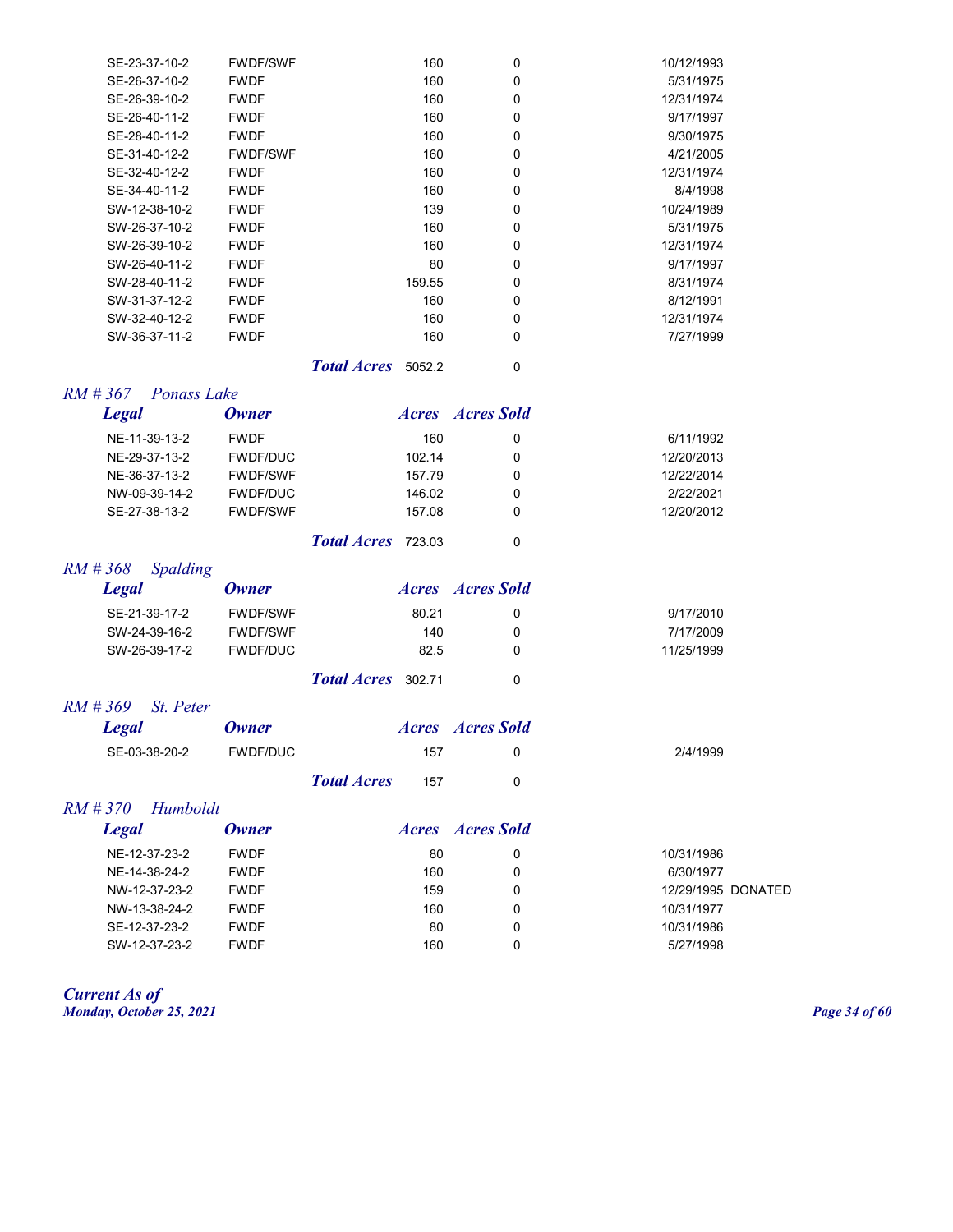| Legal | Owner | Acres | Acres Sold | Date | |
|---|---|---|---|---|---|
| SE-23-37-10-2 | FWDF/SWF | 160 | 0 | 10/12/1993 | |
| SE-26-37-10-2 | FWDF | 160 | 0 | 5/31/1975 | |
| SE-26-39-10-2 | FWDF | 160 | 0 | 12/31/1974 | |
| SE-26-40-11-2 | FWDF | 160 | 0 | 9/17/1997 | |
| SE-28-40-11-2 | FWDF | 160 | 0 | 9/30/1975 | |
| SE-31-40-12-2 | FWDF/SWF | 160 | 0 | 4/21/2005 | |
| SE-32-40-12-2 | FWDF | 160 | 0 | 12/31/1974 | |
| SE-34-40-11-2 | FWDF | 160 | 0 | 8/4/1998 | |
| SW-12-38-10-2 | FWDF | 139 | 0 | 10/24/1989 | |
| SW-26-37-10-2 | FWDF | 160 | 0 | 5/31/1975 | |
| SW-26-39-10-2 | FWDF | 160 | 0 | 12/31/1974 | |
| SW-26-40-11-2 | FWDF | 80 | 0 | 9/17/1997 | |
| SW-28-40-11-2 | FWDF | 159.55 | 0 | 8/31/1974 | |
| SW-31-37-12-2 | FWDF | 160 | 0 | 8/12/1991 | |
| SW-32-40-12-2 | FWDF | 160 | 0 | 12/31/1974 | |
| SW-36-37-11-2 | FWDF | 160 | 0 | 7/27/1999 | |
| | ***Total Acres*** | 5052.2 | 0 | | |

## *RM # 367 Ponass Lake*

| *Legal* | *Owner* | *Acres* | *Acres Sold* | | |
|---|---|---|---|---|---|
| NE-11-39-13-2 | FWDF | 160 | 0 | 6/11/1992 | |
| NE-29-37-13-2 | FWDF/DUC | 102.14 | 0 | 12/20/2013 | |
| NE-36-37-13-2 | FWDF/SWF | 157.79 | 0 | 12/22/2014 | |
| NW-09-39-14-2 | FWDF/DUC | 146.02 | 0 | 2/22/2021 | |
| SE-27-38-13-2 | FWDF/SWF | 157.08 | 0 | 12/20/2012 | |
| | ***Total Acres*** | 723.03 | 0 | | |

## *RM # 368 Spalding*

| *Legal* | *Owner* | *Acres* | *Acres Sold* | | |
|---|---|---|---|---|---|
| SE-21-39-17-2 | FWDF/SWF | 80.21 | 0 | 9/17/2010 | |
| SW-24-39-16-2 | FWDF/SWF | 140 | 0 | 7/17/2009 | |
| SW-26-39-17-2 | FWDF/DUC | 82.5 | 0 | 11/25/1999 | |
| | ***Total Acres*** | 302.71 | 0 | | |

## *RM # 369 St. Peter*

| *Legal* | *Owner* | *Acres* | *Acres Sold* | | |
|---|---|---|---|---|---|
| SE-03-38-20-2 | FWDF/DUC | 157 | 0 | 2/4/1999 | |
| | ***Total Acres*** | 157 | 0 | | |

## *RM # 370 Humboldt*

| *Legal* | *Owner* | *Acres* | *Acres Sold* | | |
|---|---|---|---|---|---|
| NE-12-37-23-2 | FWDF | 80 | 0 | 10/31/1986 | |
| NE-14-38-24-2 | FWDF | 160 | 0 | 6/30/1977 | |
| NW-12-37-23-2 | FWDF | 159 | 0 | 12/29/1995 | DONATED |
| NW-13-38-24-2 | FWDF | 160 | 0 | 10/31/1977 | |
| SE-12-37-23-2 | FWDF | 80 | 0 | 10/31/1986 | |
| SW-12-37-23-2 | FWDF | 160 | 0 | 5/27/1998 | |

***Current As of***
***Monday, October 25, 2021***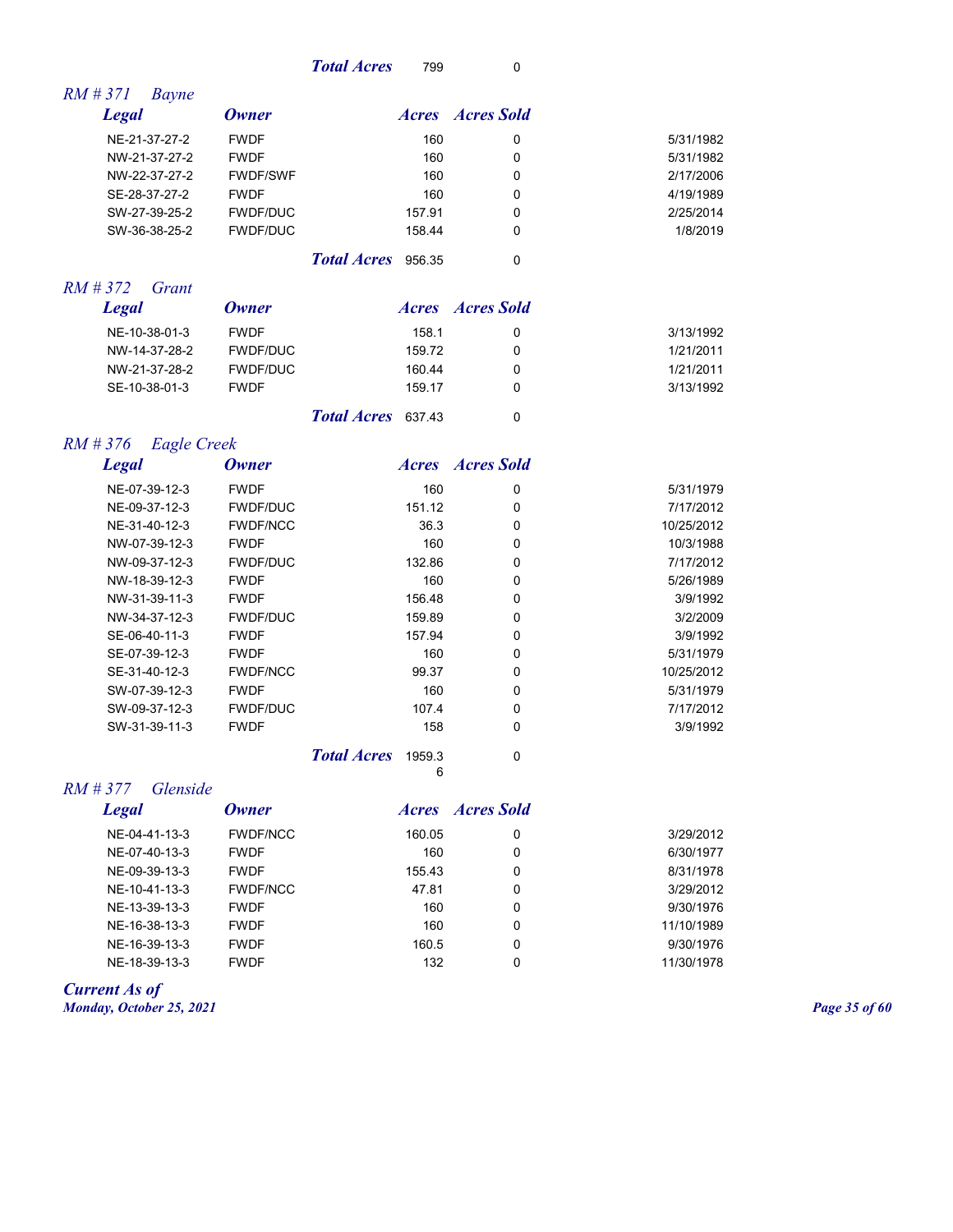| | | *Total Acres* | 799 | 0 | |
|---|---|---|---|---|---|

## *RM # 371 Bayne*

| *Legal* | *Owner* | | *Acres* | *Acres Sold* | |
|---|---|---|---|---|---|
| NE-21-37-27-2 | FWDF | | 160 | 0 | 5/31/1982 |
| NW-21-37-27-2 | FWDF | | 160 | 0 | 5/31/1982 |
| NW-22-37-27-2 | FWDF/SWF | | 160 | 0 | 2/17/2006 |
| SE-28-37-27-2 | FWDF | | 160 | 0 | 4/19/1989 |
| SW-27-39-25-2 | FWDF/DUC | | 157.91 | 0 | 2/25/2014 |
| SW-36-38-25-2 | FWDF/DUC | | 158.44 | 0 | 1/8/2019 |
| | | *Total Acres* | 956.35 | 0 | |

## *RM # 372 Grant*

| *Legal* | *Owner* | | *Acres* | *Acres Sold* | |
|---|---|---|---|---|---|
| NE-10-38-01-3 | FWDF | | 158.1 | 0 | 3/13/1992 |
| NW-14-37-28-2 | FWDF/DUC | | 159.72 | 0 | 1/21/2011 |
| NW-21-37-28-2 | FWDF/DUC | | 160.44 | 0 | 1/21/2011 |
| SE-10-38-01-3 | FWDF | | 159.17 | 0 | 3/13/1992 |
| | | *Total Acres* | 637.43 | 0 | |

## *RM # 376 Eagle Creek*

| *Legal* | *Owner* | | *Acres* | *Acres Sold* | |
|---|---|---|---|---|---|
| NE-07-39-12-3 | FWDF | | 160 | 0 | 5/31/1979 |
| NE-09-37-12-3 | FWDF/DUC | | 151.12 | 0 | 7/17/2012 |
| NE-31-40-12-3 | FWDF/NCC | | 36.3 | 0 | 10/25/2012 |
| NW-07-39-12-3 | FWDF | | 160 | 0 | 10/3/1988 |
| NW-09-37-12-3 | FWDF/DUC | | 132.86 | 0 | 7/17/2012 |
| NW-18-39-12-3 | FWDF | | 160 | 0 | 5/26/1989 |
| NW-31-39-11-3 | FWDF | | 156.48 | 0 | 3/9/1992 |
| NW-34-37-12-3 | FWDF/DUC | | 159.89 | 0 | 3/2/2009 |
| SE-06-40-11-3 | FWDF | | 157.94 | 0 | 3/9/1992 |
| SE-07-39-12-3 | FWDF | | 160 | 0 | 5/31/1979 |
| SE-31-40-12-3 | FWDF/NCC | | 99.37 | 0 | 10/25/2012 |
| SW-07-39-12-3 | FWDF | | 160 | 0 | 5/31/1979 |
| SW-09-37-12-3 | FWDF/DUC | | 107.4 | 0 | 7/17/2012 |
| SW-31-39-11-3 | FWDF | | 158 | 0 | 3/9/1992 |
| | | *Total Acres* | 1959.36 | 0 | |

## *RM # 377 Glenside*

| *Legal* | *Owner* | | *Acres* | *Acres Sold* | |
|---|---|---|---|---|---|
| NE-04-41-13-3 | FWDF/NCC | | 160.05 | 0 | 3/29/2012 |
| NE-07-40-13-3 | FWDF | | 160 | 0 | 6/30/1977 |
| NE-09-39-13-3 | FWDF | | 155.43 | 0 | 8/31/1978 |
| NE-10-41-13-3 | FWDF/NCC | | 47.81 | 0 | 3/29/2012 |
| NE-13-39-13-3 | FWDF | | 160 | 0 | 9/30/1976 |
| NE-16-38-13-3 | FWDF | | 160 | 0 | 11/10/1989 |
| NE-16-39-13-3 | FWDF | | 160.5 | 0 | 9/30/1976 |
| NE-18-39-13-3 | FWDF | | 132 | 0 | 11/30/1978 |

***Current As of***
***Monday, October 25, 2021***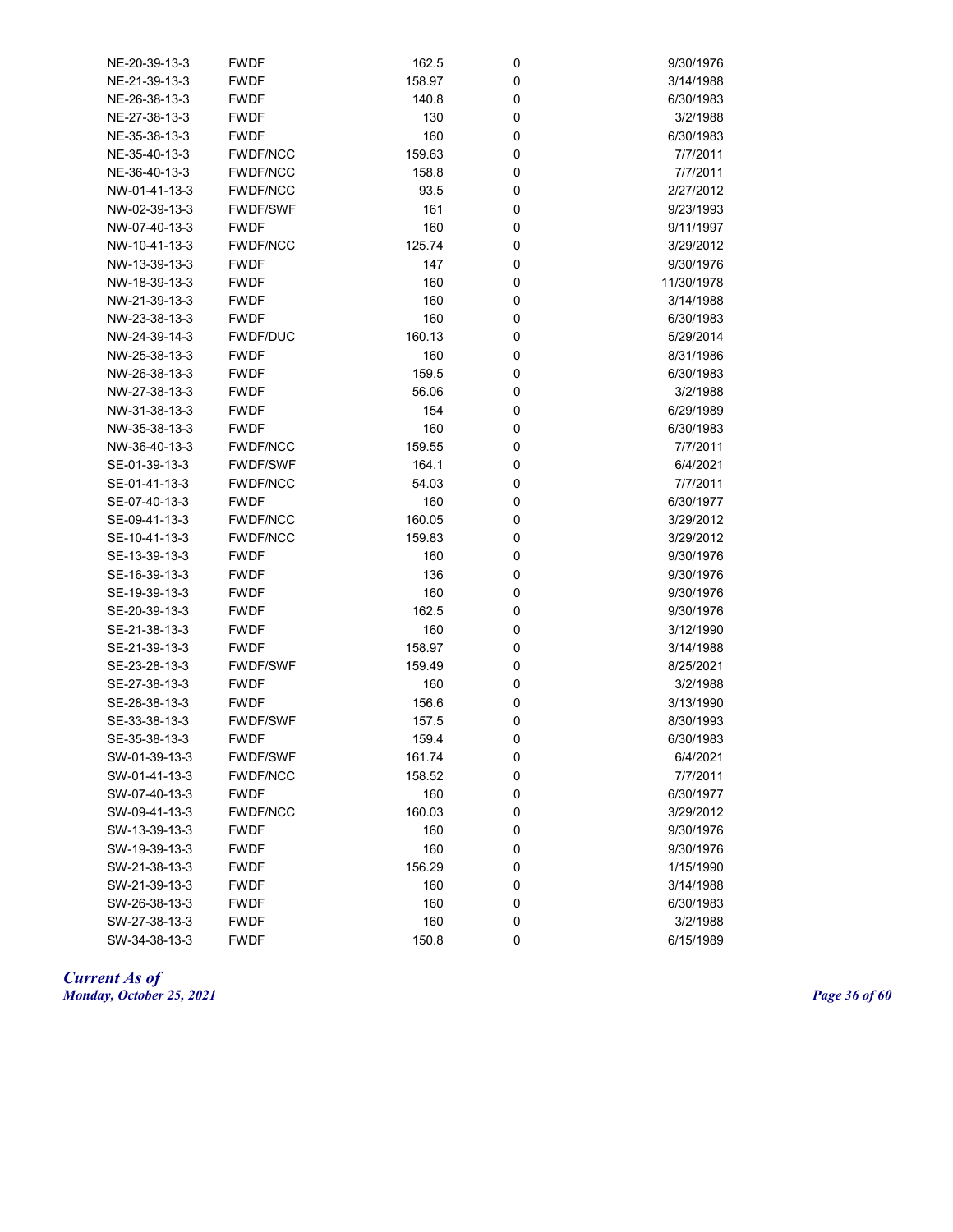| | | | | |
|---|---|---|---|---|
| NE-20-39-13-3 | FWDF | 162.5 | 0 | 9/30/1976 |
| NE-21-39-13-3 | FWDF | 158.97 | 0 | 3/14/1988 |
| NE-26-38-13-3 | FWDF | 140.8 | 0 | 6/30/1983 |
| NE-27-38-13-3 | FWDF | 130 | 0 | 3/2/1988 |
| NE-35-38-13-3 | FWDF | 160 | 0 | 6/30/1983 |
| NE-35-40-13-3 | FWDF/NCC | 159.63 | 0 | 7/7/2011 |
| NE-36-40-13-3 | FWDF/NCC | 158.8 | 0 | 7/7/2011 |
| NW-01-41-13-3 | FWDF/NCC | 93.5 | 0 | 2/27/2012 |
| NW-02-39-13-3 | FWDF/SWF | 161 | 0 | 9/23/1993 |
| NW-07-40-13-3 | FWDF | 160 | 0 | 9/11/1997 |
| NW-10-41-13-3 | FWDF/NCC | 125.74 | 0 | 3/29/2012 |
| NW-13-39-13-3 | FWDF | 147 | 0 | 9/30/1976 |
| NW-18-39-13-3 | FWDF | 160 | 0 | 11/30/1978 |
| NW-21-39-13-3 | FWDF | 160 | 0 | 3/14/1988 |
| NW-23-38-13-3 | FWDF | 160 | 0 | 6/30/1983 |
| NW-24-39-14-3 | FWDF/DUC | 160.13 | 0 | 5/29/2014 |
| NW-25-38-13-3 | FWDF | 160 | 0 | 8/31/1986 |
| NW-26-38-13-3 | FWDF | 159.5 | 0 | 6/30/1983 |
| NW-27-38-13-3 | FWDF | 56.06 | 0 | 3/2/1988 |
| NW-31-38-13-3 | FWDF | 154 | 0 | 6/29/1989 |
| NW-35-38-13-3 | FWDF | 160 | 0 | 6/30/1983 |
| NW-36-40-13-3 | FWDF/NCC | 159.55 | 0 | 7/7/2011 |
| SE-01-39-13-3 | FWDF/SWF | 164.1 | 0 | 6/4/2021 |
| SE-01-41-13-3 | FWDF/NCC | 54.03 | 0 | 7/7/2011 |
| SE-07-40-13-3 | FWDF | 160 | 0 | 6/30/1977 |
| SE-09-41-13-3 | FWDF/NCC | 160.05 | 0 | 3/29/2012 |
| SE-10-41-13-3 | FWDF/NCC | 159.83 | 0 | 3/29/2012 |
| SE-13-39-13-3 | FWDF | 160 | 0 | 9/30/1976 |
| SE-16-39-13-3 | FWDF | 136 | 0 | 9/30/1976 |
| SE-19-39-13-3 | FWDF | 160 | 0 | 9/30/1976 |
| SE-20-39-13-3 | FWDF | 162.5 | 0 | 9/30/1976 |
| SE-21-38-13-3 | FWDF | 160 | 0 | 3/12/1990 |
| SE-21-39-13-3 | FWDF | 158.97 | 0 | 3/14/1988 |
| SE-23-28-13-3 | FWDF/SWF | 159.49 | 0 | 8/25/2021 |
| SE-27-38-13-3 | FWDF | 160 | 0 | 3/2/1988 |
| SE-28-38-13-3 | FWDF | 156.6 | 0 | 3/13/1990 |
| SE-33-38-13-3 | FWDF/SWF | 157.5 | 0 | 8/30/1993 |
| SE-35-38-13-3 | FWDF | 159.4 | 0 | 6/30/1983 |
| SW-01-39-13-3 | FWDF/SWF | 161.74 | 0 | 6/4/2021 |
| SW-01-41-13-3 | FWDF/NCC | 158.52 | 0 | 7/7/2011 |
| SW-07-40-13-3 | FWDF | 160 | 0 | 6/30/1977 |
| SW-09-41-13-3 | FWDF/NCC | 160.03 | 0 | 3/29/2012 |
| SW-13-39-13-3 | FWDF | 160 | 0 | 9/30/1976 |
| SW-19-39-13-3 | FWDF | 160 | 0 | 9/30/1976 |
| SW-21-38-13-3 | FWDF | 156.29 | 0 | 1/15/1990 |
| SW-21-39-13-3 | FWDF | 160 | 0 | 3/14/1988 |
| SW-26-38-13-3 | FWDF | 160 | 0 | 6/30/1983 |
| SW-27-38-13-3 | FWDF | 160 | 0 | 3/2/1988 |
| SW-34-38-13-3 | FWDF | 150.8 | 0 | 6/15/1989 |

*Current As of*
*Monday, October 25, 2021*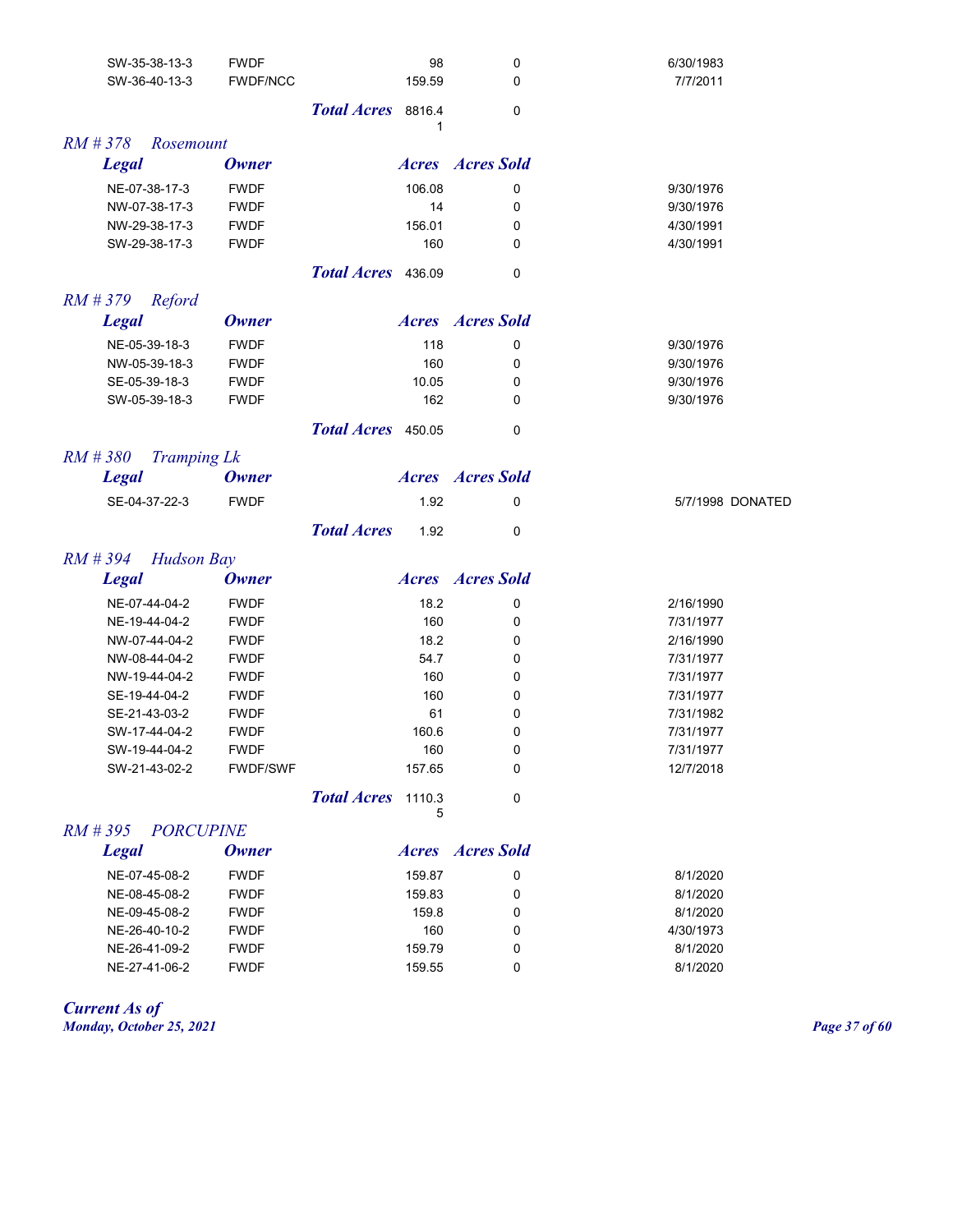| Legal | Owner | Acres | Acres Sold | |
|---|---|---|---|---|
| SW-35-38-13-3 | FWDF | 98 | 0 | 6/30/1983 |
| SW-36-40-13-3 | FWDF/NCC | 159.59 | 0 | 7/7/2011 |
| | *Total Acres* | 8816.41 | 0 | |

## *RM # 378 Rosemount*

| *Legal* | *Owner* | *Acres* | *Acres Sold* | |
|---|---|---|---|---|
| NE-07-38-17-3 | FWDF | 106.08 | 0 | 9/30/1976 |
| NW-07-38-17-3 | FWDF | 14 | 0 | 9/30/1976 |
| NW-29-38-17-3 | FWDF | 156.01 | 0 | 4/30/1991 |
| SW-29-38-17-3 | FWDF | 160 | 0 | 4/30/1991 |
| | *Total Acres* | 436.09 | 0 | |

## *RM # 379 Reford*

| *Legal* | *Owner* | *Acres* | *Acres Sold* | |
|---|---|---|---|---|
| NE-05-39-18-3 | FWDF | 118 | 0 | 9/30/1976 |
| NW-05-39-18-3 | FWDF | 160 | 0 | 9/30/1976 |
| SE-05-39-18-3 | FWDF | 10.05 | 0 | 9/30/1976 |
| SW-05-39-18-3 | FWDF | 162 | 0 | 9/30/1976 |
| | *Total Acres* | 450.05 | 0 | |

## *RM # 380 Tramping Lk*

| *Legal* | *Owner* | *Acres* | *Acres Sold* | |
|---|---|---|---|---|
| SE-04-37-22-3 | FWDF | 1.92 | 0 | 5/7/1998 DONATED |
| | *Total Acres* | 1.92 | 0 | |

## *RM # 394 Hudson Bay*

| *Legal* | *Owner* | *Acres* | *Acres Sold* | |
|---|---|---|---|---|
| NE-07-44-04-2 | FWDF | 18.2 | 0 | 2/16/1990 |
| NE-19-44-04-2 | FWDF | 160 | 0 | 7/31/1977 |
| NW-07-44-04-2 | FWDF | 18.2 | 0 | 2/16/1990 |
| NW-08-44-04-2 | FWDF | 54.7 | 0 | 7/31/1977 |
| NW-19-44-04-2 | FWDF | 160 | 0 | 7/31/1977 |
| SE-19-44-04-2 | FWDF | 160 | 0 | 7/31/1977 |
| SE-21-43-03-2 | FWDF | 61 | 0 | 7/31/1982 |
| SW-17-44-04-2 | FWDF | 160.6 | 0 | 7/31/1977 |
| SW-19-44-04-2 | FWDF | 160 | 0 | 7/31/1977 |
| SW-21-43-02-2 | FWDF/SWF | 157.65 | 0 | 12/7/2018 |
| | *Total Acres* | 1110.35 | 0 | |

## *RM # 395 PORCUPINE*

| *Legal* | *Owner* | *Acres* | *Acres Sold* | |
|---|---|---|---|---|
| NE-07-45-08-2 | FWDF | 159.87 | 0 | 8/1/2020 |
| NE-08-45-08-2 | FWDF | 159.83 | 0 | 8/1/2020 |
| NE-09-45-08-2 | FWDF | 159.8 | 0 | 8/1/2020 |
| NE-26-40-10-2 | FWDF | 160 | 0 | 4/30/1973 |
| NE-26-41-09-2 | FWDF | 159.79 | 0 | 8/1/2020 |
| NE-27-41-06-2 | FWDF | 159.55 | 0 | 8/1/2020 |

*Current As of*
*Monday, October 25, 2021*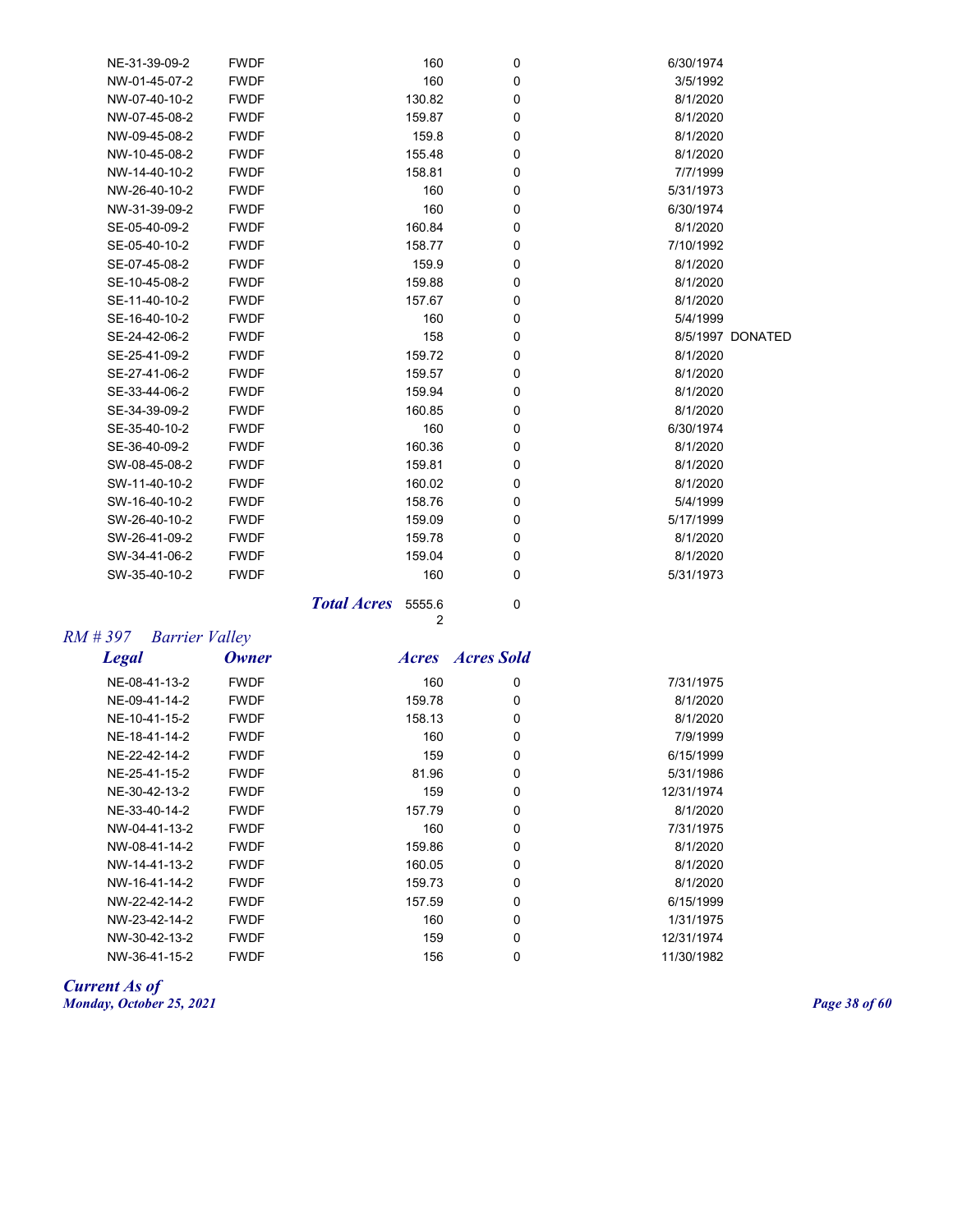| | | | | |
|---|---|---|---|---|
| NE-31-39-09-2 | FWDF | 160 | 0 | 6/30/1974 |
| NW-01-45-07-2 | FWDF | 160 | 0 | 3/5/1992 |
| NW-07-40-10-2 | FWDF | 130.82 | 0 | 8/1/2020 |
| NW-07-45-08-2 | FWDF | 159.87 | 0 | 8/1/2020 |
| NW-09-45-08-2 | FWDF | 159.8 | 0 | 8/1/2020 |
| NW-10-45-08-2 | FWDF | 155.48 | 0 | 8/1/2020 |
| NW-14-40-10-2 | FWDF | 158.81 | 0 | 7/7/1999 |
| NW-26-40-10-2 | FWDF | 160 | 0 | 5/31/1973 |
| NW-31-39-09-2 | FWDF | 160 | 0 | 6/30/1974 |
| SE-05-40-09-2 | FWDF | 160.84 | 0 | 8/1/2020 |
| SE-05-40-10-2 | FWDF | 158.77 | 0 | 7/10/1992 |
| SE-07-45-08-2 | FWDF | 159.9 | 0 | 8/1/2020 |
| SE-10-45-08-2 | FWDF | 159.88 | 0 | 8/1/2020 |
| SE-11-40-10-2 | FWDF | 157.67 | 0 | 8/1/2020 |
| SE-16-40-10-2 | FWDF | 160 | 0 | 5/4/1999 |
| SE-24-42-06-2 | FWDF | 158 | 0 | 8/5/1997 DONATED |
| SE-25-41-09-2 | FWDF | 159.72 | 0 | 8/1/2020 |
| SE-27-41-06-2 | FWDF | 159.57 | 0 | 8/1/2020 |
| SE-33-44-06-2 | FWDF | 159.94 | 0 | 8/1/2020 |
| SE-34-39-09-2 | FWDF | 160.85 | 0 | 8/1/2020 |
| SE-35-40-10-2 | FWDF | 160 | 0 | 6/30/1974 |
| SE-36-40-09-2 | FWDF | 160.36 | 0 | 8/1/2020 |
| SW-08-45-08-2 | FWDF | 159.81 | 0 | 8/1/2020 |
| SW-11-40-10-2 | FWDF | 160.02 | 0 | 8/1/2020 |
| SW-16-40-10-2 | FWDF | 158.76 | 0 | 5/4/1999 |
| SW-26-40-10-2 | FWDF | 159.09 | 0 | 5/17/1999 |
| SW-26-41-09-2 | FWDF | 159.78 | 0 | 8/1/2020 |
| SW-34-41-06-2 | FWDF | 159.04 | 0 | 8/1/2020 |
| SW-35-40-10-2 | FWDF | 160 | 0 | 5/31/1973 |
| | ***Total Acres*** | 5555.62 | 0 | |

## *RM # 397 Barrier Valley*

| ***Legal*** | ***Owner*** | ***Acres*** | ***Acres Sold*** | |
|---|---|---|---|---|
| NE-08-41-13-2 | FWDF | 160 | 0 | 7/31/1975 |
| NE-09-41-14-2 | FWDF | 159.78 | 0 | 8/1/2020 |
| NE-10-41-15-2 | FWDF | 158.13 | 0 | 8/1/2020 |
| NE-18-41-14-2 | FWDF | 160 | 0 | 7/9/1999 |
| NE-22-42-14-2 | FWDF | 159 | 0 | 6/15/1999 |
| NE-25-41-15-2 | FWDF | 81.96 | 0 | 5/31/1986 |
| NE-30-42-13-2 | FWDF | 159 | 0 | 12/31/1974 |
| NE-33-40-14-2 | FWDF | 157.79 | 0 | 8/1/2020 |
| NW-04-41-13-2 | FWDF | 160 | 0 | 7/31/1975 |
| NW-08-41-14-2 | FWDF | 159.86 | 0 | 8/1/2020 |
| NW-14-41-13-2 | FWDF | 160.05 | 0 | 8/1/2020 |
| NW-16-41-14-2 | FWDF | 159.73 | 0 | 8/1/2020 |
| NW-22-42-14-2 | FWDF | 157.59 | 0 | 6/15/1999 |
| NW-23-42-14-2 | FWDF | 160 | 0 | 1/31/1975 |
| NW-30-42-13-2 | FWDF | 159 | 0 | 12/31/1974 |
| NW-36-41-15-2 | FWDF | 156 | 0 | 11/30/1982 |

*Current As of*
*Monday, October 25, 2021*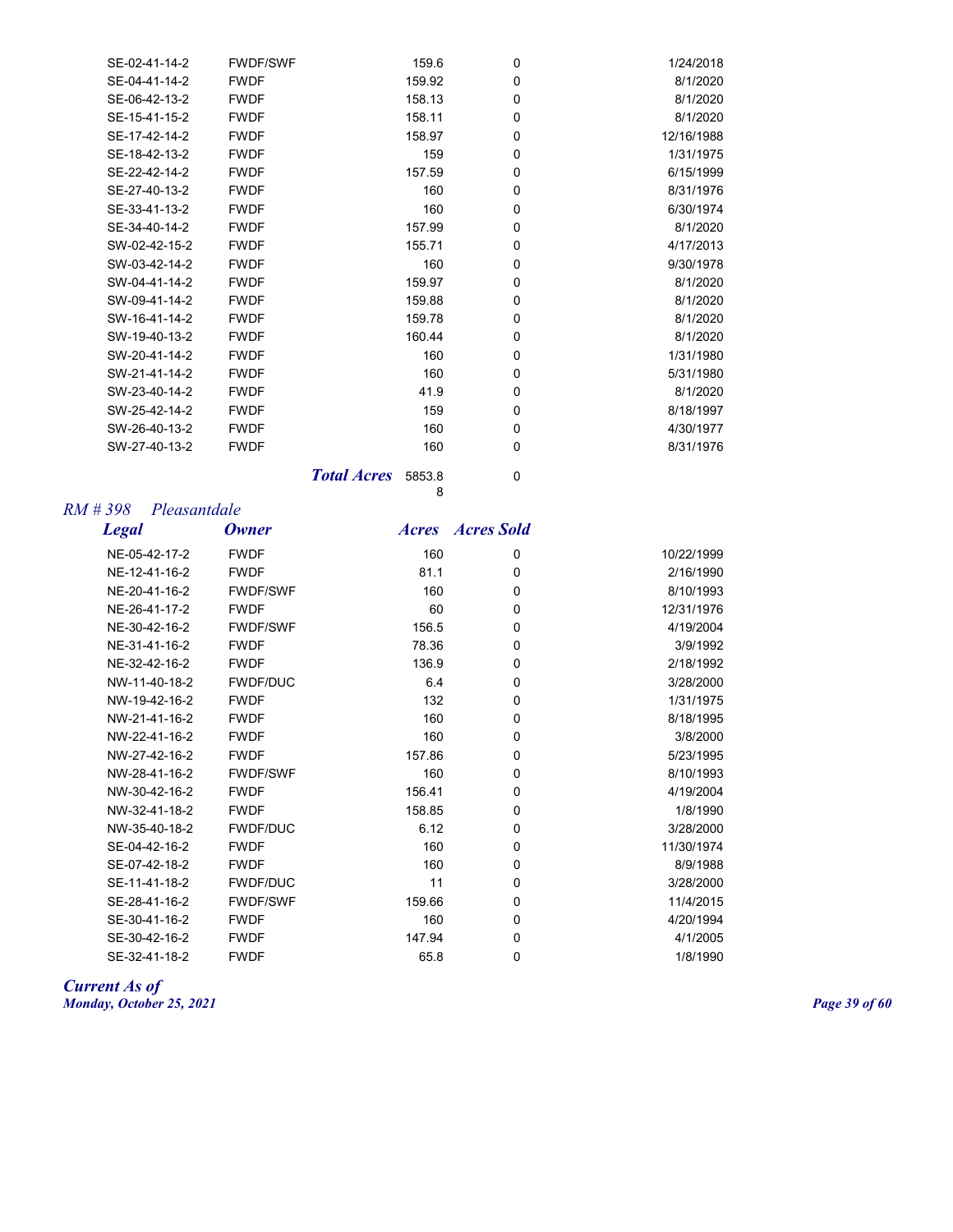| Legal | Owner | Acres | Acres Sold | |
|---|---|---|---|---|
| SE-02-41-14-2 | FWDF/SWF | 159.6 | 0 | 1/24/2018 |
| SE-04-41-14-2 | FWDF | 159.92 | 0 | 8/1/2020 |
| SE-06-42-13-2 | FWDF | 158.13 | 0 | 8/1/2020 |
| SE-15-41-15-2 | FWDF | 158.11 | 0 | 8/1/2020 |
| SE-17-42-14-2 | FWDF | 158.97 | 0 | 12/16/1988 |
| SE-18-42-13-2 | FWDF | 159 | 0 | 1/31/1975 |
| SE-22-42-14-2 | FWDF | 157.59 | 0 | 6/15/1999 |
| SE-27-40-13-2 | FWDF | 160 | 0 | 8/31/1976 |
| SE-33-41-13-2 | FWDF | 160 | 0 | 6/30/1974 |
| SE-34-40-14-2 | FWDF | 157.99 | 0 | 8/1/2020 |
| SW-02-42-15-2 | FWDF | 155.71 | 0 | 4/17/2013 |
| SW-03-42-14-2 | FWDF | 160 | 0 | 9/30/1978 |
| SW-04-41-14-2 | FWDF | 159.97 | 0 | 8/1/2020 |
| SW-09-41-14-2 | FWDF | 159.88 | 0 | 8/1/2020 |
| SW-16-41-14-2 | FWDF | 159.78 | 0 | 8/1/2020 |
| SW-19-40-13-2 | FWDF | 160.44 | 0 | 8/1/2020 |
| SW-20-41-14-2 | FWDF | 160 | 0 | 1/31/1980 |
| SW-21-41-14-2 | FWDF | 160 | 0 | 5/31/1980 |
| SW-23-40-14-2 | FWDF | 41.9 | 0 | 8/1/2020 |
| SW-25-42-14-2 | FWDF | 159 | 0 | 8/18/1997 |
| SW-26-40-13-2 | FWDF | 160 | 0 | 4/30/1977 |
| SW-27-40-13-2 | FWDF | 160 | 0 | 8/31/1976 |
| | ***Total Acres*** | 5853.88 | 0 | |

*RM # 398 Pleasantdale*

| ***Legal*** | ***Owner*** | ***Acres*** | ***Acres Sold*** | |
|---|---|---|---|---|
| NE-05-42-17-2 | FWDF | 160 | 0 | 10/22/1999 |
| NE-12-41-16-2 | FWDF | 81.1 | 0 | 2/16/1990 |
| NE-20-41-16-2 | FWDF/SWF | 160 | 0 | 8/10/1993 |
| NE-26-41-17-2 | FWDF | 60 | 0 | 12/31/1976 |
| NE-30-42-16-2 | FWDF/SWF | 156.5 | 0 | 4/19/2004 |
| NE-31-41-16-2 | FWDF | 78.36 | 0 | 3/9/1992 |
| NE-32-42-16-2 | FWDF | 136.9 | 0 | 2/18/1992 |
| NW-11-40-18-2 | FWDF/DUC | 6.4 | 0 | 3/28/2000 |
| NW-19-42-16-2 | FWDF | 132 | 0 | 1/31/1975 |
| NW-21-41-16-2 | FWDF | 160 | 0 | 8/18/1995 |
| NW-22-41-16-2 | FWDF | 160 | 0 | 3/8/2000 |
| NW-27-42-16-2 | FWDF | 157.86 | 0 | 5/23/1995 |
| NW-28-41-16-2 | FWDF/SWF | 160 | 0 | 8/10/1993 |
| NW-30-42-16-2 | FWDF | 156.41 | 0 | 4/19/2004 |
| NW-32-41-18-2 | FWDF | 158.85 | 0 | 1/8/1990 |
| NW-35-40-18-2 | FWDF/DUC | 6.12 | 0 | 3/28/2000 |
| SE-04-42-16-2 | FWDF | 160 | 0 | 11/30/1974 |
| SE-07-42-18-2 | FWDF | 160 | 0 | 8/9/1988 |
| SE-11-41-18-2 | FWDF/DUC | 11 | 0 | 3/28/2000 |
| SE-28-41-16-2 | FWDF/SWF | 159.66 | 0 | 11/4/2015 |
| SE-30-41-16-2 | FWDF | 160 | 0 | 4/20/1994 |
| SE-30-42-16-2 | FWDF | 147.94 | 0 | 4/1/2005 |
| SE-32-41-18-2 | FWDF | 65.8 | 0 | 1/8/1990 |

***Current As of***
***Monday, October 25, 2021***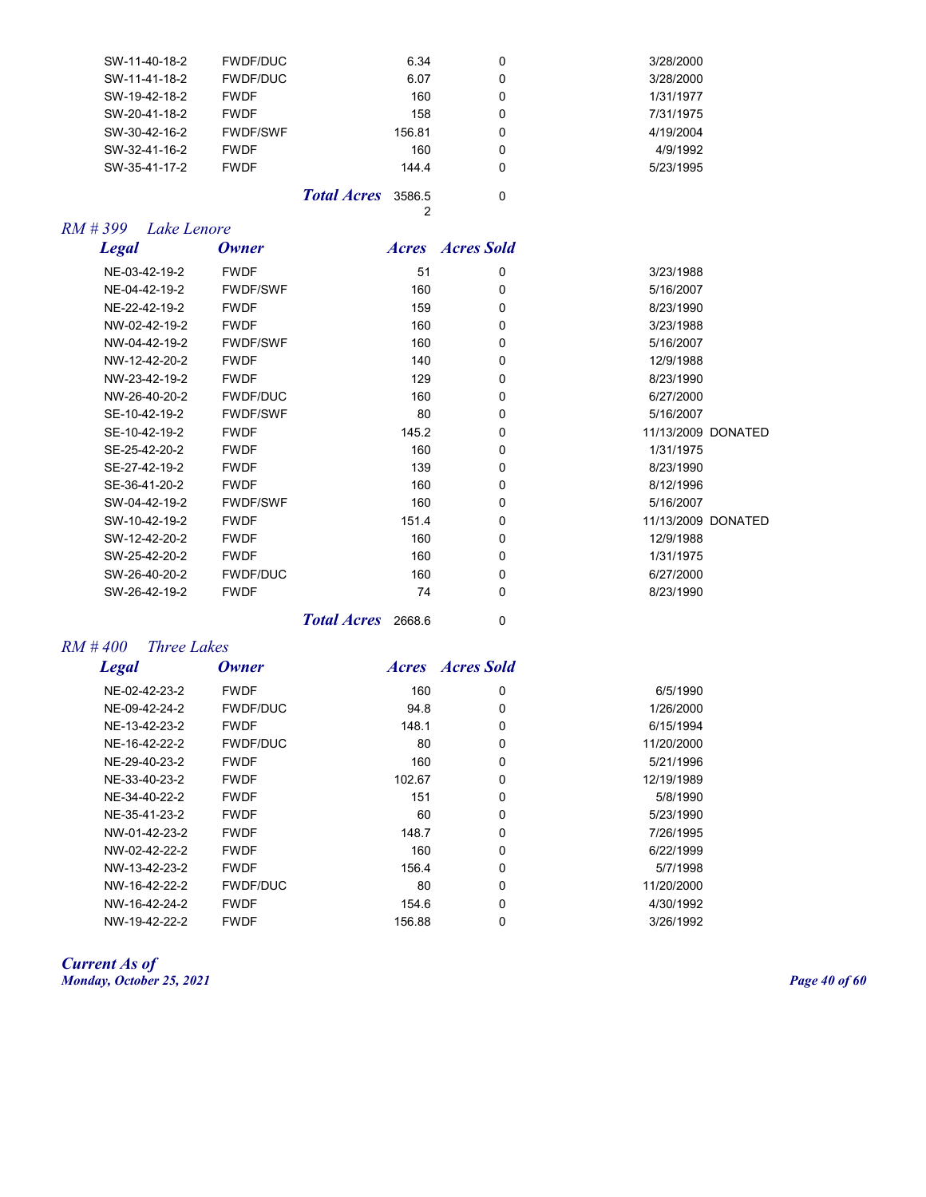| Legal | Owner | Acres | Acres Sold | |
|---|---|---|---|---|
| SW-11-40-18-2 | FWDF/DUC | 6.34 | 0 | 3/28/2000 |
| SW-11-41-18-2 | FWDF/DUC | 6.07 | 0 | 3/28/2000 |
| SW-19-42-18-2 | FWDF | 160 | 0 | 1/31/1977 |
| SW-20-41-18-2 | FWDF | 158 | 0 | 7/31/1975 |
| SW-30-42-16-2 | FWDF/SWF | 156.81 | 0 | 4/19/2004 |
| SW-32-41-16-2 | FWDF | 160 | 0 | 4/9/1992 |
| SW-35-41-17-2 | FWDF | 144.4 | 0 | 5/23/1995 |
| | ***Total Acres*** | 3586.52 | 0 | |

## *RM # 399 Lake Lenore*

| Legal | Owner | Acres | Acres Sold | |
|---|---|---|---|---|
| NE-03-42-19-2 | FWDF | 51 | 0 | 3/23/1988 |
| NE-04-42-19-2 | FWDF/SWF | 160 | 0 | 5/16/2007 |
| NE-22-42-19-2 | FWDF | 159 | 0 | 8/23/1990 |
| NW-02-42-19-2 | FWDF | 160 | 0 | 3/23/1988 |
| NW-04-42-19-2 | FWDF/SWF | 160 | 0 | 5/16/2007 |
| NW-12-42-20-2 | FWDF | 140 | 0 | 12/9/1988 |
| NW-23-42-19-2 | FWDF | 129 | 0 | 8/23/1990 |
| NW-26-40-20-2 | FWDF/DUC | 160 | 0 | 6/27/2000 |
| SE-10-42-19-2 | FWDF/SWF | 80 | 0 | 5/16/2007 |
| SE-10-42-19-2 | FWDF | 145.2 | 0 | 11/13/2009 DONATED |
| SE-25-42-20-2 | FWDF | 160 | 0 | 1/31/1975 |
| SE-27-42-19-2 | FWDF | 139 | 0 | 8/23/1990 |
| SE-36-41-20-2 | FWDF | 160 | 0 | 8/12/1996 |
| SW-04-42-19-2 | FWDF/SWF | 160 | 0 | 5/16/2007 |
| SW-10-42-19-2 | FWDF | 151.4 | 0 | 11/13/2009 DONATED |
| SW-12-42-20-2 | FWDF | 160 | 0 | 12/9/1988 |
| SW-25-42-20-2 | FWDF | 160 | 0 | 1/31/1975 |
| SW-26-40-20-2 | FWDF/DUC | 160 | 0 | 6/27/2000 |
| SW-26-42-19-2 | FWDF | 74 | 0 | 8/23/1990 |
| | ***Total Acres*** | 2668.6 | 0 | |

## *RM # 400 Three Lakes*

| Legal | Owner | Acres | Acres Sold | |
|---|---|---|---|---|
| NE-02-42-23-2 | FWDF | 160 | 0 | 6/5/1990 |
| NE-09-42-24-2 | FWDF/DUC | 94.8 | 0 | 1/26/2000 |
| NE-13-42-23-2 | FWDF | 148.1 | 0 | 6/15/1994 |
| NE-16-42-22-2 | FWDF/DUC | 80 | 0 | 11/20/2000 |
| NE-29-40-23-2 | FWDF | 160 | 0 | 5/21/1996 |
| NE-33-40-23-2 | FWDF | 102.67 | 0 | 12/19/1989 |
| NE-34-40-22-2 | FWDF | 151 | 0 | 5/8/1990 |
| NE-35-41-23-2 | FWDF | 60 | 0 | 5/23/1990 |
| NW-01-42-23-2 | FWDF | 148.7 | 0 | 7/26/1995 |
| NW-02-42-22-2 | FWDF | 160 | 0 | 6/22/1999 |
| NW-13-42-23-2 | FWDF | 156.4 | 0 | 5/7/1998 |
| NW-16-42-22-2 | FWDF/DUC | 80 | 0 | 11/20/2000 |
| NW-16-42-24-2 | FWDF | 154.6 | 0 | 4/30/1992 |
| NW-19-42-22-2 | FWDF | 156.88 | 0 | 3/26/1992 |

***Current As of***
***Monday, October 25, 2021***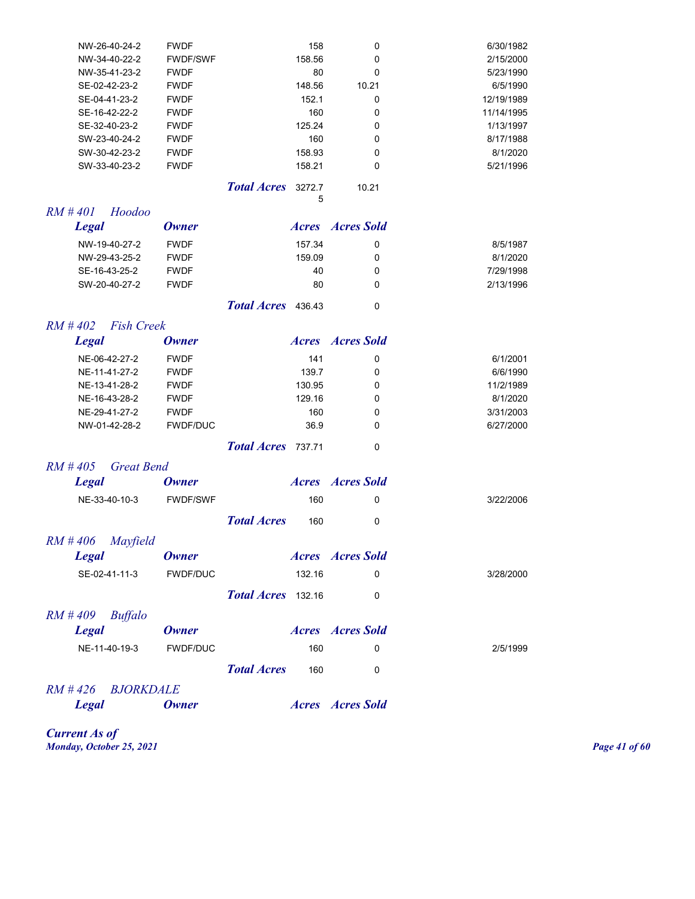| Legal | Owner | Acres | Acres Sold | |
|---|---|---|---|---|
| NW-26-40-24-2 | FWDF | 158 | 0 | 6/30/1982 |
| NW-34-40-22-2 | FWDF/SWF | 158.56 | 0 | 2/15/2000 |
| NW-35-41-23-2 | FWDF | 80 | 0 | 5/23/1990 |
| SE-02-42-23-2 | FWDF | 148.56 | 10.21 | 6/5/1990 |
| SE-04-41-23-2 | FWDF | 152.1 | 0 | 12/19/1989 |
| SE-16-42-22-2 | FWDF | 160 | 0 | 11/14/1995 |
| SE-32-40-23-2 | FWDF | 125.24 | 0 | 1/13/1997 |
| SW-23-40-24-2 | FWDF | 160 | 0 | 8/17/1988 |
| SW-30-42-23-2 | FWDF | 158.93 | 0 | 8/1/2020 |
| SW-33-40-23-2 | FWDF | 158.21 | 0 | 5/21/1996 |
| | ***Total Acres*** | 3272.75 | 10.21 | |

## *RM # 401 Hoodoo*

| *Legal* | *Owner* | *Acres* | *Acres Sold* | |
|---|---|---|---|---|
| NW-19-40-27-2 | FWDF | 157.34 | 0 | 8/5/1987 |
| NW-29-43-25-2 | FWDF | 159.09 | 0 | 8/1/2020 |
| SE-16-43-25-2 | FWDF | 40 | 0 | 7/29/1998 |
| SW-20-40-27-2 | FWDF | 80 | 0 | 2/13/1996 |
| | ***Total Acres*** | 436.43 | 0 | |

## *RM # 402 Fish Creek*

| *Legal* | *Owner* | *Acres* | *Acres Sold* | |
|---|---|---|---|---|
| NE-06-42-27-2 | FWDF | 141 | 0 | 6/1/2001 |
| NE-11-41-27-2 | FWDF | 139.7 | 0 | 6/6/1990 |
| NE-13-41-28-2 | FWDF | 130.95 | 0 | 11/2/1989 |
| NE-16-43-28-2 | FWDF | 129.16 | 0 | 8/1/2020 |
| NE-29-41-27-2 | FWDF | 160 | 0 | 3/31/2003 |
| NW-01-42-28-2 | FWDF/DUC | 36.9 | 0 | 6/27/2000 |
| | ***Total Acres*** | 737.71 | 0 | |

## *RM # 405 Great Bend*

| *Legal* | *Owner* | *Acres* | *Acres Sold* | |
|---|---|---|---|---|
| NE-33-40-10-3 | FWDF/SWF | 160 | 0 | 3/22/2006 |
| | ***Total Acres*** | 160 | 0 | |

## *RM # 406 Mayfield*

| *Legal* | *Owner* | *Acres* | *Acres Sold* | |
|---|---|---|---|---|
| SE-02-41-11-3 | FWDF/DUC | 132.16 | 0 | 3/28/2000 |
| | ***Total Acres*** | 132.16 | 0 | |

## *RM # 409 Buffalo*

| *Legal* | *Owner* | *Acres* | *Acres Sold* | |
|---|---|---|---|---|
| NE-11-40-19-3 | FWDF/DUC | 160 | 0 | 2/5/1999 |
| | ***Total Acres*** | 160 | 0 | |

## *RM # 426 BJORKDALE*

| *Legal* | *Owner* | *Acres* | *Acres Sold* |
|---|---|---|---|

***Current As of***
***Monday, October 25, 2021***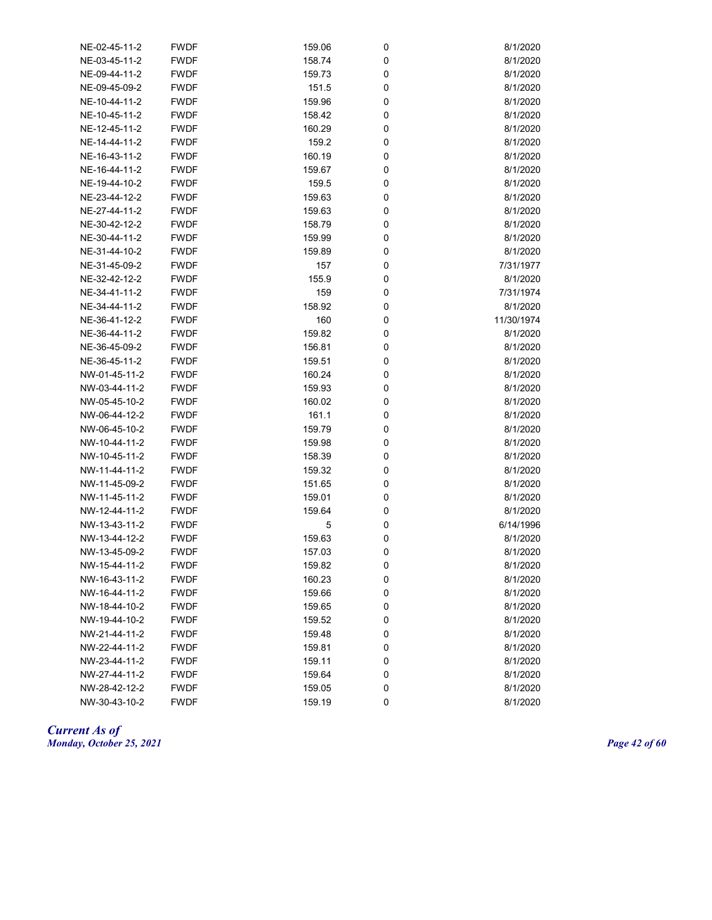| | | | | |
|---|---|---|---|---|
| NE-02-45-11-2 | FWDF | 159.06 | 0 | 8/1/2020 |
| NE-03-45-11-2 | FWDF | 158.74 | 0 | 8/1/2020 |
| NE-09-44-11-2 | FWDF | 159.73 | 0 | 8/1/2020 |
| NE-09-45-09-2 | FWDF | 151.5 | 0 | 8/1/2020 |
| NE-10-44-11-2 | FWDF | 159.96 | 0 | 8/1/2020 |
| NE-10-45-11-2 | FWDF | 158.42 | 0 | 8/1/2020 |
| NE-12-45-11-2 | FWDF | 160.29 | 0 | 8/1/2020 |
| NE-14-44-11-2 | FWDF | 159.2 | 0 | 8/1/2020 |
| NE-16-43-11-2 | FWDF | 160.19 | 0 | 8/1/2020 |
| NE-16-44-11-2 | FWDF | 159.67 | 0 | 8/1/2020 |
| NE-19-44-10-2 | FWDF | 159.5 | 0 | 8/1/2020 |
| NE-23-44-12-2 | FWDF | 159.63 | 0 | 8/1/2020 |
| NE-27-44-11-2 | FWDF | 159.63 | 0 | 8/1/2020 |
| NE-30-42-12-2 | FWDF | 158.79 | 0 | 8/1/2020 |
| NE-30-44-11-2 | FWDF | 159.99 | 0 | 8/1/2020 |
| NE-31-44-10-2 | FWDF | 159.89 | 0 | 8/1/2020 |
| NE-31-45-09-2 | FWDF | 157 | 0 | 7/31/1977 |
| NE-32-42-12-2 | FWDF | 155.9 | 0 | 8/1/2020 |
| NE-34-41-11-2 | FWDF | 159 | 0 | 7/31/1974 |
| NE-34-44-11-2 | FWDF | 158.92 | 0 | 8/1/2020 |
| NE-36-41-12-2 | FWDF | 160 | 0 | 11/30/1974 |
| NE-36-44-11-2 | FWDF | 159.82 | 0 | 8/1/2020 |
| NE-36-45-09-2 | FWDF | 156.81 | 0 | 8/1/2020 |
| NE-36-45-11-2 | FWDF | 159.51 | 0 | 8/1/2020 |
| NW-01-45-11-2 | FWDF | 160.24 | 0 | 8/1/2020 |
| NW-03-44-11-2 | FWDF | 159.93 | 0 | 8/1/2020 |
| NW-05-45-10-2 | FWDF | 160.02 | 0 | 8/1/2020 |
| NW-06-44-12-2 | FWDF | 161.1 | 0 | 8/1/2020 |
| NW-06-45-10-2 | FWDF | 159.79 | 0 | 8/1/2020 |
| NW-10-44-11-2 | FWDF | 159.98 | 0 | 8/1/2020 |
| NW-10-45-11-2 | FWDF | 158.39 | 0 | 8/1/2020 |
| NW-11-44-11-2 | FWDF | 159.32 | 0 | 8/1/2020 |
| NW-11-45-09-2 | FWDF | 151.65 | 0 | 8/1/2020 |
| NW-11-45-11-2 | FWDF | 159.01 | 0 | 8/1/2020 |
| NW-12-44-11-2 | FWDF | 159.64 | 0 | 8/1/2020 |
| NW-13-43-11-2 | FWDF | 5 | 0 | 6/14/1996 |
| NW-13-44-12-2 | FWDF | 159.63 | 0 | 8/1/2020 |
| NW-13-45-09-2 | FWDF | 157.03 | 0 | 8/1/2020 |
| NW-15-44-11-2 | FWDF | 159.82 | 0 | 8/1/2020 |
| NW-16-43-11-2 | FWDF | 160.23 | 0 | 8/1/2020 |
| NW-16-44-11-2 | FWDF | 159.66 | 0 | 8/1/2020 |
| NW-18-44-10-2 | FWDF | 159.65 | 0 | 8/1/2020 |
| NW-19-44-10-2 | FWDF | 159.52 | 0 | 8/1/2020 |
| NW-21-44-11-2 | FWDF | 159.48 | 0 | 8/1/2020 |
| NW-22-44-11-2 | FWDF | 159.81 | 0 | 8/1/2020 |
| NW-23-44-11-2 | FWDF | 159.11 | 0 | 8/1/2020 |
| NW-27-44-11-2 | FWDF | 159.64 | 0 | 8/1/2020 |
| NW-28-42-12-2 | FWDF | 159.05 | 0 | 8/1/2020 |
| NW-30-43-10-2 | FWDF | 159.19 | 0 | 8/1/2020 |

*Current As of*
*Monday, October 25, 2021*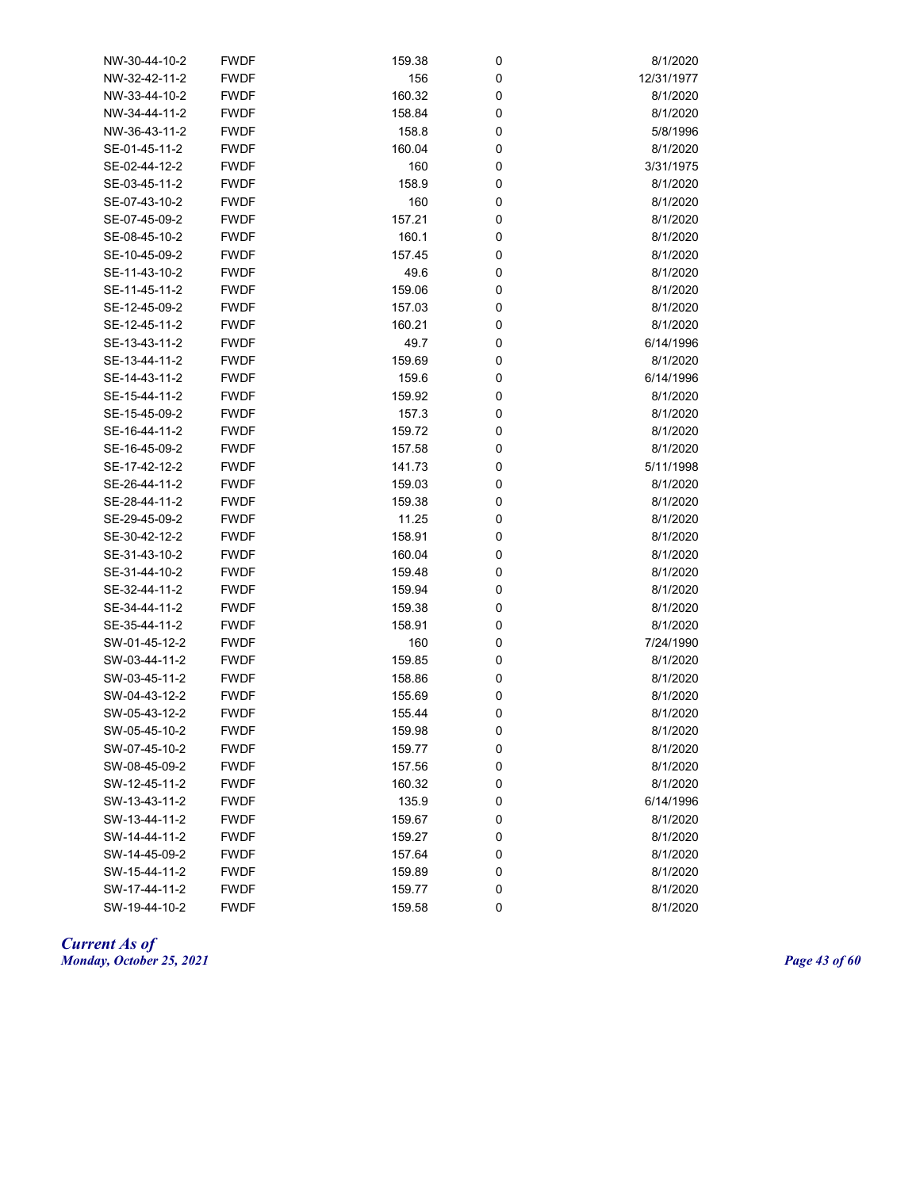| | | | | |
|---|---|---|---|---|
| NW-30-44-10-2 | FWDF | 159.38 | 0 | 8/1/2020 |
| NW-32-42-11-2 | FWDF | 156 | 0 | 12/31/1977 |
| NW-33-44-10-2 | FWDF | 160.32 | 0 | 8/1/2020 |
| NW-34-44-11-2 | FWDF | 158.84 | 0 | 8/1/2020 |
| NW-36-43-11-2 | FWDF | 158.8 | 0 | 5/8/1996 |
| SE-01-45-11-2 | FWDF | 160.04 | 0 | 8/1/2020 |
| SE-02-44-12-2 | FWDF | 160 | 0 | 3/31/1975 |
| SE-03-45-11-2 | FWDF | 158.9 | 0 | 8/1/2020 |
| SE-07-43-10-2 | FWDF | 160 | 0 | 8/1/2020 |
| SE-07-45-09-2 | FWDF | 157.21 | 0 | 8/1/2020 |
| SE-08-45-10-2 | FWDF | 160.1 | 0 | 8/1/2020 |
| SE-10-45-09-2 | FWDF | 157.45 | 0 | 8/1/2020 |
| SE-11-43-10-2 | FWDF | 49.6 | 0 | 8/1/2020 |
| SE-11-45-11-2 | FWDF | 159.06 | 0 | 8/1/2020 |
| SE-12-45-09-2 | FWDF | 157.03 | 0 | 8/1/2020 |
| SE-12-45-11-2 | FWDF | 160.21 | 0 | 8/1/2020 |
| SE-13-43-11-2 | FWDF | 49.7 | 0 | 6/14/1996 |
| SE-13-44-11-2 | FWDF | 159.69 | 0 | 8/1/2020 |
| SE-14-43-11-2 | FWDF | 159.6 | 0 | 6/14/1996 |
| SE-15-44-11-2 | FWDF | 159.92 | 0 | 8/1/2020 |
| SE-15-45-09-2 | FWDF | 157.3 | 0 | 8/1/2020 |
| SE-16-44-11-2 | FWDF | 159.72 | 0 | 8/1/2020 |
| SE-16-45-09-2 | FWDF | 157.58 | 0 | 8/1/2020 |
| SE-17-42-12-2 | FWDF | 141.73 | 0 | 5/11/1998 |
| SE-26-44-11-2 | FWDF | 159.03 | 0 | 8/1/2020 |
| SE-28-44-11-2 | FWDF | 159.38 | 0 | 8/1/2020 |
| SE-29-45-09-2 | FWDF | 11.25 | 0 | 8/1/2020 |
| SE-30-42-12-2 | FWDF | 158.91 | 0 | 8/1/2020 |
| SE-31-43-10-2 | FWDF | 160.04 | 0 | 8/1/2020 |
| SE-31-44-10-2 | FWDF | 159.48 | 0 | 8/1/2020 |
| SE-32-44-11-2 | FWDF | 159.94 | 0 | 8/1/2020 |
| SE-34-44-11-2 | FWDF | 159.38 | 0 | 8/1/2020 |
| SE-35-44-11-2 | FWDF | 158.91 | 0 | 8/1/2020 |
| SW-01-45-12-2 | FWDF | 160 | 0 | 7/24/1990 |
| SW-03-44-11-2 | FWDF | 159.85 | 0 | 8/1/2020 |
| SW-03-45-11-2 | FWDF | 158.86 | 0 | 8/1/2020 |
| SW-04-43-12-2 | FWDF | 155.69 | 0 | 8/1/2020 |
| SW-05-43-12-2 | FWDF | 155.44 | 0 | 8/1/2020 |
| SW-05-45-10-2 | FWDF | 159.98 | 0 | 8/1/2020 |
| SW-07-45-10-2 | FWDF | 159.77 | 0 | 8/1/2020 |
| SW-08-45-09-2 | FWDF | 157.56 | 0 | 8/1/2020 |
| SW-12-45-11-2 | FWDF | 160.32 | 0 | 8/1/2020 |
| SW-13-43-11-2 | FWDF | 135.9 | 0 | 6/14/1996 |
| SW-13-44-11-2 | FWDF | 159.67 | 0 | 8/1/2020 |
| SW-14-44-11-2 | FWDF | 159.27 | 0 | 8/1/2020 |
| SW-14-45-09-2 | FWDF | 157.64 | 0 | 8/1/2020 |
| SW-15-44-11-2 | FWDF | 159.89 | 0 | 8/1/2020 |
| SW-17-44-11-2 | FWDF | 159.77 | 0 | 8/1/2020 |
| SW-19-44-10-2 | FWDF | 159.58 | 0 | 8/1/2020 |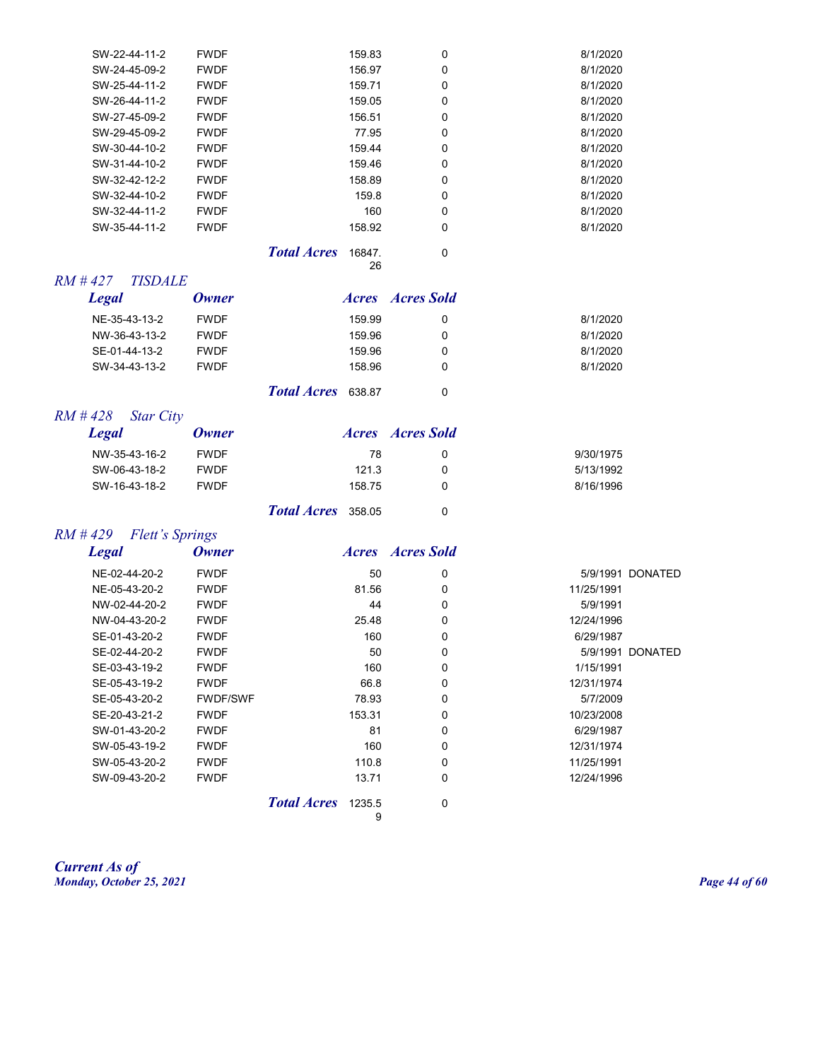| Legal | Owner | Acres | Acres Sold | Date | |
|---|---|---|---|---|---|
| SW-22-44-11-2 | FWDF | 159.83 | 0 | 8/1/2020 | |
| SW-24-45-09-2 | FWDF | 156.97 | 0 | 8/1/2020 | |
| SW-25-44-11-2 | FWDF | 159.71 | 0 | 8/1/2020 | |
| SW-26-44-11-2 | FWDF | 159.05 | 0 | 8/1/2020 | |
| SW-27-45-09-2 | FWDF | 156.51 | 0 | 8/1/2020 | |
| SW-29-45-09-2 | FWDF | 77.95 | 0 | 8/1/2020 | |
| SW-30-44-10-2 | FWDF | 159.44 | 0 | 8/1/2020 | |
| SW-31-44-10-2 | FWDF | 159.46 | 0 | 8/1/2020 | |
| SW-32-42-12-2 | FWDF | 158.89 | 0 | 8/1/2020 | |
| SW-32-44-10-2 | FWDF | 159.8 | 0 | 8/1/2020 | |
| SW-32-44-11-2 | FWDF | 160 | 0 | 8/1/2020 | |
| SW-35-44-11-2 | FWDF | 158.92 | 0 | 8/1/2020 | |
| | ***Total Acres*** | 16847.26 | 0 | | |

## *RM # 427 TISDALE*

| *Legal* | *Owner* | *Acres* | *Acres Sold* | | |
|---|---|---|---|---|---|
| NE-35-43-13-2 | FWDF | 159.99 | 0 | 8/1/2020 | |
| NW-36-43-13-2 | FWDF | 159.96 | 0 | 8/1/2020 | |
| SE-01-44-13-2 | FWDF | 159.96 | 0 | 8/1/2020 | |
| SW-34-43-13-2 | FWDF | 158.96 | 0 | 8/1/2020 | |
| | ***Total Acres*** | 638.87 | 0 | | |

## *RM # 428 Star City*

| *Legal* | *Owner* | *Acres* | *Acres Sold* | | |
|---|---|---|---|---|---|
| NW-35-43-16-2 | FWDF | 78 | 0 | 9/30/1975 | |
| SW-06-43-18-2 | FWDF | 121.3 | 0 | 5/13/1992 | |
| SW-16-43-18-2 | FWDF | 158.75 | 0 | 8/16/1996 | |
| | ***Total Acres*** | 358.05 | 0 | | |

## *RM # 429 Flett's Springs*

| *Legal* | *Owner* | *Acres* | *Acres Sold* | | |
|---|---|---|---|---|---|
| NE-02-44-20-2 | FWDF | 50 | 0 | 5/9/1991 | DONATED |
| NE-05-43-20-2 | FWDF | 81.56 | 0 | 11/25/1991 | |
| NW-02-44-20-2 | FWDF | 44 | 0 | 5/9/1991 | |
| NW-04-43-20-2 | FWDF | 25.48 | 0 | 12/24/1996 | |
| SE-01-43-20-2 | FWDF | 160 | 0 | 6/29/1987 | |
| SE-02-44-20-2 | FWDF | 50 | 0 | 5/9/1991 | DONATED |
| SE-03-43-19-2 | FWDF | 160 | 0 | 1/15/1991 | |
| SE-05-43-19-2 | FWDF | 66.8 | 0 | 12/31/1974 | |
| SE-05-43-20-2 | FWDF/SWF | 78.93 | 0 | 5/7/2009 | |
| SE-20-43-21-2 | FWDF | 153.31 | 0 | 10/23/2008 | |
| SW-01-43-20-2 | FWDF | 81 | 0 | 6/29/1987 | |
| SW-05-43-19-2 | FWDF | 160 | 0 | 12/31/1974 | |
| SW-05-43-20-2 | FWDF | 110.8 | 0 | 11/25/1991 | |
| SW-09-43-20-2 | FWDF | 13.71 | 0 | 12/24/1996 | |
| | ***Total Acres*** | 1235.59 | 0 | | |

***Current As of***
***Monday, October 25, 2021***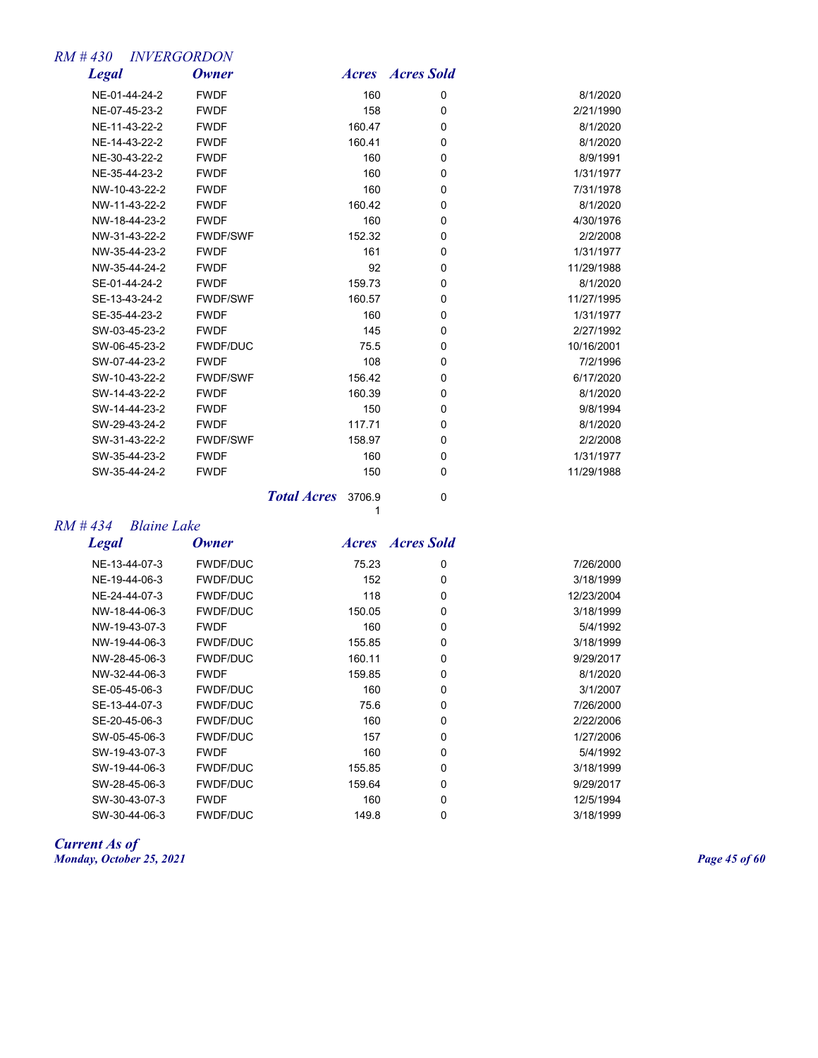## *RM # 430 INVERGORDON*

| *Legal* | *Owner* | *Acres* | *Acres Sold* | |
|---|---|---|---|---|
| NE-01-44-24-2 | FWDF | 160 | 0 | 8/1/2020 |
| NE-07-45-23-2 | FWDF | 158 | 0 | 2/21/1990 |
| NE-11-43-22-2 | FWDF | 160.47 | 0 | 8/1/2020 |
| NE-14-43-22-2 | FWDF | 160.41 | 0 | 8/1/2020 |
| NE-30-43-22-2 | FWDF | 160 | 0 | 8/9/1991 |
| NE-35-44-23-2 | FWDF | 160 | 0 | 1/31/1977 |
| NW-10-43-22-2 | FWDF | 160 | 0 | 7/31/1978 |
| NW-11-43-22-2 | FWDF | 160.42 | 0 | 8/1/2020 |
| NW-18-44-23-2 | FWDF | 160 | 0 | 4/30/1976 |
| NW-31-43-22-2 | FWDF/SWF | 152.32 | 0 | 2/2/2008 |
| NW-35-44-23-2 | FWDF | 161 | 0 | 1/31/1977 |
| NW-35-44-24-2 | FWDF | 92 | 0 | 11/29/1988 |
| SE-01-44-24-2 | FWDF | 159.73 | 0 | 8/1/2020 |
| SE-13-43-24-2 | FWDF/SWF | 160.57 | 0 | 11/27/1995 |
| SE-35-44-23-2 | FWDF | 160 | 0 | 1/31/1977 |
| SW-03-45-23-2 | FWDF | 145 | 0 | 2/27/1992 |
| SW-06-45-23-2 | FWDF/DUC | 75.5 | 0 | 10/16/2001 |
| SW-07-44-23-2 | FWDF | 108 | 0 | 7/2/1996 |
| SW-10-43-22-2 | FWDF/SWF | 156.42 | 0 | 6/17/2020 |
| SW-14-43-22-2 | FWDF | 160.39 | 0 | 8/1/2020 |
| SW-14-44-23-2 | FWDF | 150 | 0 | 9/8/1994 |
| SW-29-43-24-2 | FWDF | 117.71 | 0 | 8/1/2020 |
| SW-31-43-22-2 | FWDF/SWF | 158.97 | 0 | 2/2/2008 |
| SW-35-44-23-2 | FWDF | 160 | 0 | 1/31/1977 |
| SW-35-44-24-2 | FWDF | 150 | 0 | 11/29/1988 |
| | ***Total Acres*** | 3706.91 | 0 | |

## *RM # 434 Blaine Lake*

| *Legal* | *Owner* | *Acres* | *Acres Sold* | |
|---|---|---|---|---|
| NE-13-44-07-3 | FWDF/DUC | 75.23 | 0 | 7/26/2000 |
| NE-19-44-06-3 | FWDF/DUC | 152 | 0 | 3/18/1999 |
| NE-24-44-07-3 | FWDF/DUC | 118 | 0 | 12/23/2004 |
| NW-18-44-06-3 | FWDF/DUC | 150.05 | 0 | 3/18/1999 |
| NW-19-43-07-3 | FWDF | 160 | 0 | 5/4/1992 |
| NW-19-44-06-3 | FWDF/DUC | 155.85 | 0 | 3/18/1999 |
| NW-28-45-06-3 | FWDF/DUC | 160.11 | 0 | 9/29/2017 |
| NW-32-44-06-3 | FWDF | 159.85 | 0 | 8/1/2020 |
| SE-05-45-06-3 | FWDF/DUC | 160 | 0 | 3/1/2007 |
| SE-13-44-07-3 | FWDF/DUC | 75.6 | 0 | 7/26/2000 |
| SE-20-45-06-3 | FWDF/DUC | 160 | 0 | 2/22/2006 |
| SW-05-45-06-3 | FWDF/DUC | 157 | 0 | 1/27/2006 |
| SW-19-43-07-3 | FWDF | 160 | 0 | 5/4/1992 |
| SW-19-44-06-3 | FWDF/DUC | 155.85 | 0 | 3/18/1999 |
| SW-28-45-06-3 | FWDF/DUC | 159.64 | 0 | 9/29/2017 |
| SW-30-43-07-3 | FWDF | 160 | 0 | 12/5/1994 |
| SW-30-44-06-3 | FWDF/DUC | 149.8 | 0 | 3/18/1999 |

***Current As of***
***Monday, October 25, 2021***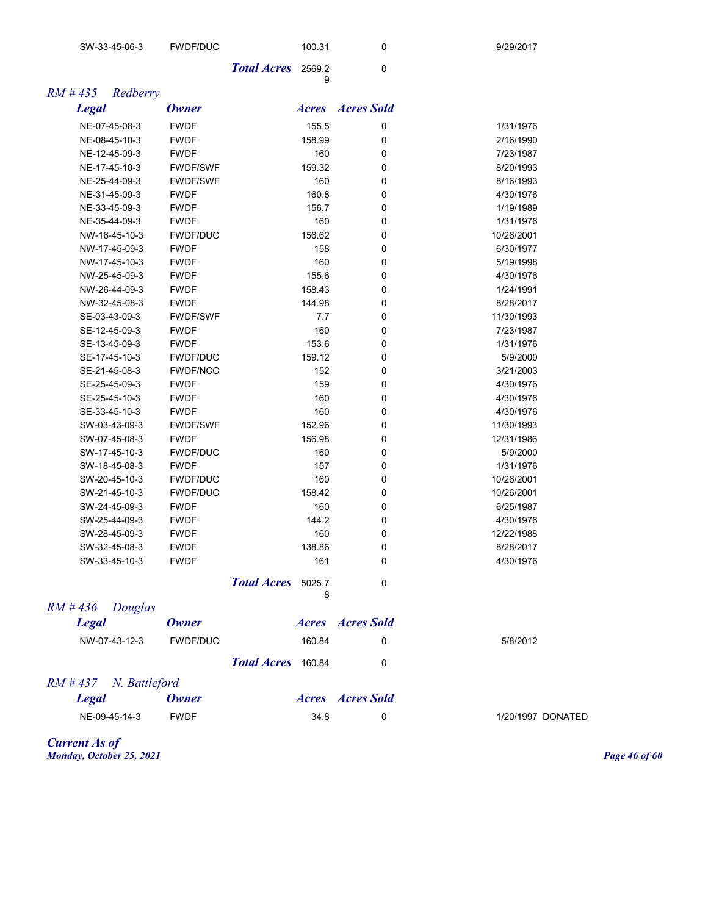| Legal | Owner | Acres | Acres Sold | Date |
|---|---|---|---|---|
| SW-33-45-06-3 | FWDF/DUC | 100.31 | 0 | 9/29/2017 |
| | *Total Acres* | 2569.29 | 0 | |

## *RM # 435 Redberry*

| *Legal* | *Owner* | *Acres* | *Acres Sold* | |
|---|---|---|---|---|
| NE-07-45-08-3 | FWDF | 155.5 | 0 | 1/31/1976 |
| NE-08-45-10-3 | FWDF | 158.99 | 0 | 2/16/1990 |
| NE-12-45-09-3 | FWDF | 160 | 0 | 7/23/1987 |
| NE-17-45-10-3 | FWDF/SWF | 159.32 | 0 | 8/20/1993 |
| NE-25-44-09-3 | FWDF/SWF | 160 | 0 | 8/16/1993 |
| NE-31-45-09-3 | FWDF | 160.8 | 0 | 4/30/1976 |
| NE-33-45-09-3 | FWDF | 156.7 | 0 | 1/19/1989 |
| NE-35-44-09-3 | FWDF | 160 | 0 | 1/31/1976 |
| NW-16-45-10-3 | FWDF/DUC | 156.62 | 0 | 10/26/2001 |
| NW-17-45-09-3 | FWDF | 158 | 0 | 6/30/1977 |
| NW-17-45-10-3 | FWDF | 160 | 0 | 5/19/1998 |
| NW-25-45-09-3 | FWDF | 155.6 | 0 | 4/30/1976 |
| NW-26-44-09-3 | FWDF | 158.43 | 0 | 1/24/1991 |
| NW-32-45-08-3 | FWDF | 144.98 | 0 | 8/28/2017 |
| SE-03-43-09-3 | FWDF/SWF | 7.7 | 0 | 11/30/1993 |
| SE-12-45-09-3 | FWDF | 160 | 0 | 7/23/1987 |
| SE-13-45-09-3 | FWDF | 153.6 | 0 | 1/31/1976 |
| SE-17-45-10-3 | FWDF/DUC | 159.12 | 0 | 5/9/2000 |
| SE-21-45-08-3 | FWDF/NCC | 152 | 0 | 3/21/2003 |
| SE-25-45-09-3 | FWDF | 159 | 0 | 4/30/1976 |
| SE-25-45-10-3 | FWDF | 160 | 0 | 4/30/1976 |
| SE-33-45-10-3 | FWDF | 160 | 0 | 4/30/1976 |
| SW-03-43-09-3 | FWDF/SWF | 152.96 | 0 | 11/30/1993 |
| SW-07-45-08-3 | FWDF | 156.98 | 0 | 12/31/1986 |
| SW-17-45-10-3 | FWDF/DUC | 160 | 0 | 5/9/2000 |
| SW-18-45-08-3 | FWDF | 157 | 0 | 1/31/1976 |
| SW-20-45-10-3 | FWDF/DUC | 160 | 0 | 10/26/2001 |
| SW-21-45-10-3 | FWDF/DUC | 158.42 | 0 | 10/26/2001 |
| SW-24-45-09-3 | FWDF | 160 | 0 | 6/25/1987 |
| SW-25-44-09-3 | FWDF | 144.2 | 0 | 4/30/1976 |
| SW-28-45-09-3 | FWDF | 160 | 0 | 12/22/1988 |
| SW-32-45-08-3 | FWDF | 138.86 | 0 | 8/28/2017 |
| SW-33-45-10-3 | FWDF | 161 | 0 | 4/30/1976 |
| | *Total Acres* | 5025.78 | 0 | |

## *RM # 436 Douglas*

| *Legal* | *Owner* | *Acres* | *Acres Sold* | |
|---|---|---|---|---|
| NW-07-43-12-3 | FWDF/DUC | 160.84 | 0 | 5/8/2012 |
| | *Total Acres* | 160.84 | 0 | |

## *RM # 437 N. Battleford*

| *Legal* | *Owner* | *Acres* | *Acres Sold* | |
|---|---|---|---|---|
| NE-09-45-14-3 | FWDF | 34.8 | 0 | 1/20/1997 DONATED |

***Current As of***
***Monday, October 25, 2021***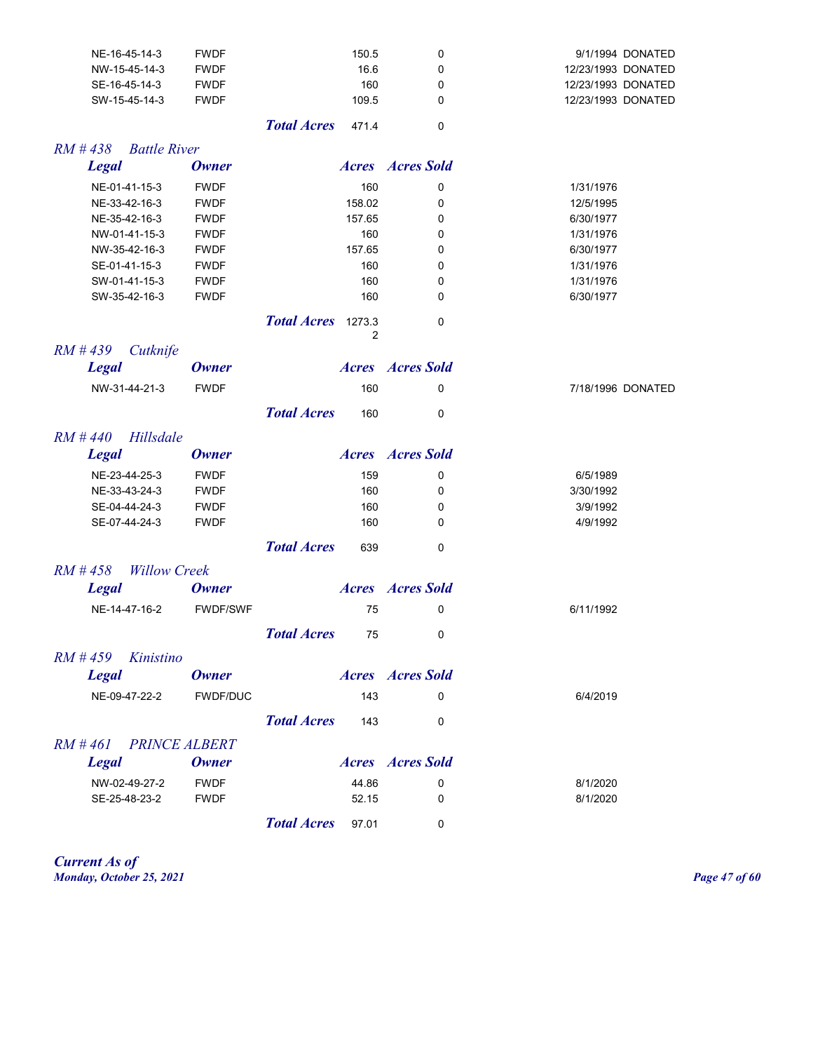| Legal | Owner | Acres | Acres Sold | Date | Note |
|---|---|---|---|---|---|
| NE-16-45-14-3 | FWDF | 150.5 | 0 | 9/1/1994 | DONATED |
| NW-15-45-14-3 | FWDF | 16.6 | 0 | 12/23/1993 | DONATED |
| SE-16-45-14-3 | FWDF | 160 | 0 | 12/23/1993 | DONATED |
| SW-15-45-14-3 | FWDF | 109.5 | 0 | 12/23/1993 | DONATED |
| | ***Total Acres*** | 471.4 | 0 | | |

## *RM # 438 Battle River*

| ***Legal*** | ***Owner*** | ***Acres*** | ***Acres Sold*** | |
|---|---|---|---|---|
| NE-01-41-15-3 | FWDF | 160 | 0 | 1/31/1976 |
| NE-33-42-16-3 | FWDF | 158.02 | 0 | 12/5/1995 |
| NE-35-42-16-3 | FWDF | 157.65 | 0 | 6/30/1977 |
| NW-01-41-15-3 | FWDF | 160 | 0 | 1/31/1976 |
| NW-35-42-16-3 | FWDF | 157.65 | 0 | 6/30/1977 |
| SE-01-41-15-3 | FWDF | 160 | 0 | 1/31/1976 |
| SW-01-41-15-3 | FWDF | 160 | 0 | 1/31/1976 |
| SW-35-42-16-3 | FWDF | 160 | 0 | 6/30/1977 |
| | ***Total Acres*** | 1273.32 | 0 | |

## *RM # 439 Cutknife*

| ***Legal*** | ***Owner*** | ***Acres*** | ***Acres Sold*** | | |
|---|---|---|---|---|---|
| NW-31-44-21-3 | FWDF | 160 | 0 | 7/18/1996 | DONATED |
| | ***Total Acres*** | 160 | 0 | | |

## *RM # 440 Hillsdale*

| ***Legal*** | ***Owner*** | ***Acres*** | ***Acres Sold*** | |
|---|---|---|---|---|
| NE-23-44-25-3 | FWDF | 159 | 0 | 6/5/1989 |
| NE-33-43-24-3 | FWDF | 160 | 0 | 3/30/1992 |
| SE-04-44-24-3 | FWDF | 160 | 0 | 3/9/1992 |
| SE-07-44-24-3 | FWDF | 160 | 0 | 4/9/1992 |
| | ***Total Acres*** | 639 | 0 | |

## *RM # 458 Willow Creek*

| ***Legal*** | ***Owner*** | ***Acres*** | ***Acres Sold*** | |
|---|---|---|---|---|
| NE-14-47-16-2 | FWDF/SWF | 75 | 0 | 6/11/1992 |
| | ***Total Acres*** | 75 | 0 | |

## *RM # 459 Kinistino*

| ***Legal*** | ***Owner*** | ***Acres*** | ***Acres Sold*** | |
|---|---|---|---|---|
| NE-09-47-22-2 | FWDF/DUC | 143 | 0 | 6/4/2019 |
| | ***Total Acres*** | 143 | 0 | |

## *RM # 461 PRINCE ALBERT*

| ***Legal*** | ***Owner*** | ***Acres*** | ***Acres Sold*** | |
|---|---|---|---|---|
| NW-02-49-27-2 | FWDF | 44.86 | 0 | 8/1/2020 |
| SE-25-48-23-2 | FWDF | 52.15 | 0 | 8/1/2020 |
| | ***Total Acres*** | 97.01 | 0 | |

***Current As of***
***Monday, October 25, 2021***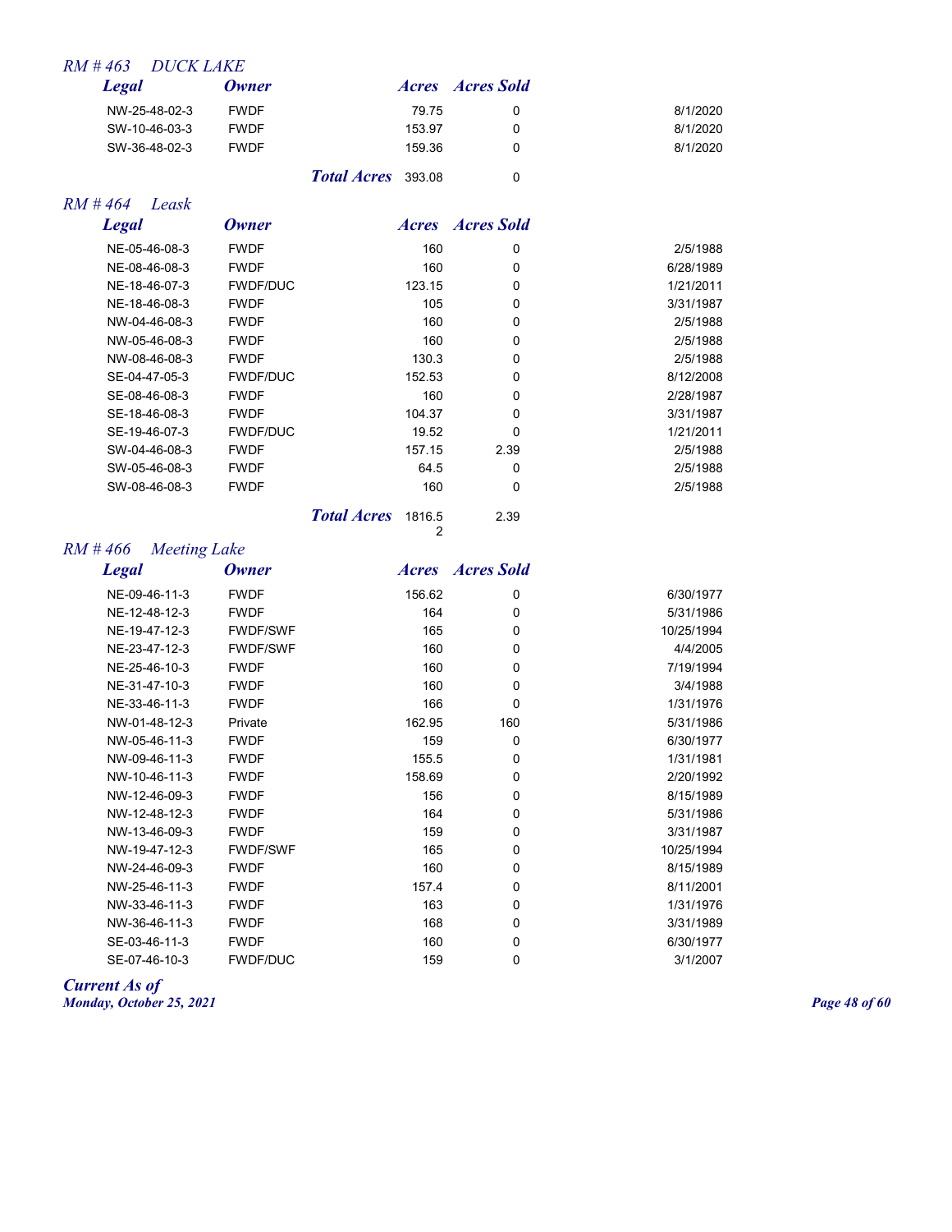## *RM # 463 DUCK LAKE*

| *Legal* | *Owner* | *Acres* | *Acres Sold* | |
|---|---|---|---|---|
| NW-25-48-02-3 | FWDF | 79.75 | 0 | 8/1/2020 |
| SW-10-46-03-3 | FWDF | 153.97 | 0 | 8/1/2020 |
| SW-36-48-02-3 | FWDF | 159.36 | 0 | 8/1/2020 |
| | ***Total Acres*** | 393.08 | 0 | |

## *RM # 464 Leask*

| *Legal* | *Owner* | *Acres* | *Acres Sold* | |
|---|---|---|---|---|
| NE-05-46-08-3 | FWDF | 160 | 0 | 2/5/1988 |
| NE-08-46-08-3 | FWDF | 160 | 0 | 6/28/1989 |
| NE-18-46-07-3 | FWDF/DUC | 123.15 | 0 | 1/21/2011 |
| NE-18-46-08-3 | FWDF | 105 | 0 | 3/31/1987 |
| NW-04-46-08-3 | FWDF | 160 | 0 | 2/5/1988 |
| NW-05-46-08-3 | FWDF | 160 | 0 | 2/5/1988 |
| NW-08-46-08-3 | FWDF | 130.3 | 0 | 2/5/1988 |
| SE-04-47-05-3 | FWDF/DUC | 152.53 | 0 | 8/12/2008 |
| SE-08-46-08-3 | FWDF | 160 | 0 | 2/28/1987 |
| SE-18-46-08-3 | FWDF | 104.37 | 0 | 3/31/1987 |
| SE-19-46-07-3 | FWDF/DUC | 19.52 | 0 | 1/21/2011 |
| SW-04-46-08-3 | FWDF | 157.15 | 2.39 | 2/5/1988 |
| SW-05-46-08-3 | FWDF | 64.5 | 0 | 2/5/1988 |
| SW-08-46-08-3 | FWDF | 160 | 0 | 2/5/1988 |
| | ***Total Acres*** | 1816.52 | 2.39 | |

## *RM # 466 Meeting Lake*

| *Legal* | *Owner* | *Acres* | *Acres Sold* | |
|---|---|---|---|---|
| NE-09-46-11-3 | FWDF | 156.62 | 0 | 6/30/1977 |
| NE-12-48-12-3 | FWDF | 164 | 0 | 5/31/1986 |
| NE-19-47-12-3 | FWDF/SWF | 165 | 0 | 10/25/1994 |
| NE-23-47-12-3 | FWDF/SWF | 160 | 0 | 4/4/2005 |
| NE-25-46-10-3 | FWDF | 160 | 0 | 7/19/1994 |
| NE-31-47-10-3 | FWDF | 160 | 0 | 3/4/1988 |
| NE-33-46-11-3 | FWDF | 166 | 0 | 1/31/1976 |
| NW-01-48-12-3 | Private | 162.95 | 160 | 5/31/1986 |
| NW-05-46-11-3 | FWDF | 159 | 0 | 6/30/1977 |
| NW-09-46-11-3 | FWDF | 155.5 | 0 | 1/31/1981 |
| NW-10-46-11-3 | FWDF | 158.69 | 0 | 2/20/1992 |
| NW-12-46-09-3 | FWDF | 156 | 0 | 8/15/1989 |
| NW-12-48-12-3 | FWDF | 164 | 0 | 5/31/1986 |
| NW-13-46-09-3 | FWDF | 159 | 0 | 3/31/1987 |
| NW-19-47-12-3 | FWDF/SWF | 165 | 0 | 10/25/1994 |
| NW-24-46-09-3 | FWDF | 160 | 0 | 8/15/1989 |
| NW-25-46-11-3 | FWDF | 157.4 | 0 | 8/11/2001 |
| NW-33-46-11-3 | FWDF | 163 | 0 | 1/31/1976 |
| NW-36-46-11-3 | FWDF | 168 | 0 | 3/31/1989 |
| SE-03-46-11-3 | FWDF | 160 | 0 | 6/30/1977 |
| SE-07-46-10-3 | FWDF/DUC | 159 | 0 | 3/1/2007 |

***Current As of***
***Monday, October 25, 2021***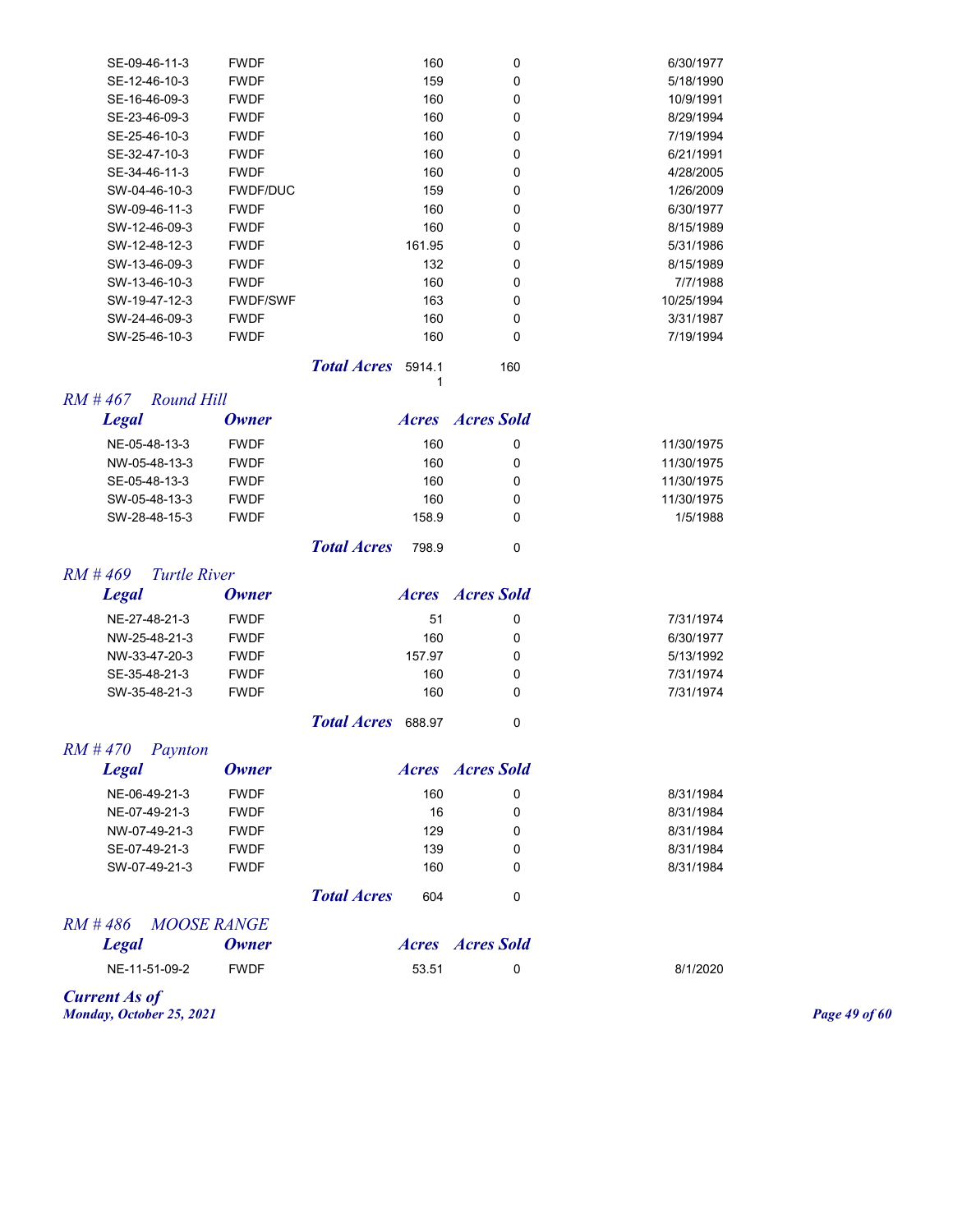| Legal | Owner | Acres | Acres Sold | |
|---|---|---|---|---|
| SE-09-46-11-3 | FWDF | 160 | 0 | 6/30/1977 |
| SE-12-46-10-3 | FWDF | 159 | 0 | 5/18/1990 |
| SE-16-46-09-3 | FWDF | 160 | 0 | 10/9/1991 |
| SE-23-46-09-3 | FWDF | 160 | 0 | 8/29/1994 |
| SE-25-46-10-3 | FWDF | 160 | 0 | 7/19/1994 |
| SE-32-47-10-3 | FWDF | 160 | 0 | 6/21/1991 |
| SE-34-46-11-3 | FWDF | 160 | 0 | 4/28/2005 |
| SW-04-46-10-3 | FWDF/DUC | 159 | 0 | 1/26/2009 |
| SW-09-46-11-3 | FWDF | 160 | 0 | 6/30/1977 |
| SW-12-46-09-3 | FWDF | 160 | 0 | 8/15/1989 |
| SW-12-48-12-3 | FWDF | 161.95 | 0 | 5/31/1986 |
| SW-13-46-09-3 | FWDF | 132 | 0 | 8/15/1989 |
| SW-13-46-10-3 | FWDF | 160 | 0 | 7/7/1988 |
| SW-19-47-12-3 | FWDF/SWF | 163 | 0 | 10/25/1994 |
| SW-24-46-09-3 | FWDF | 160 | 0 | 3/31/1987 |
| SW-25-46-10-3 | FWDF | 160 | 0 | 7/19/1994 |
| | ***Total Acres*** | 5914.11 | 160 | |

## *RM # 467 Round Hill*

| Legal | Owner | Acres | Acres Sold | |
|---|---|---|---|---|
| NE-05-48-13-3 | FWDF | 160 | 0 | 11/30/1975 |
| NW-05-48-13-3 | FWDF | 160 | 0 | 11/30/1975 |
| SE-05-48-13-3 | FWDF | 160 | 0 | 11/30/1975 |
| SW-05-48-13-3 | FWDF | 160 | 0 | 11/30/1975 |
| SW-28-48-15-3 | FWDF | 158.9 | 0 | 1/5/1988 |
| | ***Total Acres*** | 798.9 | 0 | |

## *RM # 469 Turtle River*

| Legal | Owner | Acres | Acres Sold | |
|---|---|---|---|---|
| NE-27-48-21-3 | FWDF | 51 | 0 | 7/31/1974 |
| NW-25-48-21-3 | FWDF | 160 | 0 | 6/30/1977 |
| NW-33-47-20-3 | FWDF | 157.97 | 0 | 5/13/1992 |
| SE-35-48-21-3 | FWDF | 160 | 0 | 7/31/1974 |
| SW-35-48-21-3 | FWDF | 160 | 0 | 7/31/1974 |
| | ***Total Acres*** | 688.97 | 0 | |

## *RM # 470 Paynton*

| Legal | Owner | Acres | Acres Sold | |
|---|---|---|---|---|
| NE-06-49-21-3 | FWDF | 160 | 0 | 8/31/1984 |
| NE-07-49-21-3 | FWDF | 16 | 0 | 8/31/1984 |
| NW-07-49-21-3 | FWDF | 129 | 0 | 8/31/1984 |
| SE-07-49-21-3 | FWDF | 139 | 0 | 8/31/1984 |
| SW-07-49-21-3 | FWDF | 160 | 0 | 8/31/1984 |
| | ***Total Acres*** | 604 | 0 | |

## *RM # 486 MOOSE RANGE*

| Legal | Owner | Acres | Acres Sold | |
|---|---|---|---|---|
| NE-11-51-09-2 | FWDF | 53.51 | 0 | 8/1/2020 |

***Current As of***
***Monday, October 25, 2021***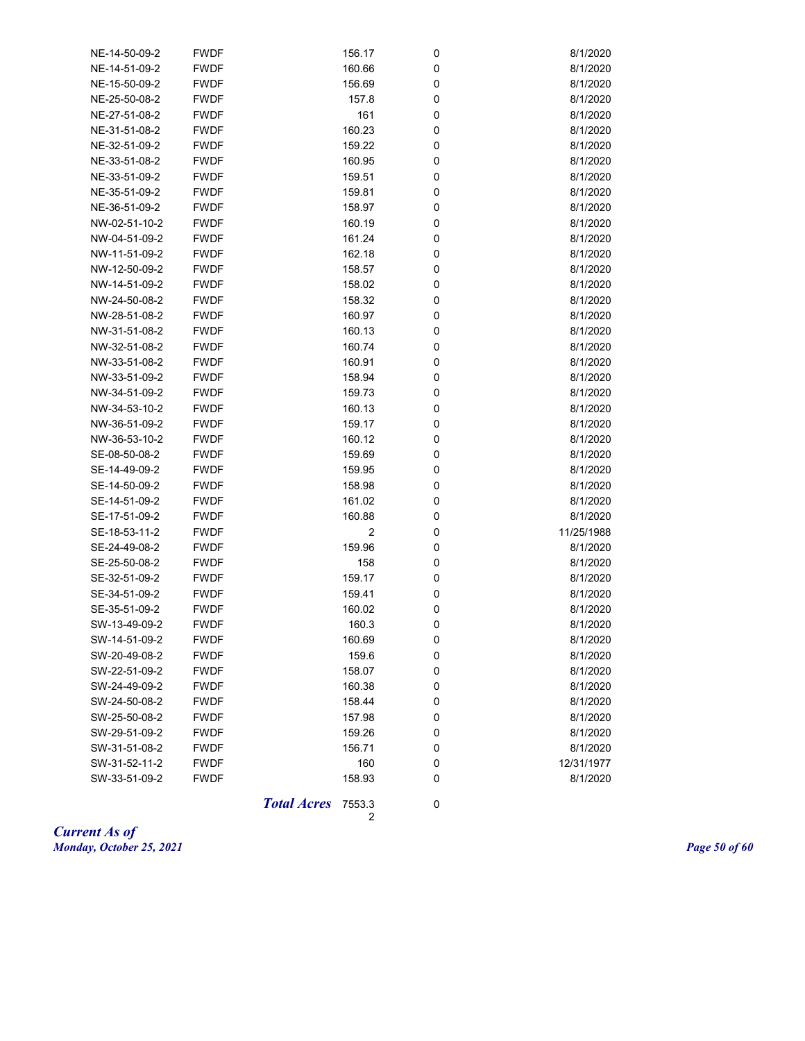| | | | | |
|---|---|---|---|---|
| NE-14-50-09-2 | FWDF | 156.17 | 0 | 8/1/2020 |
| NE-14-51-09-2 | FWDF | 160.66 | 0 | 8/1/2020 |
| NE-15-50-09-2 | FWDF | 156.69 | 0 | 8/1/2020 |
| NE-25-50-08-2 | FWDF | 157.8 | 0 | 8/1/2020 |
| NE-27-51-08-2 | FWDF | 161 | 0 | 8/1/2020 |
| NE-31-51-08-2 | FWDF | 160.23 | 0 | 8/1/2020 |
| NE-32-51-09-2 | FWDF | 159.22 | 0 | 8/1/2020 |
| NE-33-51-08-2 | FWDF | 160.95 | 0 | 8/1/2020 |
| NE-33-51-09-2 | FWDF | 159.51 | 0 | 8/1/2020 |
| NE-35-51-09-2 | FWDF | 159.81 | 0 | 8/1/2020 |
| NE-36-51-09-2 | FWDF | 158.97 | 0 | 8/1/2020 |
| NW-02-51-10-2 | FWDF | 160.19 | 0 | 8/1/2020 |
| NW-04-51-09-2 | FWDF | 161.24 | 0 | 8/1/2020 |
| NW-11-51-09-2 | FWDF | 162.18 | 0 | 8/1/2020 |
| NW-12-50-09-2 | FWDF | 158.57 | 0 | 8/1/2020 |
| NW-14-51-09-2 | FWDF | 158.02 | 0 | 8/1/2020 |
| NW-24-50-08-2 | FWDF | 158.32 | 0 | 8/1/2020 |
| NW-28-51-08-2 | FWDF | 160.97 | 0 | 8/1/2020 |
| NW-31-51-08-2 | FWDF | 160.13 | 0 | 8/1/2020 |
| NW-32-51-08-2 | FWDF | 160.74 | 0 | 8/1/2020 |
| NW-33-51-08-2 | FWDF | 160.91 | 0 | 8/1/2020 |
| NW-33-51-09-2 | FWDF | 158.94 | 0 | 8/1/2020 |
| NW-34-51-09-2 | FWDF | 159.73 | 0 | 8/1/2020 |
| NW-34-53-10-2 | FWDF | 160.13 | 0 | 8/1/2020 |
| NW-36-51-09-2 | FWDF | 159.17 | 0 | 8/1/2020 |
| NW-36-53-10-2 | FWDF | 160.12 | 0 | 8/1/2020 |
| SE-08-50-08-2 | FWDF | 159.69 | 0 | 8/1/2020 |
| SE-14-49-09-2 | FWDF | 159.95 | 0 | 8/1/2020 |
| SE-14-50-09-2 | FWDF | 158.98 | 0 | 8/1/2020 |
| SE-14-51-09-2 | FWDF | 161.02 | 0 | 8/1/2020 |
| SE-17-51-09-2 | FWDF | 160.88 | 0 | 8/1/2020 |
| SE-18-53-11-2 | FWDF | 2 | 0 | 11/25/1988 |
| SE-24-49-08-2 | FWDF | 159.96 | 0 | 8/1/2020 |
| SE-25-50-08-2 | FWDF | 158 | 0 | 8/1/2020 |
| SE-32-51-09-2 | FWDF | 159.17 | 0 | 8/1/2020 |
| SE-34-51-09-2 | FWDF | 159.41 | 0 | 8/1/2020 |
| SE-35-51-09-2 | FWDF | 160.02 | 0 | 8/1/2020 |
| SW-13-49-09-2 | FWDF | 160.3 | 0 | 8/1/2020 |
| SW-14-51-09-2 | FWDF | 160.69 | 0 | 8/1/2020 |
| SW-20-49-08-2 | FWDF | 159.6 | 0 | 8/1/2020 |
| SW-22-51-09-2 | FWDF | 158.07 | 0 | 8/1/2020 |
| SW-24-49-09-2 | FWDF | 160.38 | 0 | 8/1/2020 |
| SW-24-50-08-2 | FWDF | 158.44 | 0 | 8/1/2020 |
| SW-25-50-08-2 | FWDF | 157.98 | 0 | 8/1/2020 |
| SW-29-51-09-2 | FWDF | 159.26 | 0 | 8/1/2020 |
| SW-31-51-08-2 | FWDF | 156.71 | 0 | 8/1/2020 |
| SW-31-52-11-2 | FWDF | 160 | 0 | 12/31/1977 |
| SW-33-51-09-2 | FWDF | 158.93 | 0 | 8/1/2020 |
| | ***Total Acres*** | 7553.32 | 0 | |

***Current As of***
***Monday, October 25, 2021***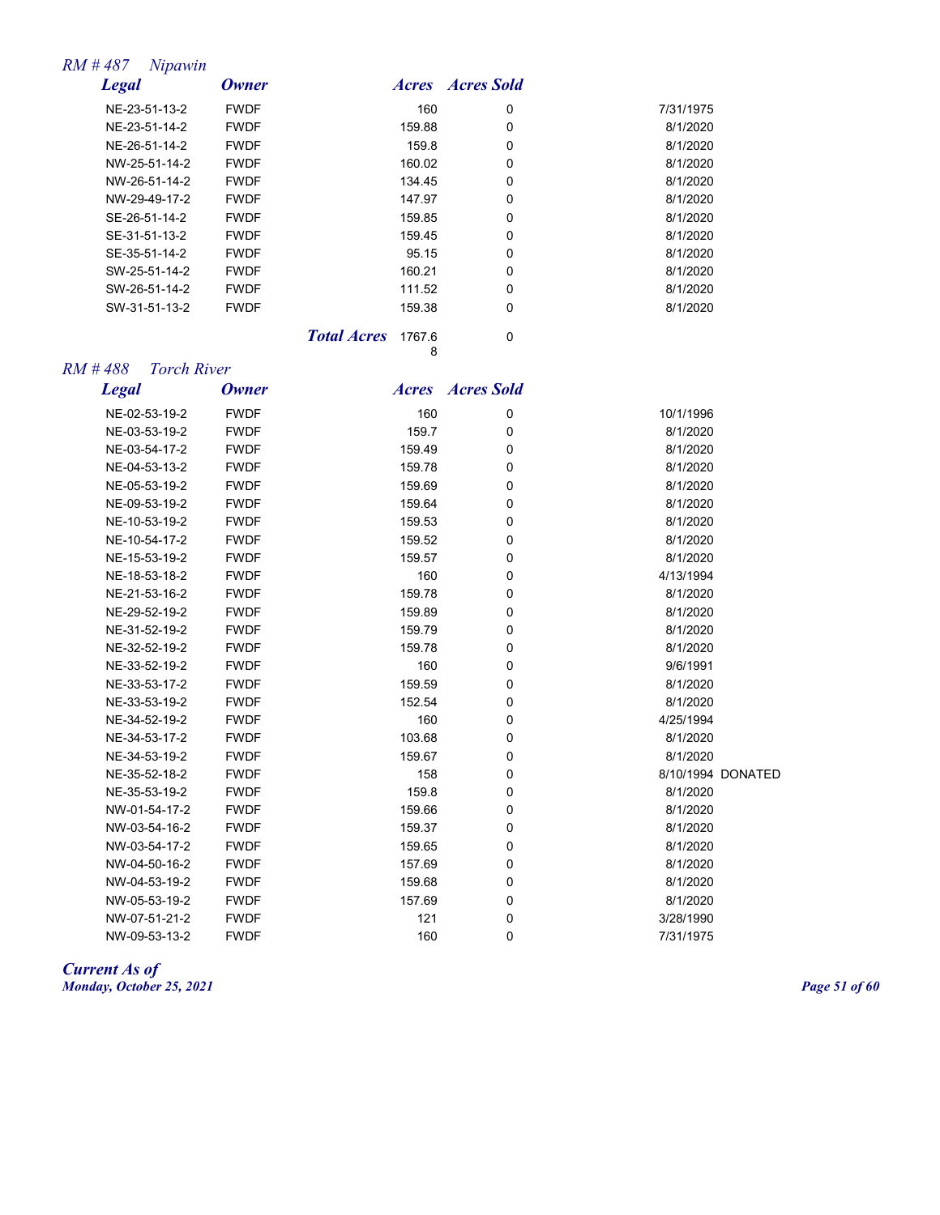## *RM # 487 Nipawin*

| Legal | Owner | Acres | Acres Sold | | |
|---|---|---|---|---|---|
| NE-23-51-13-2 | FWDF | 160 | 0 | 7/31/1975 | |
| NE-23-51-14-2 | FWDF | 159.88 | 0 | 8/1/2020 | |
| NE-26-51-14-2 | FWDF | 159.8 | 0 | 8/1/2020 | |
| NW-25-51-14-2 | FWDF | 160.02 | 0 | 8/1/2020 | |
| NW-26-51-14-2 | FWDF | 134.45 | 0 | 8/1/2020 | |
| NW-29-49-17-2 | FWDF | 147.97 | 0 | 8/1/2020 | |
| SE-26-51-14-2 | FWDF | 159.85 | 0 | 8/1/2020 | |
| SE-31-51-13-2 | FWDF | 159.45 | 0 | 8/1/2020 | |
| SE-35-51-14-2 | FWDF | 95.15 | 0 | 8/1/2020 | |
| SW-25-51-14-2 | FWDF | 160.21 | 0 | 8/1/2020 | |
| SW-26-51-14-2 | FWDF | 111.52 | 0 | 8/1/2020 | |
| SW-31-51-13-2 | FWDF | 159.38 | 0 | 8/1/2020 | |
| | ***Total Acres*** | 1767.68 | 0 | | |

## *RM # 488 Torch River*

| Legal | Owner | Acres | Acres Sold | | |
|---|---|---|---|---|---|
| NE-02-53-19-2 | FWDF | 160 | 0 | 10/1/1996 | |
| NE-03-53-19-2 | FWDF | 159.7 | 0 | 8/1/2020 | |
| NE-03-54-17-2 | FWDF | 159.49 | 0 | 8/1/2020 | |
| NE-04-53-13-2 | FWDF | 159.78 | 0 | 8/1/2020 | |
| NE-05-53-19-2 | FWDF | 159.69 | 0 | 8/1/2020 | |
| NE-09-53-19-2 | FWDF | 159.64 | 0 | 8/1/2020 | |
| NE-10-53-19-2 | FWDF | 159.53 | 0 | 8/1/2020 | |
| NE-10-54-17-2 | FWDF | 159.52 | 0 | 8/1/2020 | |
| NE-15-53-19-2 | FWDF | 159.57 | 0 | 8/1/2020 | |
| NE-18-53-18-2 | FWDF | 160 | 0 | 4/13/1994 | |
| NE-21-53-16-2 | FWDF | 159.78 | 0 | 8/1/2020 | |
| NE-29-52-19-2 | FWDF | 159.89 | 0 | 8/1/2020 | |
| NE-31-52-19-2 | FWDF | 159.79 | 0 | 8/1/2020 | |
| NE-32-52-19-2 | FWDF | 159.78 | 0 | 8/1/2020 | |
| NE-33-52-19-2 | FWDF | 160 | 0 | 9/6/1991 | |
| NE-33-53-17-2 | FWDF | 159.59 | 0 | 8/1/2020 | |
| NE-33-53-19-2 | FWDF | 152.54 | 0 | 8/1/2020 | |
| NE-34-52-19-2 | FWDF | 160 | 0 | 4/25/1994 | |
| NE-34-53-17-2 | FWDF | 103.68 | 0 | 8/1/2020 | |
| NE-34-53-19-2 | FWDF | 159.67 | 0 | 8/1/2020 | |
| NE-35-52-18-2 | FWDF | 158 | 0 | 8/10/1994 | DONATED |
| NE-35-53-19-2 | FWDF | 159.8 | 0 | 8/1/2020 | |
| NW-01-54-17-2 | FWDF | 159.66 | 0 | 8/1/2020 | |
| NW-03-54-16-2 | FWDF | 159.37 | 0 | 8/1/2020 | |
| NW-03-54-17-2 | FWDF | 159.65 | 0 | 8/1/2020 | |
| NW-04-50-16-2 | FWDF | 157.69 | 0 | 8/1/2020 | |
| NW-04-53-19-2 | FWDF | 159.68 | 0 | 8/1/2020 | |
| NW-05-53-19-2 | FWDF | 157.69 | 0 | 8/1/2020 | |
| NW-07-51-21-2 | FWDF | 121 | 0 | 3/28/1990 | |
| NW-09-53-13-2 | FWDF | 160 | 0 | 7/31/1975 | |

***Current As of***
***Monday, October 25, 2021***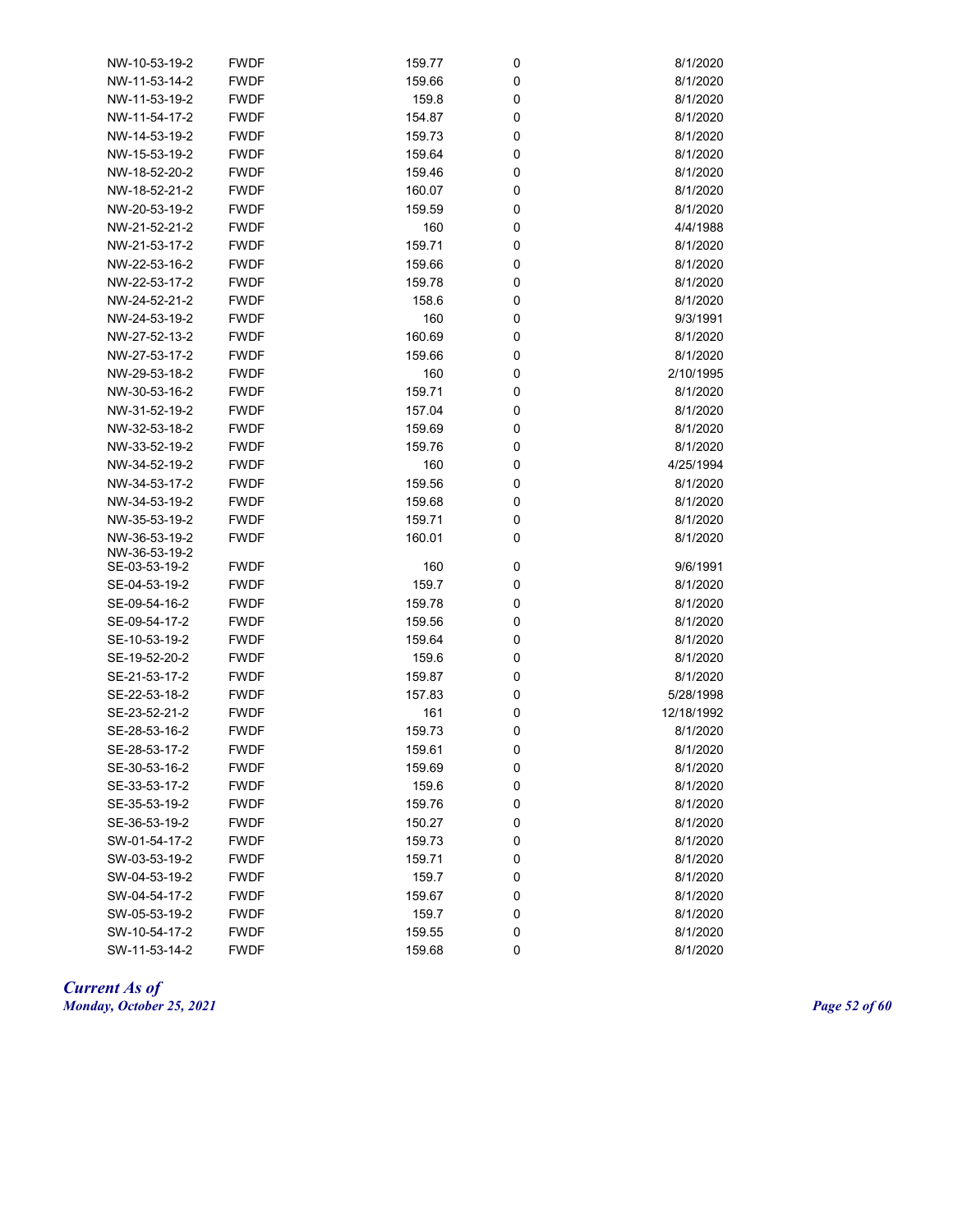| | | | | |
|---|---|---|---|---|
| NW-10-53-19-2 | FWDF | 159.77 | 0 | 8/1/2020 |
| NW-11-53-14-2 | FWDF | 159.66 | 0 | 8/1/2020 |
| NW-11-53-19-2 | FWDF | 159.8 | 0 | 8/1/2020 |
| NW-11-54-17-2 | FWDF | 154.87 | 0 | 8/1/2020 |
| NW-14-53-19-2 | FWDF | 159.73 | 0 | 8/1/2020 |
| NW-15-53-19-2 | FWDF | 159.64 | 0 | 8/1/2020 |
| NW-18-52-20-2 | FWDF | 159.46 | 0 | 8/1/2020 |
| NW-18-52-21-2 | FWDF | 160.07 | 0 | 8/1/2020 |
| NW-20-53-19-2 | FWDF | 159.59 | 0 | 8/1/2020 |
| NW-21-52-21-2 | FWDF | 160 | 0 | 4/4/1988 |
| NW-21-53-17-2 | FWDF | 159.71 | 0 | 8/1/2020 |
| NW-22-53-16-2 | FWDF | 159.66 | 0 | 8/1/2020 |
| NW-22-53-17-2 | FWDF | 159.78 | 0 | 8/1/2020 |
| NW-24-52-21-2 | FWDF | 158.6 | 0 | 8/1/2020 |
| NW-24-53-19-2 | FWDF | 160 | 0 | 9/3/1991 |
| NW-27-52-13-2 | FWDF | 160.69 | 0 | 8/1/2020 |
| NW-27-53-17-2 | FWDF | 159.66 | 0 | 8/1/2020 |
| NW-29-53-18-2 | FWDF | 160 | 0 | 2/10/1995 |
| NW-30-53-16-2 | FWDF | 159.71 | 0 | 8/1/2020 |
| NW-31-52-19-2 | FWDF | 157.04 | 0 | 8/1/2020 |
| NW-32-53-18-2 | FWDF | 159.69 | 0 | 8/1/2020 |
| NW-33-52-19-2 | FWDF | 159.76 | 0 | 8/1/2020 |
| NW-34-52-19-2 | FWDF | 160 | 0 | 4/25/1994 |
| NW-34-53-17-2 | FWDF | 159.56 | 0 | 8/1/2020 |
| NW-34-53-19-2 | FWDF | 159.68 | 0 | 8/1/2020 |
| NW-35-53-19-2 | FWDF | 159.71 | 0 | 8/1/2020 |
| NW-36-53-19-2 | FWDF | 160.01 | 0 | 8/1/2020 |
| NW-36-53-19-2 | | | | |
| SE-03-53-19-2 | FWDF | 160 | 0 | 9/6/1991 |
| SE-04-53-19-2 | FWDF | 159.7 | 0 | 8/1/2020 |
| SE-09-54-16-2 | FWDF | 159.78 | 0 | 8/1/2020 |
| SE-09-54-17-2 | FWDF | 159.56 | 0 | 8/1/2020 |
| SE-10-53-19-2 | FWDF | 159.64 | 0 | 8/1/2020 |
| SE-19-52-20-2 | FWDF | 159.6 | 0 | 8/1/2020 |
| SE-21-53-17-2 | FWDF | 159.87 | 0 | 8/1/2020 |
| SE-22-53-18-2 | FWDF | 157.83 | 0 | 5/28/1998 |
| SE-23-52-21-2 | FWDF | 161 | 0 | 12/18/1992 |
| SE-28-53-16-2 | FWDF | 159.73 | 0 | 8/1/2020 |
| SE-28-53-17-2 | FWDF | 159.61 | 0 | 8/1/2020 |
| SE-30-53-16-2 | FWDF | 159.69 | 0 | 8/1/2020 |
| SE-33-53-17-2 | FWDF | 159.6 | 0 | 8/1/2020 |
| SE-35-53-19-2 | FWDF | 159.76 | 0 | 8/1/2020 |
| SE-36-53-19-2 | FWDF | 150.27 | 0 | 8/1/2020 |
| SW-01-54-17-2 | FWDF | 159.73 | 0 | 8/1/2020 |
| SW-03-53-19-2 | FWDF | 159.71 | 0 | 8/1/2020 |
| SW-04-53-19-2 | FWDF | 159.7 | 0 | 8/1/2020 |
| SW-04-54-17-2 | FWDF | 159.67 | 0 | 8/1/2020 |
| SW-05-53-19-2 | FWDF | 159.7 | 0 | 8/1/2020 |
| SW-10-54-17-2 | FWDF | 159.55 | 0 | 8/1/2020 |
| SW-11-53-14-2 | FWDF | 159.68 | 0 | 8/1/2020 |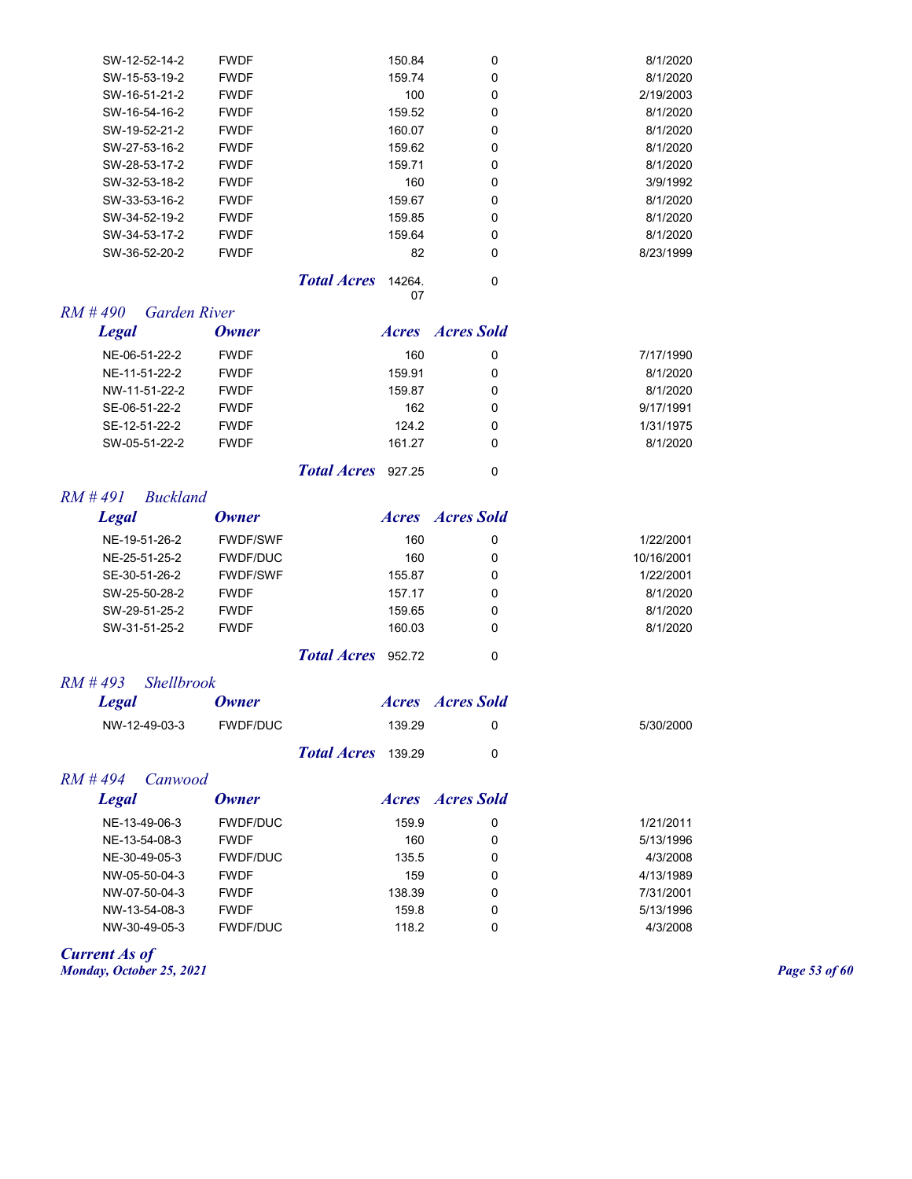| Legal | Owner | Acres | Acres Sold | |
|---|---|---|---|---|
| SW-12-52-14-2 | FWDF | 150.84 | 0 | 8/1/2020 |
| SW-15-53-19-2 | FWDF | 159.74 | 0 | 8/1/2020 |
| SW-16-51-21-2 | FWDF | 100 | 0 | 2/19/2003 |
| SW-16-54-16-2 | FWDF | 159.52 | 0 | 8/1/2020 |
| SW-19-52-21-2 | FWDF | 160.07 | 0 | 8/1/2020 |
| SW-27-53-16-2 | FWDF | 159.62 | 0 | 8/1/2020 |
| SW-28-53-17-2 | FWDF | 159.71 | 0 | 8/1/2020 |
| SW-32-53-18-2 | FWDF | 160 | 0 | 3/9/1992 |
| SW-33-53-16-2 | FWDF | 159.67 | 0 | 8/1/2020 |
| SW-34-52-19-2 | FWDF | 159.85 | 0 | 8/1/2020 |
| SW-34-53-17-2 | FWDF | 159.64 | 0 | 8/1/2020 |
| SW-36-52-20-2 | FWDF | 82 | 0 | 8/23/1999 |
| | ***Total Acres*** | 14264.07 | 0 | |

### *RM # 490 Garden River*

| *Legal* | *Owner* | *Acres* | *Acres Sold* | |
|---|---|---|---|---|
| NE-06-51-22-2 | FWDF | 160 | 0 | 7/17/1990 |
| NE-11-51-22-2 | FWDF | 159.91 | 0 | 8/1/2020 |
| NW-11-51-22-2 | FWDF | 159.87 | 0 | 8/1/2020 |
| SE-06-51-22-2 | FWDF | 162 | 0 | 9/17/1991 |
| SE-12-51-22-2 | FWDF | 124.2 | 0 | 1/31/1975 |
| SW-05-51-22-2 | FWDF | 161.27 | 0 | 8/1/2020 |
| | ***Total Acres*** | 927.25 | 0 | |

### *RM # 491 Buckland*

| *Legal* | *Owner* | *Acres* | *Acres Sold* | |
|---|---|---|---|---|
| NE-19-51-26-2 | FWDF/SWF | 160 | 0 | 1/22/2001 |
| NE-25-51-25-2 | FWDF/DUC | 160 | 0 | 10/16/2001 |
| SE-30-51-26-2 | FWDF/SWF | 155.87 | 0 | 1/22/2001 |
| SW-25-50-28-2 | FWDF | 157.17 | 0 | 8/1/2020 |
| SW-29-51-25-2 | FWDF | 159.65 | 0 | 8/1/2020 |
| SW-31-51-25-2 | FWDF | 160.03 | 0 | 8/1/2020 |
| | ***Total Acres*** | 952.72 | 0 | |

### *RM # 493 Shellbrook*

| *Legal* | *Owner* | *Acres* | *Acres Sold* | |
|---|---|---|---|---|
| NW-12-49-03-3 | FWDF/DUC | 139.29 | 0 | 5/30/2000 |
| | ***Total Acres*** | 139.29 | 0 | |

### *RM # 494 Canwood*

| *Legal* | *Owner* | *Acres* | *Acres Sold* | |
|---|---|---|---|---|
| NE-13-49-06-3 | FWDF/DUC | 159.9 | 0 | 1/21/2011 |
| NE-13-54-08-3 | FWDF | 160 | 0 | 5/13/1996 |
| NE-30-49-05-3 | FWDF/DUC | 135.5 | 0 | 4/3/2008 |
| NW-05-50-04-3 | FWDF | 159 | 0 | 4/13/1989 |
| NW-07-50-04-3 | FWDF | 138.39 | 0 | 7/31/2001 |
| NW-13-54-08-3 | FWDF | 159.8 | 0 | 5/13/1996 |
| NW-30-49-05-3 | FWDF/DUC | 118.2 | 0 | 4/3/2008 |

***Current As of***
***Monday, October 25, 2021***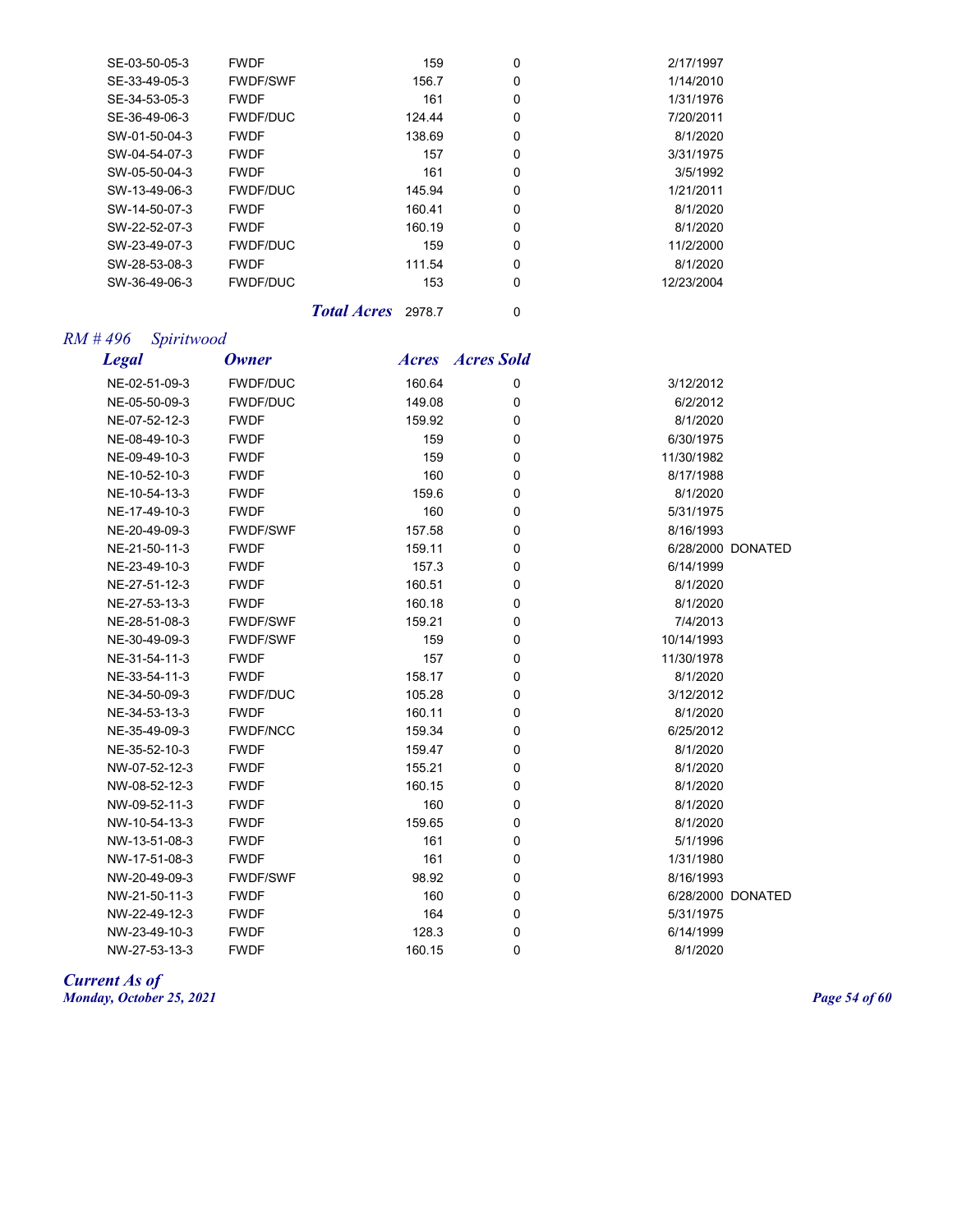| | | | | |
|---|---|---|---|---|
| SE-03-50-05-3 | FWDF | 159 | 0 | 2/17/1997 |
| SE-33-49-05-3 | FWDF/SWF | 156.7 | 0 | 1/14/2010 |
| SE-34-53-05-3 | FWDF | 161 | 0 | 1/31/1976 |
| SE-36-49-06-3 | FWDF/DUC | 124.44 | 0 | 7/20/2011 |
| SW-01-50-04-3 | FWDF | 138.69 | 0 | 8/1/2020 |
| SW-04-54-07-3 | FWDF | 157 | 0 | 3/31/1975 |
| SW-05-50-04-3 | FWDF | 161 | 0 | 3/5/1992 |
| SW-13-49-06-3 | FWDF/DUC | 145.94 | 0 | 1/21/2011 |
| SW-14-50-07-3 | FWDF | 160.41 | 0 | 8/1/2020 |
| SW-22-52-07-3 | FWDF | 160.19 | 0 | 8/1/2020 |
| SW-23-49-07-3 | FWDF/DUC | 159 | 0 | 11/2/2000 |
| SW-28-53-08-3 | FWDF | 111.54 | 0 | 8/1/2020 |
| SW-36-49-06-3 | FWDF/DUC | 153 | 0 | 12/23/2004 |
| | ***Total Acres*** | 2978.7 | 0 | |

*RM # 496 Spiritwood*

| *Legal* | *Owner* | *Acres* | *Acres Sold* | |
|---|---|---|---|---|
| NE-02-51-09-3 | FWDF/DUC | 160.64 | 0 | 3/12/2012 |
| NE-05-50-09-3 | FWDF/DUC | 149.08 | 0 | 6/2/2012 |
| NE-07-52-12-3 | FWDF | 159.92 | 0 | 8/1/2020 |
| NE-08-49-10-3 | FWDF | 159 | 0 | 6/30/1975 |
| NE-09-49-10-3 | FWDF | 159 | 0 | 11/30/1982 |
| NE-10-52-10-3 | FWDF | 160 | 0 | 8/17/1988 |
| NE-10-54-13-3 | FWDF | 159.6 | 0 | 8/1/2020 |
| NE-17-49-10-3 | FWDF | 160 | 0 | 5/31/1975 |
| NE-20-49-09-3 | FWDF/SWF | 157.58 | 0 | 8/16/1993 |
| NE-21-50-11-3 | FWDF | 159.11 | 0 | 6/28/2000 DONATED |
| NE-23-49-10-3 | FWDF | 157.3 | 0 | 6/14/1999 |
| NE-27-51-12-3 | FWDF | 160.51 | 0 | 8/1/2020 |
| NE-27-53-13-3 | FWDF | 160.18 | 0 | 8/1/2020 |
| NE-28-51-08-3 | FWDF/SWF | 159.21 | 0 | 7/4/2013 |
| NE-30-49-09-3 | FWDF/SWF | 159 | 0 | 10/14/1993 |
| NE-31-54-11-3 | FWDF | 157 | 0 | 11/30/1978 |
| NE-33-54-11-3 | FWDF | 158.17 | 0 | 8/1/2020 |
| NE-34-50-09-3 | FWDF/DUC | 105.28 | 0 | 3/12/2012 |
| NE-34-53-13-3 | FWDF | 160.11 | 0 | 8/1/2020 |
| NE-35-49-09-3 | FWDF/NCC | 159.34 | 0 | 6/25/2012 |
| NE-35-52-10-3 | FWDF | 159.47 | 0 | 8/1/2020 |
| NW-07-52-12-3 | FWDF | 155.21 | 0 | 8/1/2020 |
| NW-08-52-12-3 | FWDF | 160.15 | 0 | 8/1/2020 |
| NW-09-52-11-3 | FWDF | 160 | 0 | 8/1/2020 |
| NW-10-54-13-3 | FWDF | 159.65 | 0 | 8/1/2020 |
| NW-13-51-08-3 | FWDF | 161 | 0 | 5/1/1996 |
| NW-17-51-08-3 | FWDF | 161 | 0 | 1/31/1980 |
| NW-20-49-09-3 | FWDF/SWF | 98.92 | 0 | 8/16/1993 |
| NW-21-50-11-3 | FWDF | 160 | 0 | 6/28/2000 DONATED |
| NW-22-49-12-3 | FWDF | 164 | 0 | 5/31/1975 |
| NW-23-49-10-3 | FWDF | 128.3 | 0 | 6/14/1999 |
| NW-27-53-13-3 | FWDF | 160.15 | 0 | 8/1/2020 |

*Current As of*
*Monday, October 25, 2021*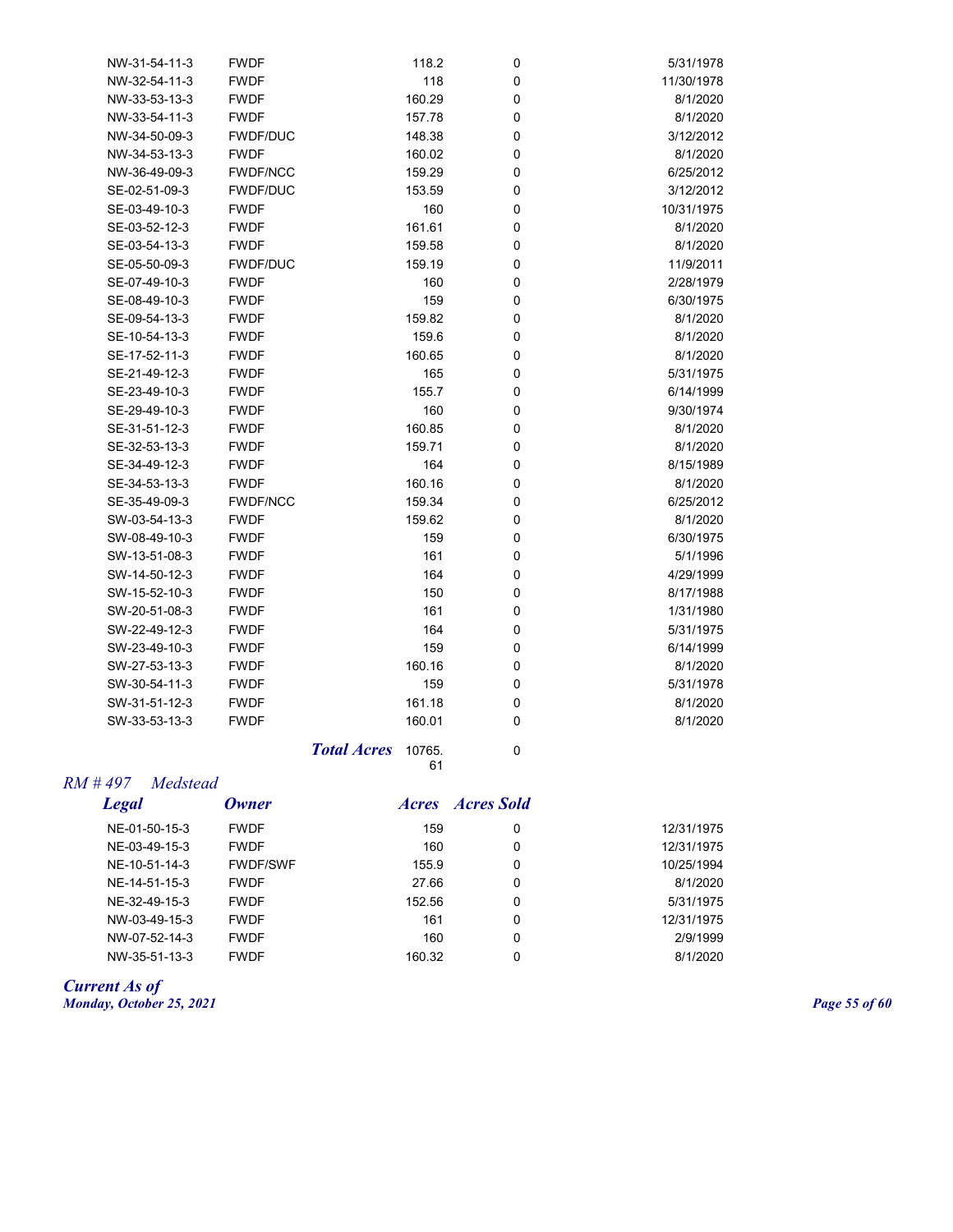| Legal | Owner | Acres | Acres Sold | |
|---|---|---|---|---|
| NW-31-54-11-3 | FWDF | 118.2 | 0 | 5/31/1978 |
| NW-32-54-11-3 | FWDF | 118 | 0 | 11/30/1978 |
| NW-33-53-13-3 | FWDF | 160.29 | 0 | 8/1/2020 |
| NW-33-54-11-3 | FWDF | 157.78 | 0 | 8/1/2020 |
| NW-34-50-09-3 | FWDF/DUC | 148.38 | 0 | 3/12/2012 |
| NW-34-53-13-3 | FWDF | 160.02 | 0 | 8/1/2020 |
| NW-36-49-09-3 | FWDF/NCC | 159.29 | 0 | 6/25/2012 |
| SE-02-51-09-3 | FWDF/DUC | 153.59 | 0 | 3/12/2012 |
| SE-03-49-10-3 | FWDF | 160 | 0 | 10/31/1975 |
| SE-03-52-12-3 | FWDF | 161.61 | 0 | 8/1/2020 |
| SE-03-54-13-3 | FWDF | 159.58 | 0 | 8/1/2020 |
| SE-05-50-09-3 | FWDF/DUC | 159.19 | 0 | 11/9/2011 |
| SE-07-49-10-3 | FWDF | 160 | 0 | 2/28/1979 |
| SE-08-49-10-3 | FWDF | 159 | 0 | 6/30/1975 |
| SE-09-54-13-3 | FWDF | 159.82 | 0 | 8/1/2020 |
| SE-10-54-13-3 | FWDF | 159.6 | 0 | 8/1/2020 |
| SE-17-52-11-3 | FWDF | 160.65 | 0 | 8/1/2020 |
| SE-21-49-12-3 | FWDF | 165 | 0 | 5/31/1975 |
| SE-23-49-10-3 | FWDF | 155.7 | 0 | 6/14/1999 |
| SE-29-49-10-3 | FWDF | 160 | 0 | 9/30/1974 |
| SE-31-51-12-3 | FWDF | 160.85 | 0 | 8/1/2020 |
| SE-32-53-13-3 | FWDF | 159.71 | 0 | 8/1/2020 |
| SE-34-49-12-3 | FWDF | 164 | 0 | 8/15/1989 |
| SE-34-53-13-3 | FWDF | 160.16 | 0 | 8/1/2020 |
| SE-35-49-09-3 | FWDF/NCC | 159.34 | 0 | 6/25/2012 |
| SW-03-54-13-3 | FWDF | 159.62 | 0 | 8/1/2020 |
| SW-08-49-10-3 | FWDF | 159 | 0 | 6/30/1975 |
| SW-13-51-08-3 | FWDF | 161 | 0 | 5/1/1996 |
| SW-14-50-12-3 | FWDF | 164 | 0 | 4/29/1999 |
| SW-15-52-10-3 | FWDF | 150 | 0 | 8/17/1988 |
| SW-20-51-08-3 | FWDF | 161 | 0 | 1/31/1980 |
| SW-22-49-12-3 | FWDF | 164 | 0 | 5/31/1975 |
| SW-23-49-10-3 | FWDF | 159 | 0 | 6/14/1999 |
| SW-27-53-13-3 | FWDF | 160.16 | 0 | 8/1/2020 |
| SW-30-54-11-3 | FWDF | 159 | 0 | 5/31/1978 |
| SW-31-51-12-3 | FWDF | 161.18 | 0 | 8/1/2020 |
| SW-33-53-13-3 | FWDF | 160.01 | 0 | 8/1/2020 |
| | ***Total Acres*** | 10765.61 | 0 | |

## *RM # 497 Medstead*

| *Legal* | *Owner* | *Acres* | *Acres Sold* | |
|---|---|---|---|---|
| NE-01-50-15-3 | FWDF | 159 | 0 | 12/31/1975 |
| NE-03-49-15-3 | FWDF | 160 | 0 | 12/31/1975 |
| NE-10-51-14-3 | FWDF/SWF | 155.9 | 0 | 10/25/1994 |
| NE-14-51-15-3 | FWDF | 27.66 | 0 | 8/1/2020 |
| NE-32-49-15-3 | FWDF | 152.56 | 0 | 5/31/1975 |
| NW-03-49-15-3 | FWDF | 161 | 0 | 12/31/1975 |
| NW-07-52-14-3 | FWDF | 160 | 0 | 2/9/1999 |
| NW-35-51-13-3 | FWDF | 160.32 | 0 | 8/1/2020 |

***Current As of***
***Monday, October 25, 2021***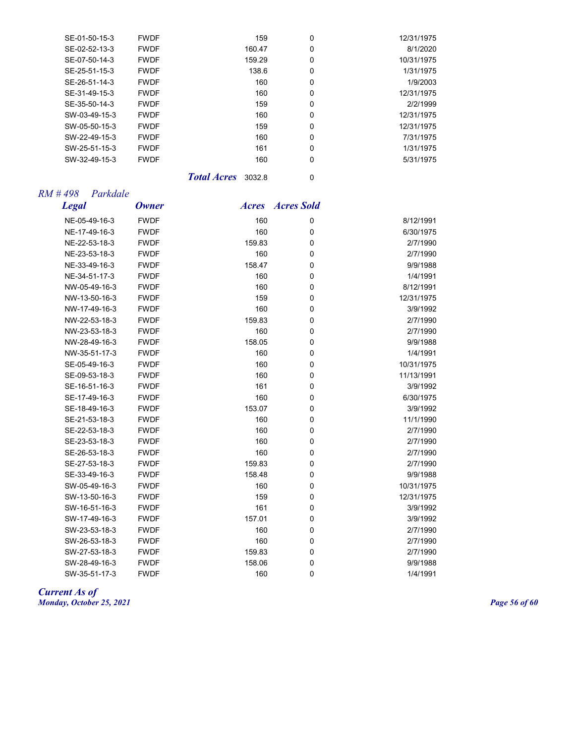| Legal | Owner | Acres | Acres Sold | |
|---|---|---|---|---|
| SE-01-50-15-3 | FWDF | 159 | 0 | 12/31/1975 |
| SE-02-52-13-3 | FWDF | 160.47 | 0 | 8/1/2020 |
| SE-07-50-14-3 | FWDF | 159.29 | 0 | 10/31/1975 |
| SE-25-51-15-3 | FWDF | 138.6 | 0 | 1/31/1975 |
| SE-26-51-14-3 | FWDF | 160 | 0 | 1/9/2003 |
| SE-31-49-15-3 | FWDF | 160 | 0 | 12/31/1975 |
| SE-35-50-14-3 | FWDF | 159 | 0 | 2/2/1999 |
| SW-03-49-15-3 | FWDF | 160 | 0 | 12/31/1975 |
| SW-05-50-15-3 | FWDF | 159 | 0 | 12/31/1975 |
| SW-22-49-15-3 | FWDF | 160 | 0 | 7/31/1975 |
| SW-25-51-15-3 | FWDF | 161 | 0 | 1/31/1975 |
| SW-32-49-15-3 | FWDF | 160 | 0 | 5/31/1975 |
| | ***Total Acres*** | 3032.8 | 0 | |

## *RM # 498 Parkdale*

| *Legal* | *Owner* | *Acres* | *Acres Sold* | |
|---|---|---|---|---|
| NE-05-49-16-3 | FWDF | 160 | 0 | 8/12/1991 |
| NE-17-49-16-3 | FWDF | 160 | 0 | 6/30/1975 |
| NE-22-53-18-3 | FWDF | 159.83 | 0 | 2/7/1990 |
| NE-23-53-18-3 | FWDF | 160 | 0 | 2/7/1990 |
| NE-33-49-16-3 | FWDF | 158.47 | 0 | 9/9/1988 |
| NE-34-51-17-3 | FWDF | 160 | 0 | 1/4/1991 |
| NW-05-49-16-3 | FWDF | 160 | 0 | 8/12/1991 |
| NW-13-50-16-3 | FWDF | 159 | 0 | 12/31/1975 |
| NW-17-49-16-3 | FWDF | 160 | 0 | 3/9/1992 |
| NW-22-53-18-3 | FWDF | 159.83 | 0 | 2/7/1990 |
| NW-23-53-18-3 | FWDF | 160 | 0 | 2/7/1990 |
| NW-28-49-16-3 | FWDF | 158.05 | 0 | 9/9/1988 |
| NW-35-51-17-3 | FWDF | 160 | 0 | 1/4/1991 |
| SE-05-49-16-3 | FWDF | 160 | 0 | 10/31/1975 |
| SE-09-53-18-3 | FWDF | 160 | 0 | 11/13/1991 |
| SE-16-51-16-3 | FWDF | 161 | 0 | 3/9/1992 |
| SE-17-49-16-3 | FWDF | 160 | 0 | 6/30/1975 |
| SE-18-49-16-3 | FWDF | 153.07 | 0 | 3/9/1992 |
| SE-21-53-18-3 | FWDF | 160 | 0 | 11/1/1990 |
| SE-22-53-18-3 | FWDF | 160 | 0 | 2/7/1990 |
| SE-23-53-18-3 | FWDF | 160 | 0 | 2/7/1990 |
| SE-26-53-18-3 | FWDF | 160 | 0 | 2/7/1990 |
| SE-27-53-18-3 | FWDF | 159.83 | 0 | 2/7/1990 |
| SE-33-49-16-3 | FWDF | 158.48 | 0 | 9/9/1988 |
| SW-05-49-16-3 | FWDF | 160 | 0 | 10/31/1975 |
| SW-13-50-16-3 | FWDF | 159 | 0 | 12/31/1975 |
| SW-16-51-16-3 | FWDF | 161 | 0 | 3/9/1992 |
| SW-17-49-16-3 | FWDF | 157.01 | 0 | 3/9/1992 |
| SW-23-53-18-3 | FWDF | 160 | 0 | 2/7/1990 |
| SW-26-53-18-3 | FWDF | 160 | 0 | 2/7/1990 |
| SW-27-53-18-3 | FWDF | 159.83 | 0 | 2/7/1990 |
| SW-28-49-16-3 | FWDF | 158.06 | 0 | 9/9/1988 |
| SW-35-51-17-3 | FWDF | 160 | 0 | 1/4/1991 |

***Current As of***
***Monday, October 25, 2021***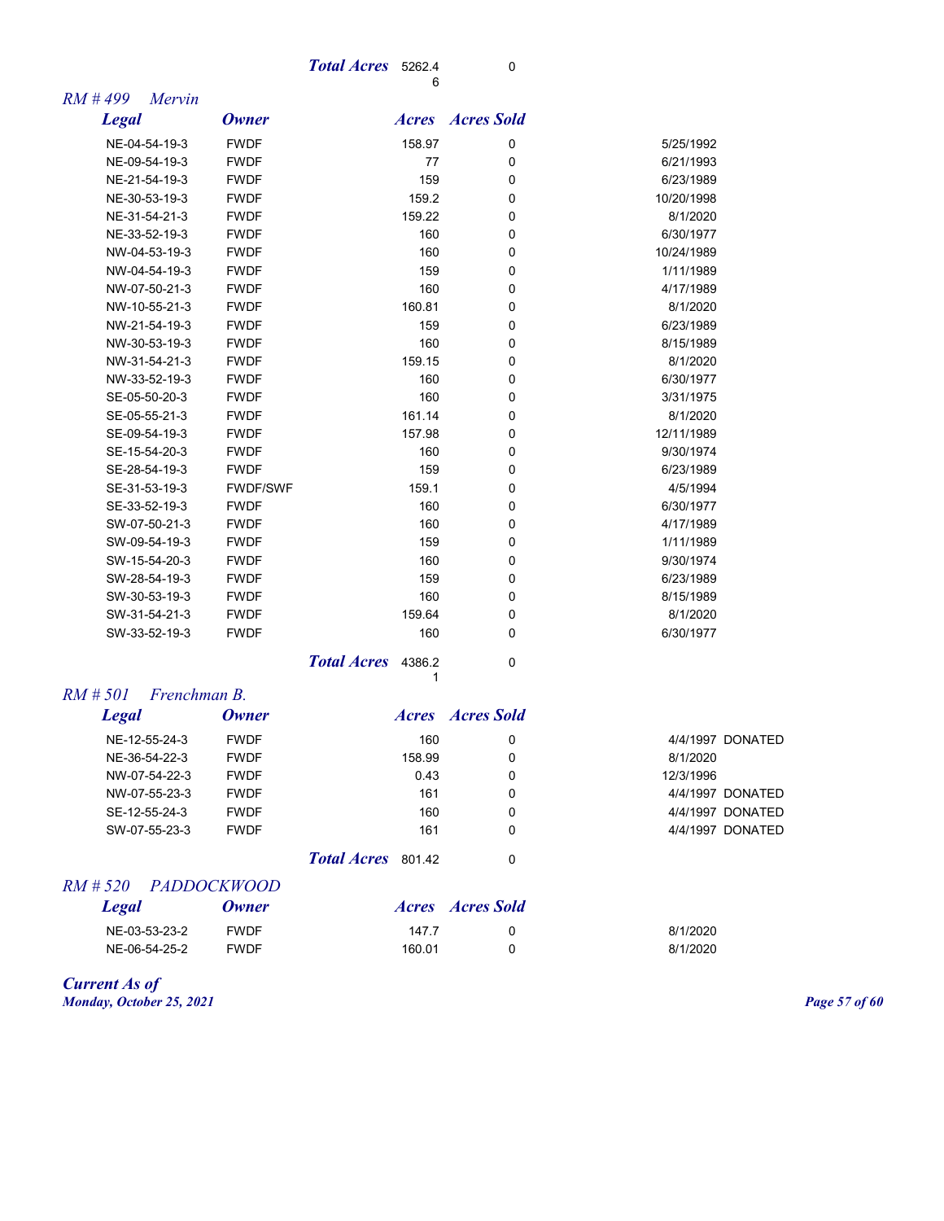**Total Acres** 5262.46 | 0

## RM # 499 Mervin

| Legal | Owner | Acres | Acres Sold | | |
|---|---|---|---|---|---|
| NE-04-54-19-3 | FWDF | 158.97 | 0 | 5/25/1992 | |
| NE-09-54-19-3 | FWDF | 77 | 0 | 6/21/1993 | |
| NE-21-54-19-3 | FWDF | 159 | 0 | 6/23/1989 | |
| NE-30-53-19-3 | FWDF | 159.2 | 0 | 10/20/1998 | |
| NE-31-54-21-3 | FWDF | 159.22 | 0 | 8/1/2020 | |
| NE-33-52-19-3 | FWDF | 160 | 0 | 6/30/1977 | |
| NW-04-53-19-3 | FWDF | 160 | 0 | 10/24/1989 | |
| NW-04-54-19-3 | FWDF | 159 | 0 | 1/11/1989 | |
| NW-07-50-21-3 | FWDF | 160 | 0 | 4/17/1989 | |
| NW-10-55-21-3 | FWDF | 160.81 | 0 | 8/1/2020 | |
| NW-21-54-19-3 | FWDF | 159 | 0 | 6/23/1989 | |
| NW-30-53-19-3 | FWDF | 160 | 0 | 8/15/1989 | |
| NW-31-54-21-3 | FWDF | 159.15 | 0 | 8/1/2020 | |
| NW-33-52-19-3 | FWDF | 160 | 0 | 6/30/1977 | |
| SE-05-50-20-3 | FWDF | 160 | 0 | 3/31/1975 | |
| SE-05-55-21-3 | FWDF | 161.14 | 0 | 8/1/2020 | |
| SE-09-54-19-3 | FWDF | 157.98 | 0 | 12/11/1989 | |
| SE-15-54-20-3 | FWDF | 160 | 0 | 9/30/1974 | |
| SE-28-54-19-3 | FWDF | 159 | 0 | 6/23/1989 | |
| SE-31-53-19-3 | FWDF/SWF | 159.1 | 0 | 4/5/1994 | |
| SE-33-52-19-3 | FWDF | 160 | 0 | 6/30/1977 | |
| SW-07-50-21-3 | FWDF | 160 | 0 | 4/17/1989 | |
| SW-09-54-19-3 | FWDF | 159 | 0 | 1/11/1989 | |
| SW-15-54-20-3 | FWDF | 160 | 0 | 9/30/1974 | |
| SW-28-54-19-3 | FWDF | 159 | 0 | 6/23/1989 | |
| SW-30-53-19-3 | FWDF | 160 | 0 | 8/15/1989 | |
| SW-31-54-21-3 | FWDF | 159.64 | 0 | 8/1/2020 | |
| SW-33-52-19-3 | FWDF | 160 | 0 | 6/30/1977 | |
| | **Total Acres** | 4386.21 | 0 | | |

## RM # 501 Frenchman B.

| Legal | Owner | Acres | Acres Sold | | |
|---|---|---|---|---|---|
| NE-12-55-24-3 | FWDF | 160 | 0 | 4/4/1997 | DONATED |
| NE-36-54-22-3 | FWDF | 158.99 | 0 | 8/1/2020 | |
| NW-07-54-22-3 | FWDF | 0.43 | 0 | 12/3/1996 | |
| NW-07-55-23-3 | FWDF | 161 | 0 | 4/4/1997 | DONATED |
| SE-12-55-24-3 | FWDF | 160 | 0 | 4/4/1997 | DONATED |
| SW-07-55-23-3 | FWDF | 161 | 0 | 4/4/1997 | DONATED |
| | **Total Acres** | 801.42 | 0 | | |

## RM # 520 PADDOCKWOOD

| Legal | Owner | Acres | Acres Sold | | |
|---|---|---|---|---|---|
| NE-03-53-23-2 | FWDF | 147.7 | 0 | 8/1/2020 | |
| NE-06-54-25-2 | FWDF | 160.01 | 0 | 8/1/2020 | |

*Current As of*
*Monday, October 25, 2021*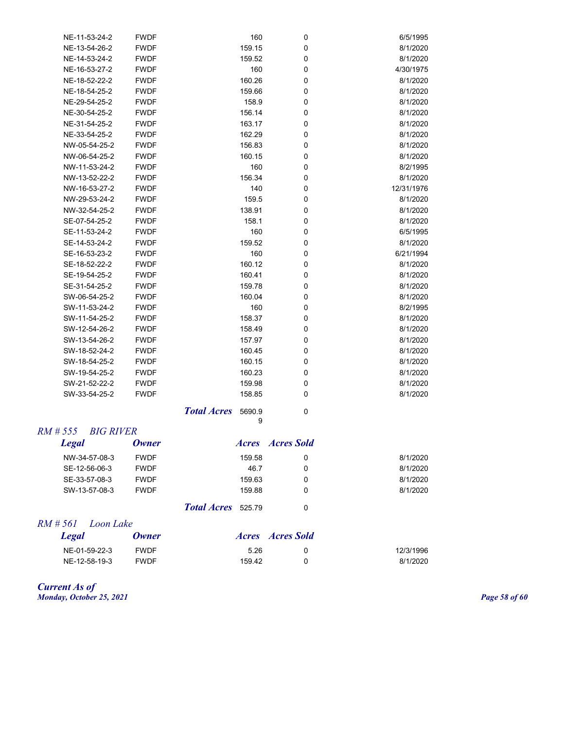| Legal | Owner | Acres | Acres Sold | |
|---|---|---|---|---|
| NE-11-53-24-2 | FWDF | 160 | 0 | 6/5/1995 |
| NE-13-54-26-2 | FWDF | 159.15 | 0 | 8/1/2020 |
| NE-14-53-24-2 | FWDF | 159.52 | 0 | 8/1/2020 |
| NE-16-53-27-2 | FWDF | 160 | 0 | 4/30/1975 |
| NE-18-52-22-2 | FWDF | 160.26 | 0 | 8/1/2020 |
| NE-18-54-25-2 | FWDF | 159.66 | 0 | 8/1/2020 |
| NE-29-54-25-2 | FWDF | 158.9 | 0 | 8/1/2020 |
| NE-30-54-25-2 | FWDF | 156.14 | 0 | 8/1/2020 |
| NE-31-54-25-2 | FWDF | 163.17 | 0 | 8/1/2020 |
| NE-33-54-25-2 | FWDF | 162.29 | 0 | 8/1/2020 |
| NW-05-54-25-2 | FWDF | 156.83 | 0 | 8/1/2020 |
| NW-06-54-25-2 | FWDF | 160.15 | 0 | 8/1/2020 |
| NW-11-53-24-2 | FWDF | 160 | 0 | 8/2/1995 |
| NW-13-52-22-2 | FWDF | 156.34 | 0 | 8/1/2020 |
| NW-16-53-27-2 | FWDF | 140 | 0 | 12/31/1976 |
| NW-29-53-24-2 | FWDF | 159.5 | 0 | 8/1/2020 |
| NW-32-54-25-2 | FWDF | 138.91 | 0 | 8/1/2020 |
| SE-07-54-25-2 | FWDF | 158.1 | 0 | 8/1/2020 |
| SE-11-53-24-2 | FWDF | 160 | 0 | 6/5/1995 |
| SE-14-53-24-2 | FWDF | 159.52 | 0 | 8/1/2020 |
| SE-16-53-23-2 | FWDF | 160 | 0 | 6/21/1994 |
| SE-18-52-22-2 | FWDF | 160.12 | 0 | 8/1/2020 |
| SE-19-54-25-2 | FWDF | 160.41 | 0 | 8/1/2020 |
| SE-31-54-25-2 | FWDF | 159.78 | 0 | 8/1/2020 |
| SW-06-54-25-2 | FWDF | 160.04 | 0 | 8/1/2020 |
| SW-11-53-24-2 | FWDF | 160 | 0 | 8/2/1995 |
| SW-11-54-25-2 | FWDF | 158.37 | 0 | 8/1/2020 |
| SW-12-54-26-2 | FWDF | 158.49 | 0 | 8/1/2020 |
| SW-13-54-26-2 | FWDF | 157.97 | 0 | 8/1/2020 |
| SW-18-52-24-2 | FWDF | 160.45 | 0 | 8/1/2020 |
| SW-18-54-25-2 | FWDF | 160.15 | 0 | 8/1/2020 |
| SW-19-54-25-2 | FWDF | 160.23 | 0 | 8/1/2020 |
| SW-21-52-22-2 | FWDF | 159.98 | 0 | 8/1/2020 |
| SW-33-54-25-2 | FWDF | 158.85 | 0 | 8/1/2020 |
| | ***Total Acres*** | 5690.99 | 0 | |

## *RM # 555 BIG RIVER*

| *Legal* | *Owner* | *Acres* | *Acres Sold* | |
|---|---|---|---|---|
| NW-34-57-08-3 | FWDF | 159.58 | 0 | 8/1/2020 |
| SE-12-56-06-3 | FWDF | 46.7 | 0 | 8/1/2020 |
| SE-33-57-08-3 | FWDF | 159.63 | 0 | 8/1/2020 |
| SW-13-57-08-3 | FWDF | 159.88 | 0 | 8/1/2020 |
| | ***Total Acres*** | 525.79 | 0 | |

## *RM # 561 Loon Lake*

| *Legal* | *Owner* | *Acres* | *Acres Sold* | |
|---|---|---|---|---|
| NE-01-59-22-3 | FWDF | 5.26 | 0 | 12/3/1996 |
| NE-12-58-19-3 | FWDF | 159.42 | 0 | 8/1/2020 |

***Current As of***
***Monday, October 25, 2021***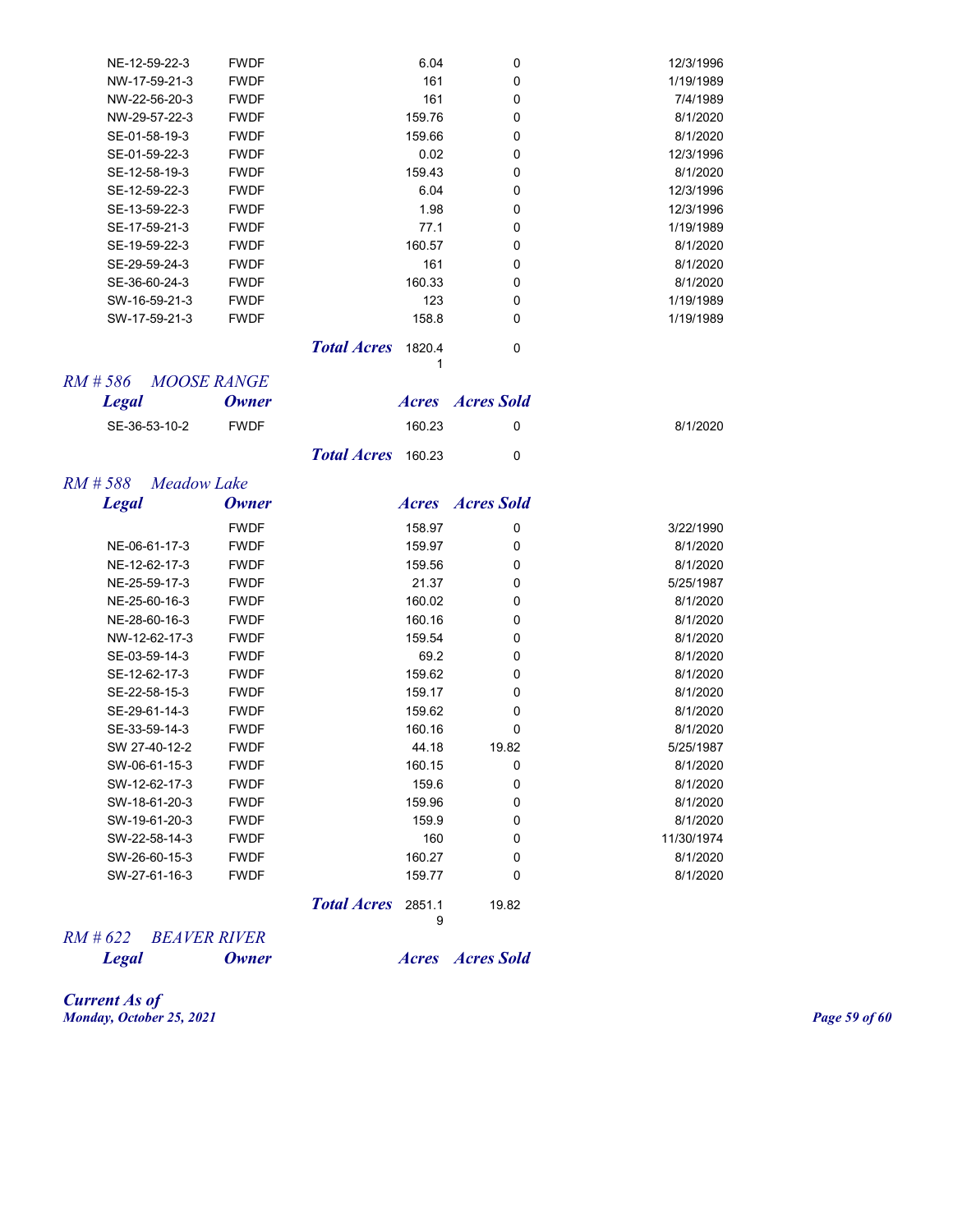| Legal | Owner | Acres | Acres Sold | |
|---|---|---|---|---|
| NE-12-59-22-3 | FWDF | 6.04 | 0 | 12/3/1996 |
| NW-17-59-21-3 | FWDF | 161 | 0 | 1/19/1989 |
| NW-22-56-20-3 | FWDF | 161 | 0 | 7/4/1989 |
| NW-29-57-22-3 | FWDF | 159.76 | 0 | 8/1/2020 |
| SE-01-58-19-3 | FWDF | 159.66 | 0 | 8/1/2020 |
| SE-01-59-22-3 | FWDF | 0.02 | 0 | 12/3/1996 |
| SE-12-58-19-3 | FWDF | 159.43 | 0 | 8/1/2020 |
| SE-12-59-22-3 | FWDF | 6.04 | 0 | 12/3/1996 |
| SE-13-59-22-3 | FWDF | 1.98 | 0 | 12/3/1996 |
| SE-17-59-21-3 | FWDF | 77.1 | 0 | 1/19/1989 |
| SE-19-59-22-3 | FWDF | 160.57 | 0 | 8/1/2020 |
| SE-29-59-24-3 | FWDF | 161 | 0 | 8/1/2020 |
| SE-36-60-24-3 | FWDF | 160.33 | 0 | 8/1/2020 |
| SW-16-59-21-3 | FWDF | 123 | 0 | 1/19/1989 |
| SW-17-59-21-3 | FWDF | 158.8 | 0 | 1/19/1989 |
| | ***Total Acres*** | 1820.41 | 0 | |

*RM # 586 MOOSE RANGE*

| ***Legal*** | ***Owner*** | ***Acres*** | ***Acres Sold*** | |
|---|---|---|---|---|
| SE-36-53-10-2 | FWDF | 160.23 | 0 | 8/1/2020 |
| | ***Total Acres*** | 160.23 | 0 | |

*RM # 588 Meadow Lake*

| ***Legal*** | ***Owner*** | ***Acres*** | ***Acres Sold*** | |
|---|---|---|---|---|
| | FWDF | 158.97 | 0 | 3/22/1990 |
| NE-06-61-17-3 | FWDF | 159.97 | 0 | 8/1/2020 |
| NE-12-62-17-3 | FWDF | 159.56 | 0 | 8/1/2020 |
| NE-25-59-17-3 | FWDF | 21.37 | 0 | 5/25/1987 |
| NE-25-60-16-3 | FWDF | 160.02 | 0 | 8/1/2020 |
| NE-28-60-16-3 | FWDF | 160.16 | 0 | 8/1/2020 |
| NW-12-62-17-3 | FWDF | 159.54 | 0 | 8/1/2020 |
| SE-03-59-14-3 | FWDF | 69.2 | 0 | 8/1/2020 |
| SE-12-62-17-3 | FWDF | 159.62 | 0 | 8/1/2020 |
| SE-22-58-15-3 | FWDF | 159.17 | 0 | 8/1/2020 |
| SE-29-61-14-3 | FWDF | 159.62 | 0 | 8/1/2020 |
| SE-33-59-14-3 | FWDF | 160.16 | 0 | 8/1/2020 |
| SW 27-40-12-2 | FWDF | 44.18 | 19.82 | 5/25/1987 |
| SW-06-61-15-3 | FWDF | 160.15 | 0 | 8/1/2020 |
| SW-12-62-17-3 | FWDF | 159.6 | 0 | 8/1/2020 |
| SW-18-61-20-3 | FWDF | 159.96 | 0 | 8/1/2020 |
| SW-19-61-20-3 | FWDF | 159.9 | 0 | 8/1/2020 |
| SW-22-58-14-3 | FWDF | 160 | 0 | 11/30/1974 |
| SW-26-60-15-3 | FWDF | 160.27 | 0 | 8/1/2020 |
| SW-27-61-16-3 | FWDF | 159.77 | 0 | 8/1/2020 |
| | ***Total Acres*** | 2851.19 | 19.82 | |

*RM # 622 BEAVER RIVER*

| ***Legal*** | ***Owner*** | ***Acres*** | ***Acres Sold*** |
|---|---|---|---|

***Current As of***
***Monday, October 25, 2021***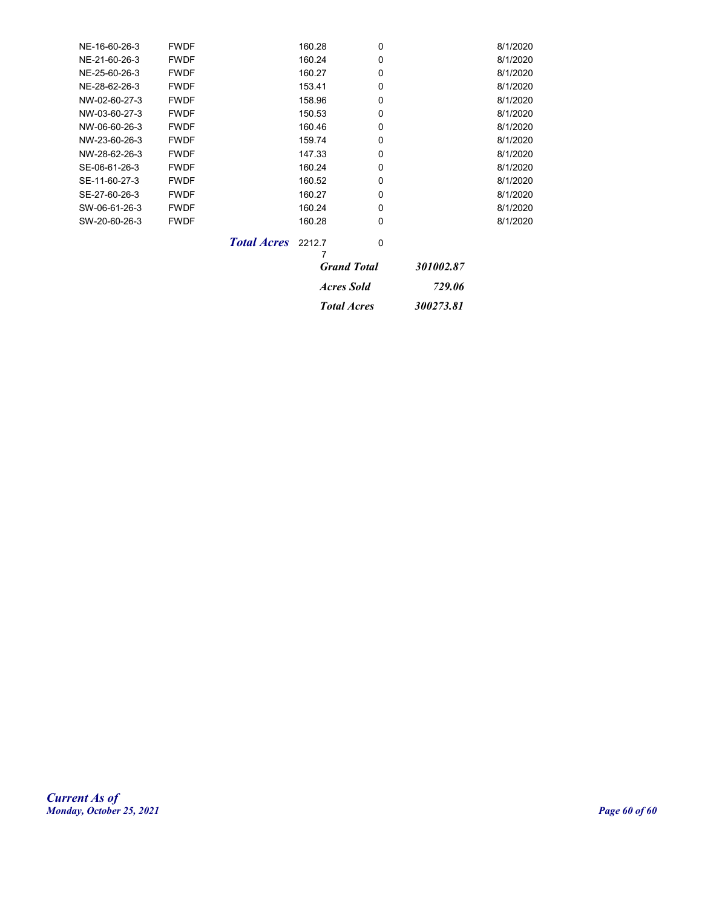| | | | | | | |
|---|---|---|---|---|---|---|
| NE-16-60-26-3 | FWDF | | 160.28 | 0 | | 8/1/2020 |
| NE-21-60-26-3 | FWDF | | 160.24 | 0 | | 8/1/2020 |
| NE-25-60-26-3 | FWDF | | 160.27 | 0 | | 8/1/2020 |
| NE-28-62-26-3 | FWDF | | 153.41 | 0 | | 8/1/2020 |
| NW-02-60-27-3 | FWDF | | 158.96 | 0 | | 8/1/2020 |
| NW-03-60-27-3 | FWDF | | 150.53 | 0 | | 8/1/2020 |
| NW-06-60-26-3 | FWDF | | 160.46 | 0 | | 8/1/2020 |
| NW-23-60-26-3 | FWDF | | 159.74 | 0 | | 8/1/2020 |
| NW-28-62-26-3 | FWDF | | 147.33 | 0 | | 8/1/2020 |
| SE-06-61-26-3 | FWDF | | 160.24 | 0 | | 8/1/2020 |
| SE-11-60-27-3 | FWDF | | 160.52 | 0 | | 8/1/2020 |
| SE-27-60-26-3 | FWDF | | 160.27 | 0 | | 8/1/2020 |
| SW-06-61-26-3 | FWDF | | 160.24 | 0 | | 8/1/2020 |
| SW-20-60-26-3 | FWDF | | 160.28 | 0 | | 8/1/2020 |
| | | ***Total Acres*** | 2212.77 | 0 | | |

| | |
|---|---|
| ***Grand Total*** | ***301002.87*** |
| ***Acres Sold*** | ***729.06*** |
| ***Total Acres*** | ***300273.81*** |

***Current As of***
***Monday, October 25, 2021***